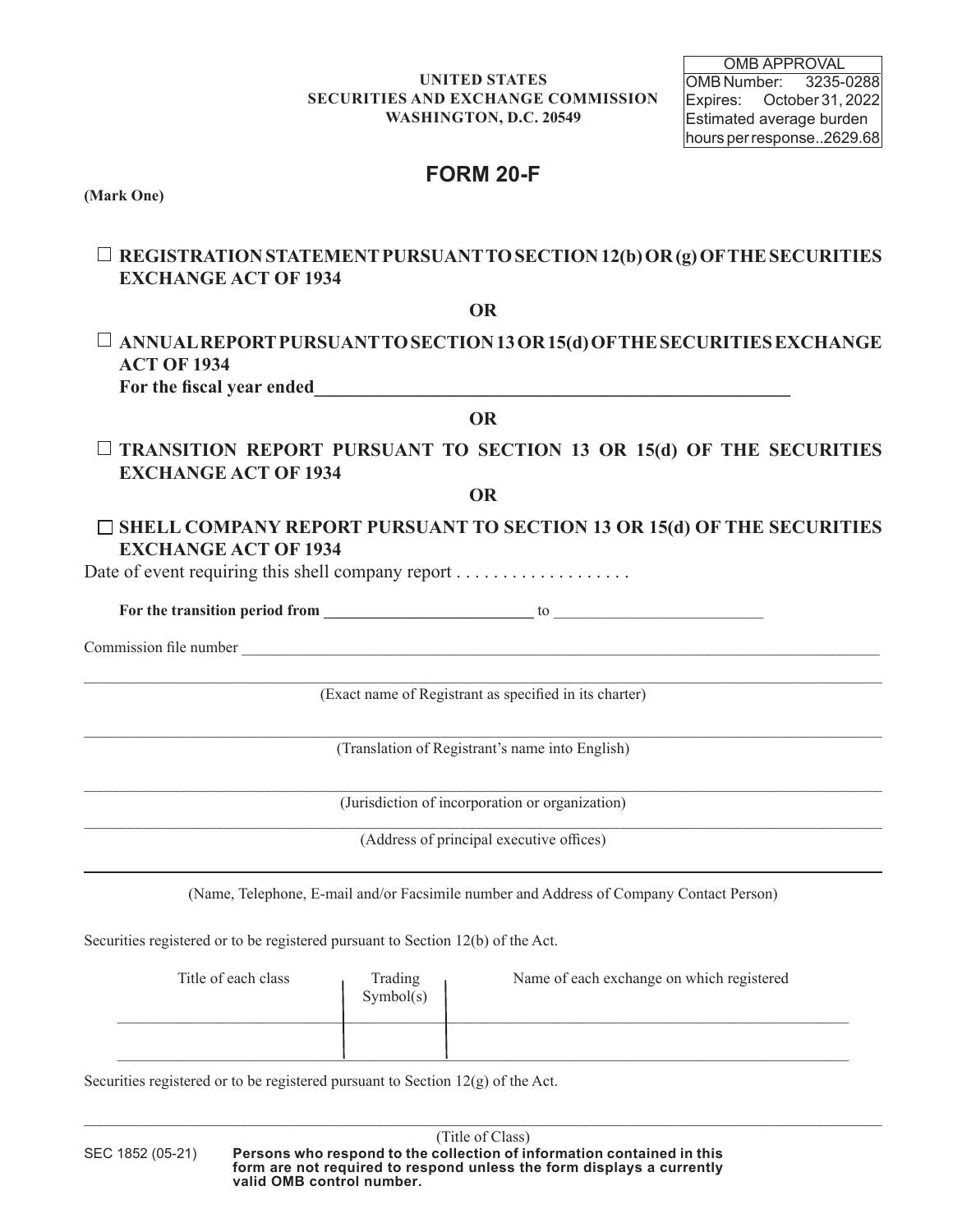**UNITED STATES**
**SECURITIES AND EXCHANGE COMMISSION**
**WASHINGTON, D.C. 20549**

| OMB APPROVAL | |
|---|---|
| OMB Number: | 3235-0288 |
| Expires: | October 31, 2022 |
| Estimated average burden hours per response | 2629.68 |

# FORM 20-F

**(Mark One)**

☐ **REGISTRATION STATEMENT PURSUANT TO SECTION 12(b) OR (g) OF THE SECURITIES EXCHANGE ACT OF 1934**

**OR**

☐ **ANNUAL REPORT PURSUANT TO SECTION 13 OR 15(d) OF THE SECURITIES EXCHANGE ACT OF 1934**
**For the fiscal year ended\_\_\_\_\_\_\_\_\_\_\_\_\_\_\_\_\_\_\_\_\_\_\_\_\_\_\_\_\_\_\_\_\_\_\_\_\_\_\_\_\_\_\_\_\_\_\_\_\_\_\_\_**

**OR**

☐ **TRANSITION REPORT PURSUANT TO SECTION 13 OR 15(d) OF THE SECURITIES EXCHANGE ACT OF 1934**

**OR**

☐ **SHELL COMPANY REPORT PURSUANT TO SECTION 13 OR 15(d) OF THE SECURITIES EXCHANGE ACT OF 1934**

Date of event requiring this shell company report . . . . . . . . . . . . . . . . . . .

**For the transition period from \_\_\_\_\_\_\_\_\_\_\_\_\_\_\_\_\_\_\_\_\_\_\_\_\_\_** to \_\_\_\_\_\_\_\_\_\_\_\_\_\_\_\_\_\_\_\_\_\_\_\_\_\_

Commission file number \_\_\_\_\_\_\_\_\_\_\_\_\_\_\_\_\_\_\_\_\_\_\_\_\_\_\_\_\_\_\_\_\_\_\_\_\_\_\_\_\_\_\_\_\_\_\_\_\_\_\_\_\_\_\_\_\_\_\_\_\_\_\_\_

\_\_\_\_\_\_\_\_\_\_\_\_\_\_\_\_\_\_\_\_\_\_\_\_\_\_\_\_\_\_\_\_\_\_\_\_\_\_\_\_\_\_\_\_\_\_\_\_\_\_\_\_\_\_\_\_\_\_\_\_\_\_\_\_\_\_\_\_\_\_\_\_\_\_\_\_\_\_\_\_\_\_\_\_\_\_
(Exact name of Registrant as specified in its charter)

\_\_\_\_\_\_\_\_\_\_\_\_\_\_\_\_\_\_\_\_\_\_\_\_\_\_\_\_\_\_\_\_\_\_\_\_\_\_\_\_\_\_\_\_\_\_\_\_\_\_\_\_\_\_\_\_\_\_\_\_\_\_\_\_\_\_\_\_\_\_\_\_\_\_\_\_\_\_\_\_\_\_\_\_\_\_
(Translation of Registrant's name into English)

\_\_\_\_\_\_\_\_\_\_\_\_\_\_\_\_\_\_\_\_\_\_\_\_\_\_\_\_\_\_\_\_\_\_\_\_\_\_\_\_\_\_\_\_\_\_\_\_\_\_\_\_\_\_\_\_\_\_\_\_\_\_\_\_\_\_\_\_\_\_\_\_\_\_\_\_\_\_\_\_\_\_\_\_\_\_
(Jurisdiction of incorporation or organization)

\_\_\_\_\_\_\_\_\_\_\_\_\_\_\_\_\_\_\_\_\_\_\_\_\_\_\_\_\_\_\_\_\_\_\_\_\_\_\_\_\_\_\_\_\_\_\_\_\_\_\_\_\_\_\_\_\_\_\_\_\_\_\_\_\_\_\_\_\_\_\_\_\_\_\_\_\_\_\_\_\_\_\_\_\_\_
(Address of principal executive offices)

\_\_\_\_\_\_\_\_\_\_\_\_\_\_\_\_\_\_\_\_\_\_\_\_\_\_\_\_\_\_\_\_\_\_\_\_\_\_\_\_\_\_\_\_\_\_\_\_\_\_\_\_\_\_\_\_\_\_\_\_\_\_\_\_\_\_\_\_\_\_\_\_\_\_\_\_\_\_\_\_\_\_\_\_\_\_
(Name, Telephone, E-mail and/or Facsimile number and Address of Company Contact Person)

Securities registered or to be registered pursuant to Section 12(b) of the Act.

| Title of each class | Trading Symbol(s) | Name of each exchange on which registered |
|---|---|---|
| | | |
| | | |

Securities registered or to be registered pursuant to Section 12(g) of the Act.

\_\_\_\_\_\_\_\_\_\_\_\_\_\_\_\_\_\_\_\_\_\_\_\_\_\_\_\_\_\_\_\_\_\_\_\_\_\_\_\_\_\_\_\_\_\_\_\_\_\_\_\_\_\_\_\_\_\_\_\_\_\_\_\_\_\_\_\_\_\_\_\_\_\_\_\_\_\_\_\_\_\_\_\_\_\_
(Title of Class)

SEC 1852 (05-21) **Persons who respond to the collection of information contained in this form are not required to respond unless the form displays a currently valid OMB control number.**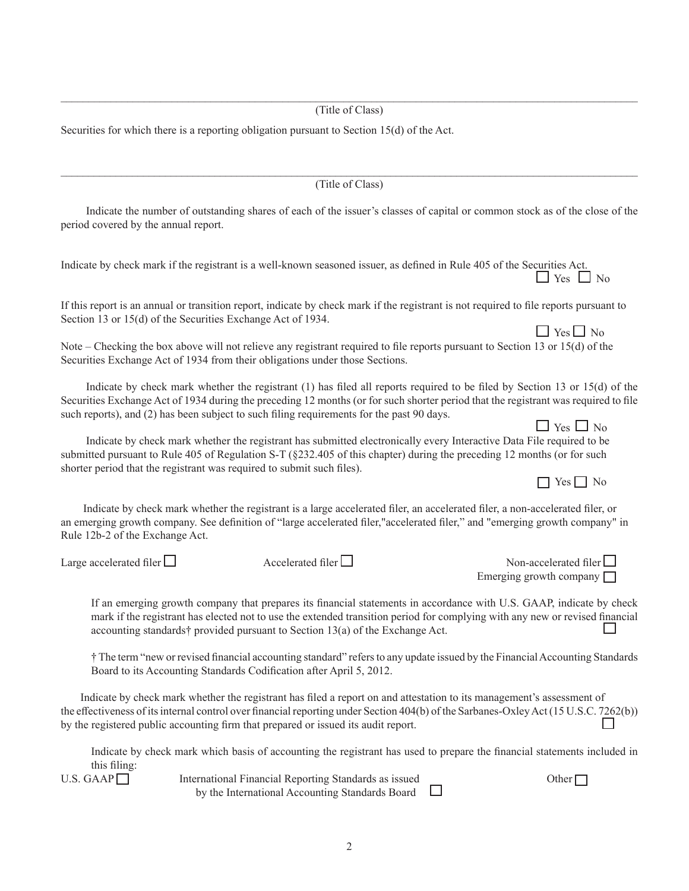\_\_\_\_\_\_\_\_\_\_\_\_\_\_\_\_\_\_\_\_\_\_\_\_\_\_\_\_\_\_\_\_\_\_\_\_\_\_\_\_\_\_\_\_\_\_\_\_\_\_\_\_\_\_

(Title of Class)

Securities for which there is a reporting obligation pursuant to Section 15(d) of the Act.

\_\_\_\_\_\_\_\_\_\_\_\_\_\_\_\_\_\_\_\_\_\_\_\_\_\_\_\_\_\_\_\_\_\_\_\_\_\_\_\_\_\_\_\_\_\_\_\_\_\_\_\_\_\_

(Title of Class)

Indicate the number of outstanding shares of each of the issuer's classes of capital or common stock as of the close of the period covered by the annual report.

Indicate by check mark if the registrant is a well-known seasoned issuer, as defined in Rule 405 of the Securities Act.

☐ Yes ☐ No

If this report is an annual or transition report, indicate by check mark if the registrant is not required to file reports pursuant to Section 13 or 15(d) of the Securities Exchange Act of 1934.

☐ Yes ☐ No

Note – Checking the box above will not relieve any registrant required to file reports pursuant to Section 13 or 15(d) of the Securities Exchange Act of 1934 from their obligations under those Sections.

Indicate by check mark whether the registrant (1) has filed all reports required to be filed by Section 13 or 15(d) of the Securities Exchange Act of 1934 during the preceding 12 months (or for such shorter period that the registrant was required to file such reports), and (2) has been subject to such filing requirements for the past 90 days.

☐ Yes ☐ No

Indicate by check mark whether the registrant has submitted electronically every Interactive Data File required to be submitted pursuant to Rule 405 of Regulation S-T (§232.405 of this chapter) during the preceding 12 months (or for such shorter period that the registrant was required to submit such files).

☐ Yes ☐ No

Indicate by check mark whether the registrant is a large accelerated filer, an accelerated filer, a non-accelerated filer, or an emerging growth company. See definition of "large accelerated filer,"accelerated filer," and "emerging growth company" in Rule 12b-2 of the Exchange Act.

Large accelerated filer ☐ Accelerated filer ☐ Non-accelerated filer ☐

Emerging growth company ☐

If an emerging growth company that prepares its financial statements in accordance with U.S. GAAP, indicate by check mark if the registrant has elected not to use the extended transition period for complying with any new or revised financial accounting standards† provided pursuant to Section 13(a) of the Exchange Act. ☐

† The term "new or revised financial accounting standard" refers to any update issued by the Financial Accounting Standards Board to its Accounting Standards Codification after April 5, 2012.

Indicate by check mark whether the registrant has filed a report on and attestation to its management's assessment of the effectiveness of its internal control over financial reporting under Section 404(b) of the Sarbanes-Oxley Act (15 U.S.C. 7262(b)) by the registered public accounting firm that prepared or issued its audit report. ☐

Indicate by check mark which basis of accounting the registrant has used to prepare the financial statements included in this filing:

U.S. GAAP ☐ International Financial Reporting Standards as issued by the International Accounting Standards Board ☐ Other ☐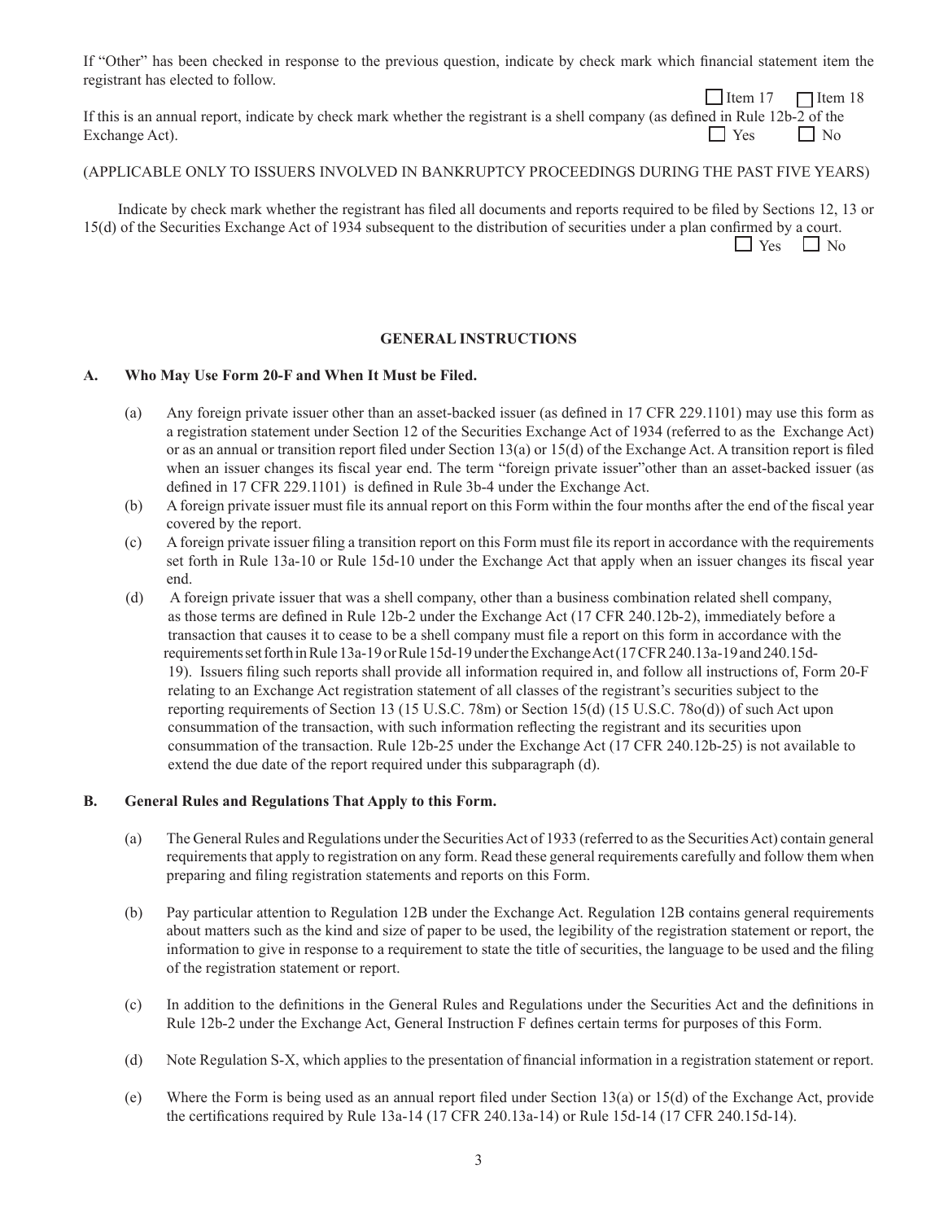If "Other" has been checked in response to the previous question, indicate by check mark which financial statement item the registrant has elected to follow.

☐ Item 17 ☐ Item 18

If this is an annual report, indicate by check mark whether the registrant is a shell company (as defined in Rule 12b-2 of the Exchange Act). ☐ Yes ☐ No

(APPLICABLE ONLY TO ISSUERS INVOLVED IN BANKRUPTCY PROCEEDINGS DURING THE PAST FIVE YEARS)

Indicate by check mark whether the registrant has filed all documents and reports required to be filed by Sections 12, 13 or 15(d) of the Securities Exchange Act of 1934 subsequent to the distribution of securities under a plan confirmed by a court.

☐ Yes ☐ No

## GENERAL INSTRUCTIONS

### A. Who May Use Form 20-F and When It Must be Filed.

(a) Any foreign private issuer other than an asset-backed issuer (as defined in 17 CFR 229.1101) may use this form as a registration statement under Section 12 of the Securities Exchange Act of 1934 (referred to as the Exchange Act) or as an annual or transition report filed under Section 13(a) or 15(d) of the Exchange Act. A transition report is filed when an issuer changes its fiscal year end. The term "foreign private issuer"other than an asset-backed issuer (as defined in 17 CFR 229.1101) is defined in Rule 3b-4 under the Exchange Act.

(b) A foreign private issuer must file its annual report on this Form within the four months after the end of the fiscal year covered by the report.

(c) A foreign private issuer filing a transition report on this Form must file its report in accordance with the requirements set forth in Rule 13a-10 or Rule 15d-10 under the Exchange Act that apply when an issuer changes its fiscal year end.

(d) A foreign private issuer that was a shell company, other than a business combination related shell company, as those terms are defined in Rule 12b-2 under the Exchange Act (17 CFR 240.12b-2), immediately before a transaction that causes it to cease to be a shell company must file a report on this form in accordance with the requirements set forth in Rule 13a-19 or Rule 15d-19 under the Exchange Act (17 CFR 240.13a-19 and 240.15d-19). Issuers filing such reports shall provide all information required in, and follow all instructions of, Form 20-F relating to an Exchange Act registration statement of all classes of the registrant's securities subject to the reporting requirements of Section 13 (15 U.S.C. 78m) or Section 15(d) (15 U.S.C. 78o(d)) of such Act upon consummation of the transaction, with such information reflecting the registrant and its securities upon consummation of the transaction. Rule 12b-25 under the Exchange Act (17 CFR 240.12b-25) is not available to extend the due date of the report required under this subparagraph (d).

### B. General Rules and Regulations That Apply to this Form.

(a) The General Rules and Regulations under the Securities Act of 1933 (referred to as the Securities Act) contain general requirements that apply to registration on any form. Read these general requirements carefully and follow them when preparing and filing registration statements and reports on this Form.

(b) Pay particular attention to Regulation 12B under the Exchange Act. Regulation 12B contains general requirements about matters such as the kind and size of paper to be used, the legibility of the registration statement or report, the information to give in response to a requirement to state the title of securities, the language to be used and the filing of the registration statement or report.

(c) In addition to the definitions in the General Rules and Regulations under the Securities Act and the definitions in Rule 12b-2 under the Exchange Act, General Instruction F defines certain terms for purposes of this Form.

(d) Note Regulation S-X, which applies to the presentation of financial information in a registration statement or report.

(e) Where the Form is being used as an annual report filed under Section 13(a) or 15(d) of the Exchange Act, provide the certifications required by Rule 13a-14 (17 CFR 240.13a-14) or Rule 15d-14 (17 CFR 240.15d-14).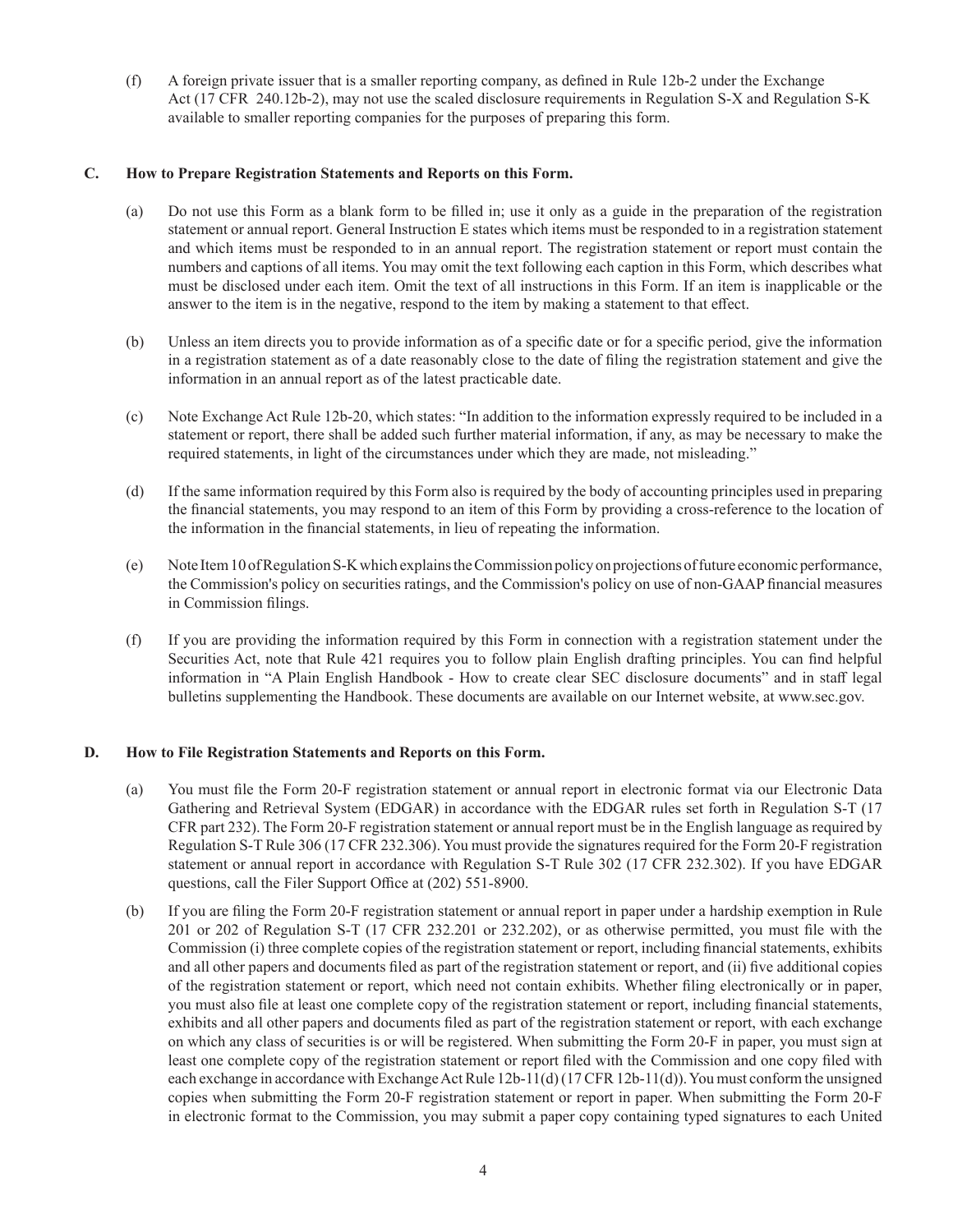(f) A foreign private issuer that is a smaller reporting company, as defined in Rule 12b-2 under the Exchange Act (17 CFR 240.12b-2), may not use the scaled disclosure requirements in Regulation S-X and Regulation S-K available to smaller reporting companies for the purposes of preparing this form.

### C. How to Prepare Registration Statements and Reports on this Form.

(a) Do not use this Form as a blank form to be filled in; use it only as a guide in the preparation of the registration statement or annual report. General Instruction E states which items must be responded to in a registration statement and which items must be responded to in an annual report. The registration statement or report must contain the numbers and captions of all items. You may omit the text following each caption in this Form, which describes what must be disclosed under each item. Omit the text of all instructions in this Form. If an item is inapplicable or the answer to the item is in the negative, respond to the item by making a statement to that effect.

(b) Unless an item directs you to provide information as of a specific date or for a specific period, give the information in a registration statement as of a date reasonably close to the date of filing the registration statement and give the information in an annual report as of the latest practicable date.

(c) Note Exchange Act Rule 12b-20, which states: "In addition to the information expressly required to be included in a statement or report, there shall be added such further material information, if any, as may be necessary to make the required statements, in light of the circumstances under which they are made, not misleading."

(d) If the same information required by this Form also is required by the body of accounting principles used in preparing the financial statements, you may respond to an item of this Form by providing a cross-reference to the location of the information in the financial statements, in lieu of repeating the information.

(e) Note Item 10 of Regulation S-K which explains the Commission policy on projections of future economic performance, the Commission's policy on securities ratings, and the Commission's policy on use of non-GAAP financial measures in Commission filings.

(f) If you are providing the information required by this Form in connection with a registration statement under the Securities Act, note that Rule 421 requires you to follow plain English drafting principles. You can find helpful information in "A Plain English Handbook - How to create clear SEC disclosure documents" and in staff legal bulletins supplementing the Handbook. These documents are available on our Internet website, at www.sec.gov.

### D. How to File Registration Statements and Reports on this Form.

(a) You must file the Form 20-F registration statement or annual report in electronic format via our Electronic Data Gathering and Retrieval System (EDGAR) in accordance with the EDGAR rules set forth in Regulation S-T (17 CFR part 232). The Form 20-F registration statement or annual report must be in the English language as required by Regulation S-T Rule 306 (17 CFR 232.306). You must provide the signatures required for the Form 20-F registration statement or annual report in accordance with Regulation S-T Rule 302 (17 CFR 232.302). If you have EDGAR questions, call the Filer Support Office at (202) 551-8900.

(b) If you are filing the Form 20-F registration statement or annual report in paper under a hardship exemption in Rule 201 or 202 of Regulation S-T (17 CFR 232.201 or 232.202), or as otherwise permitted, you must file with the Commission (i) three complete copies of the registration statement or report, including financial statements, exhibits and all other papers and documents filed as part of the registration statement or report, and (ii) five additional copies of the registration statement or report, which need not contain exhibits. Whether filing electronically or in paper, you must also file at least one complete copy of the registration statement or report, including financial statements, exhibits and all other papers and documents filed as part of the registration statement or report, with each exchange on which any class of securities is or will be registered. When submitting the Form 20-F in paper, you must sign at least one complete copy of the registration statement or report filed with the Commission and one copy filed with each exchange in accordance with Exchange Act Rule 12b-11(d) (17 CFR 12b-11(d)). You must conform the unsigned copies when submitting the Form 20-F registration statement or report in paper. When submitting the Form 20-F in electronic format to the Commission, you may submit a paper copy containing typed signatures to each United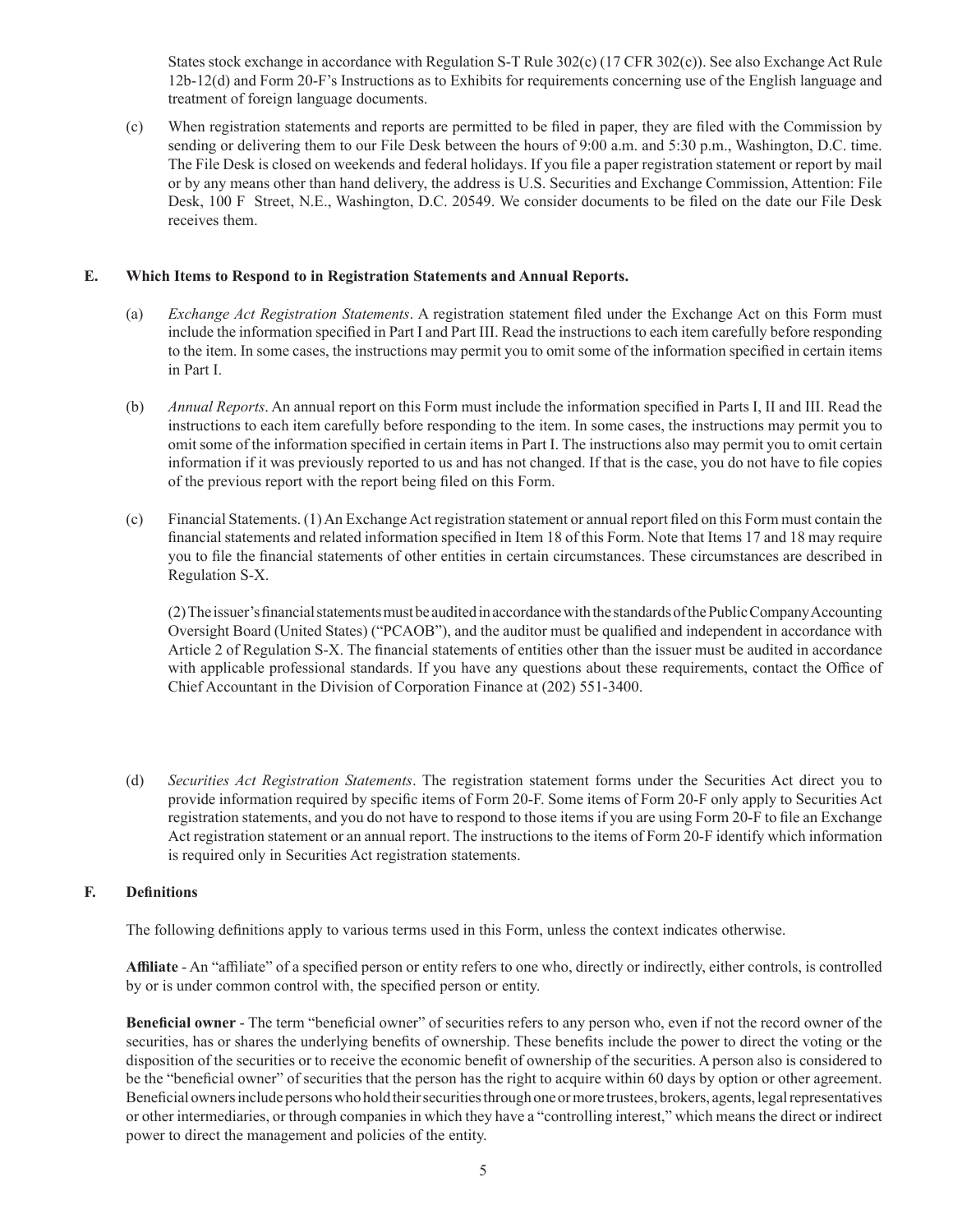States stock exchange in accordance with Regulation S-T Rule 302(c) (17 CFR 302(c)). See also Exchange Act Rule 12b-12(d) and Form 20-F's Instructions as to Exhibits for requirements concerning use of the English language and treatment of foreign language documents.

(c) When registration statements and reports are permitted to be filed in paper, they are filed with the Commission by sending or delivering them to our File Desk between the hours of 9:00 a.m. and 5:30 p.m., Washington, D.C. time. The File Desk is closed on weekends and federal holidays. If you file a paper registration statement or report by mail or by any means other than hand delivery, the address is U.S. Securities and Exchange Commission, Attention: File Desk, 100 F Street, N.E., Washington, D.C. 20549. We consider documents to be filed on the date our File Desk receives them.

## E. Which Items to Respond to in Registration Statements and Annual Reports.

(a) *Exchange Act Registration Statements*. A registration statement filed under the Exchange Act on this Form must include the information specified in Part I and Part III. Read the instructions to each item carefully before responding to the item. In some cases, the instructions may permit you to omit some of the information specified in certain items in Part I.

(b) *Annual Reports*. An annual report on this Form must include the information specified in Parts I, II and III. Read the instructions to each item carefully before responding to the item. In some cases, the instructions may permit you to omit some of the information specified in certain items in Part I. The instructions also may permit you to omit certain information if it was previously reported to us and has not changed. If that is the case, you do not have to file copies of the previous report with the report being filed on this Form.

(c) Financial Statements. (1) An Exchange Act registration statement or annual report filed on this Form must contain the financial statements and related information specified in Item 18 of this Form. Note that Items 17 and 18 may require you to file the financial statements of other entities in certain circumstances. These circumstances are described in Regulation S-X.

(2) The issuer's financial statements must be audited in accordance with the standards of the Public Company Accounting Oversight Board (United States) ("PCAOB"), and the auditor must be qualified and independent in accordance with Article 2 of Regulation S-X. The financial statements of entities other than the issuer must be audited in accordance with applicable professional standards. If you have any questions about these requirements, contact the Office of Chief Accountant in the Division of Corporation Finance at (202) 551-3400.

(d) *Securities Act Registration Statements*. The registration statement forms under the Securities Act direct you to provide information required by specific items of Form 20-F. Some items of Form 20-F only apply to Securities Act registration statements, and you do not have to respond to those items if you are using Form 20-F to file an Exchange Act registration statement or an annual report. The instructions to the items of Form 20-F identify which information is required only in Securities Act registration statements.

## F. Definitions

The following definitions apply to various terms used in this Form, unless the context indicates otherwise.

**Affiliate** - An "affiliate" of a specified person or entity refers to one who, directly or indirectly, either controls, is controlled by or is under common control with, the specified person or entity.

**Beneficial owner** - The term "beneficial owner" of securities refers to any person who, even if not the record owner of the securities, has or shares the underlying benefits of ownership. These benefits include the power to direct the voting or the disposition of the securities or to receive the economic benefit of ownership of the securities. A person also is considered to be the "beneficial owner" of securities that the person has the right to acquire within 60 days by option or other agreement. Beneficial owners include persons who hold their securities through one or more trustees, brokers, agents, legal representatives or other intermediaries, or through companies in which they have a "controlling interest," which means the direct or indirect power to direct the management and policies of the entity.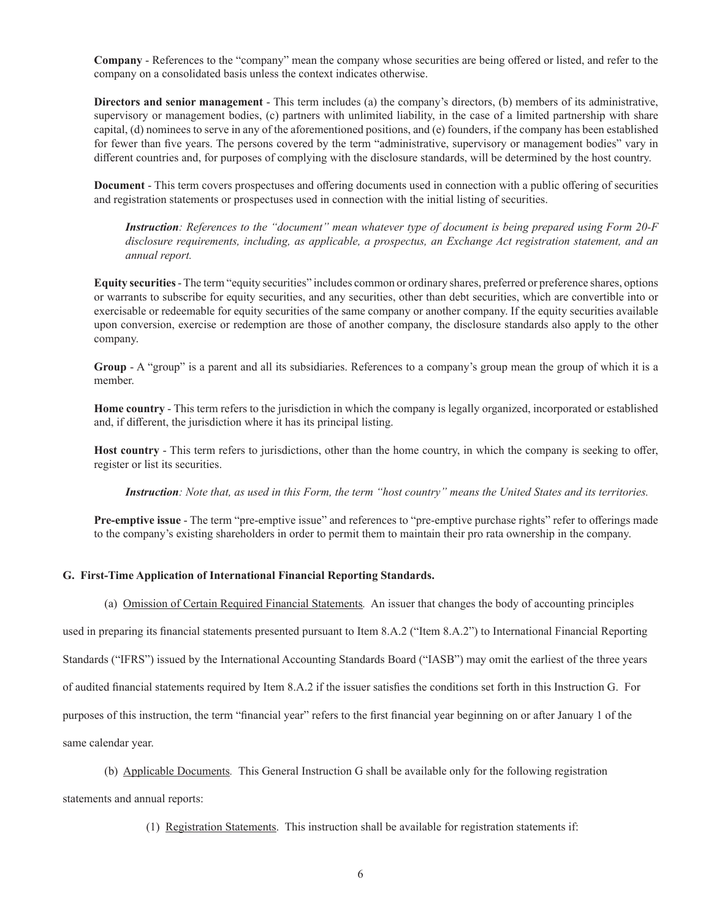**Company** - References to the "company" mean the company whose securities are being offered or listed, and refer to the company on a consolidated basis unless the context indicates otherwise.

**Directors and senior management** - This term includes (a) the company's directors, (b) members of its administrative, supervisory or management bodies, (c) partners with unlimited liability, in the case of a limited partnership with share capital, (d) nominees to serve in any of the aforementioned positions, and (e) founders, if the company has been established for fewer than five years. The persons covered by the term "administrative, supervisory or management bodies" vary in different countries and, for purposes of complying with the disclosure standards, will be determined by the host country.

**Document** - This term covers prospectuses and offering documents used in connection with a public offering of securities and registration statements or prospectuses used in connection with the initial listing of securities.

> ***Instruction****: References to the "document" mean whatever type of document is being prepared using Form 20-F disclosure requirements, including, as applicable, a prospectus, an Exchange Act registration statement, and an annual report.*

**Equity securities** - The term "equity securities" includes common or ordinary shares, preferred or preference shares, options or warrants to subscribe for equity securities, and any securities, other than debt securities, which are convertible into or exercisable or redeemable for equity securities of the same company or another company. If the equity securities available upon conversion, exercise or redemption are those of another company, the disclosure standards also apply to the other company.

**Group** - A "group" is a parent and all its subsidiaries. References to a company's group mean the group of which it is a member.

**Home country** - This term refers to the jurisdiction in which the company is legally organized, incorporated or established and, if different, the jurisdiction where it has its principal listing.

**Host country** - This term refers to jurisdictions, other than the home country, in which the company is seeking to offer, register or list its securities.

> ***Instruction****: Note that, as used in this Form, the term "host country" means the United States and its territories.*

**Pre-emptive issue** - The term "pre-emptive issue" and references to "pre-emptive purchase rights" refer to offerings made to the company's existing shareholders in order to permit them to maintain their pro rata ownership in the company.

## G. First-Time Application of International Financial Reporting Standards.

(a) Omission of Certain Required Financial Statements*.* An issuer that changes the body of accounting principles used in preparing its financial statements presented pursuant to Item 8.A.2 ("Item 8.A.2") to International Financial Reporting Standards ("IFRS") issued by the International Accounting Standards Board ("IASB") may omit the earliest of the three years of audited financial statements required by Item 8.A.2 if the issuer satisfies the conditions set forth in this Instruction G. For purposes of this instruction, the term "financial year" refers to the first financial year beginning on or after January 1 of the same calendar year.

(b) Applicable Documents*.* This General Instruction G shall be available only for the following registration statements and annual reports:

(1) Registration Statements. This instruction shall be available for registration statements if: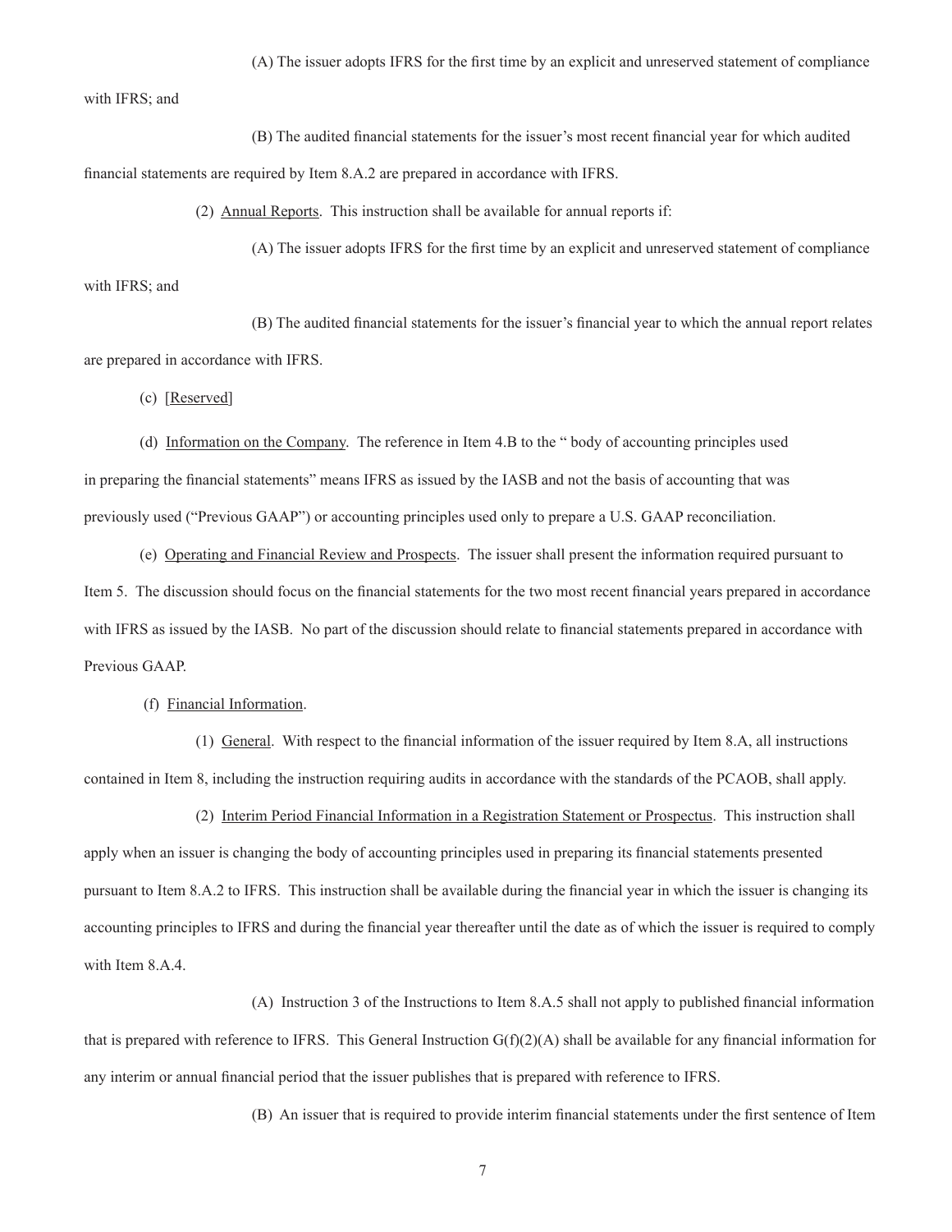(A) The issuer adopts IFRS for the first time by an explicit and unreserved statement of compliance with IFRS; and

(B) The audited financial statements for the issuer's most recent financial year for which audited financial statements are required by Item 8.A.2 are prepared in accordance with IFRS.

(2) Annual Reports. This instruction shall be available for annual reports if:

(A) The issuer adopts IFRS for the first time by an explicit and unreserved statement of compliance with IFRS; and

(B) The audited financial statements for the issuer's financial year to which the annual report relates are prepared in accordance with IFRS.

(c) [Reserved]

(d) Information on the Company. The reference in Item 4.B to the " body of accounting principles used in preparing the financial statements" means IFRS as issued by the IASB and not the basis of accounting that was previously used ("Previous GAAP") or accounting principles used only to prepare a U.S. GAAP reconciliation.

(e) Operating and Financial Review and Prospects. The issuer shall present the information required pursuant to Item 5. The discussion should focus on the financial statements for the two most recent financial years prepared in accordance with IFRS as issued by the IASB. No part of the discussion should relate to financial statements prepared in accordance with Previous GAAP.

(f) Financial Information.

(1) General. With respect to the financial information of the issuer required by Item 8.A, all instructions contained in Item 8, including the instruction requiring audits in accordance with the standards of the PCAOB, shall apply.

(2) Interim Period Financial Information in a Registration Statement or Prospectus. This instruction shall apply when an issuer is changing the body of accounting principles used in preparing its financial statements presented pursuant to Item 8.A.2 to IFRS. This instruction shall be available during the financial year in which the issuer is changing its accounting principles to IFRS and during the financial year thereafter until the date as of which the issuer is required to comply with Item 8.A.4.

(A) Instruction 3 of the Instructions to Item 8.A.5 shall not apply to published financial information that is prepared with reference to IFRS. This General Instruction G(f)(2)(A) shall be available for any financial information for any interim or annual financial period that the issuer publishes that is prepared with reference to IFRS.

(B) An issuer that is required to provide interim financial statements under the first sentence of Item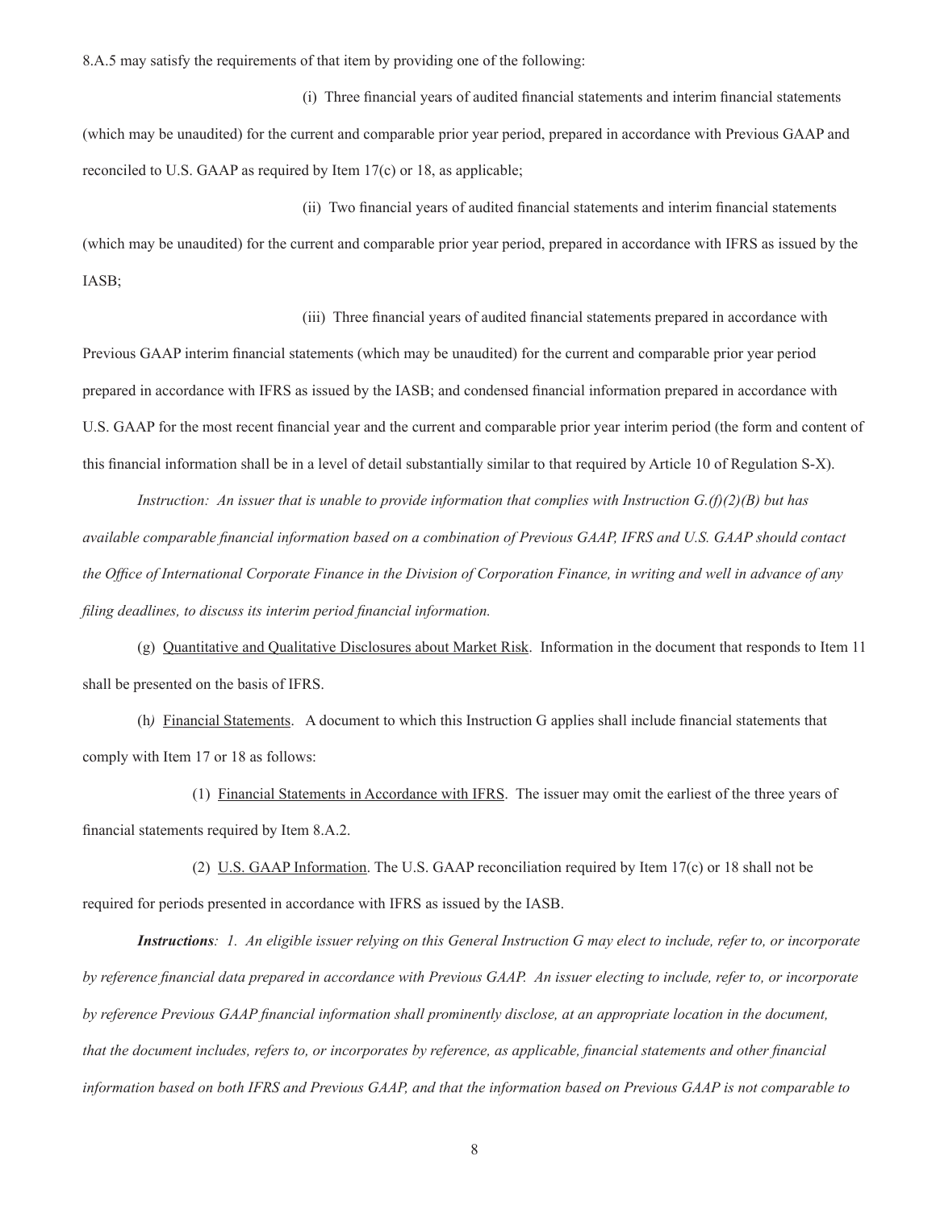8.A.5 may satisfy the requirements of that item by providing one of the following:

(i) Three financial years of audited financial statements and interim financial statements (which may be unaudited) for the current and comparable prior year period, prepared in accordance with Previous GAAP and reconciled to U.S. GAAP as required by Item 17(c) or 18, as applicable;

(ii) Two financial years of audited financial statements and interim financial statements (which may be unaudited) for the current and comparable prior year period, prepared in accordance with IFRS as issued by the IASB;

(iii) Three financial years of audited financial statements prepared in accordance with Previous GAAP interim financial statements (which may be unaudited) for the current and comparable prior year period prepared in accordance with IFRS as issued by the IASB; and condensed financial information prepared in accordance with U.S. GAAP for the most recent financial year and the current and comparable prior year interim period (the form and content of this financial information shall be in a level of detail substantially similar to that required by Article 10 of Regulation S-X).

*Instruction: An issuer that is unable to provide information that complies with Instruction G.(f)(2)(B) but has available comparable financial information based on a combination of Previous GAAP, IFRS and U.S. GAAP should contact the Office of International Corporate Finance in the Division of Corporation Finance, in writing and well in advance of any filing deadlines, to discuss its interim period financial information.*

(g) Quantitative and Qualitative Disclosures about Market Risk. Information in the document that responds to Item 11 shall be presented on the basis of IFRS.

(h) Financial Statements. A document to which this Instruction G applies shall include financial statements that comply with Item 17 or 18 as follows:

(1) Financial Statements in Accordance with IFRS. The issuer may omit the earliest of the three years of financial statements required by Item 8.A.2.

(2) U.S. GAAP Information. The U.S. GAAP reconciliation required by Item 17(c) or 18 shall not be required for periods presented in accordance with IFRS as issued by the IASB.

***Instructions**: 1. An eligible issuer relying on this General Instruction G may elect to include, refer to, or incorporate by reference financial data prepared in accordance with Previous GAAP. An issuer electing to include, refer to, or incorporate by reference Previous GAAP financial information shall prominently disclose, at an appropriate location in the document, that the document includes, refers to, or incorporates by reference, as applicable, financial statements and other financial information based on both IFRS and Previous GAAP, and that the information based on Previous GAAP is not comparable to*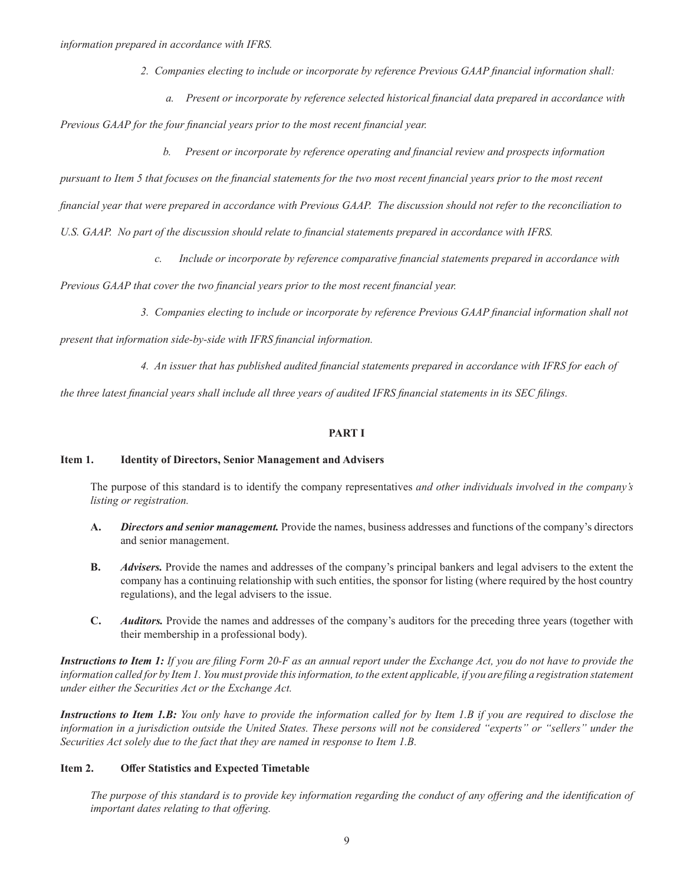*information prepared in accordance with IFRS.*

*2. Companies electing to include or incorporate by reference Previous GAAP financial information shall:*

*a. Present or incorporate by reference selected historical financial data prepared in accordance with Previous GAAP for the four financial years prior to the most recent financial year.*

*b. Present or incorporate by reference operating and financial review and prospects information pursuant to Item 5 that focuses on the financial statements for the two most recent financial years prior to the most recent financial year that were prepared in accordance with Previous GAAP. The discussion should not refer to the reconciliation to U.S. GAAP. No part of the discussion should relate to financial statements prepared in accordance with IFRS.*

*c. Include or incorporate by reference comparative financial statements prepared in accordance with Previous GAAP that cover the two financial years prior to the most recent financial year.*

*3. Companies electing to include or incorporate by reference Previous GAAP financial information shall not present that information side-by-side with IFRS financial information.*

*4. An issuer that has published audited financial statements prepared in accordance with IFRS for each of the three latest financial years shall include all three years of audited IFRS financial statements in its SEC filings.*

## PART I

### Item 1. Identity of Directors, Senior Management and Advisers

The purpose of this standard is to identify the company representatives *and other individuals involved in the company's listing or registration.*

**A.** ***Directors and senior management.*** Provide the names, business addresses and functions of the company's directors and senior management.

**B.** ***Advisers.*** Provide the names and addresses of the company's principal bankers and legal advisers to the extent the company has a continuing relationship with such entities, the sponsor for listing (where required by the host country regulations), and the legal advisers to the issue.

**C.** ***Auditors.*** Provide the names and addresses of the company's auditors for the preceding three years (together with their membership in a professional body).

***Instructions to Item 1:*** *If you are filing Form 20-F as an annual report under the Exchange Act, you do not have to provide the information called for by Item 1. You must provide this information, to the extent applicable, if you are filing a registration statement under either the Securities Act or the Exchange Act.*

***Instructions to Item 1.B:*** *You only have to provide the information called for by Item 1.B if you are required to disclose the information in a jurisdiction outside the United States. These persons will not be considered "experts" or "sellers" under the Securities Act solely due to the fact that they are named in response to Item 1.B.*

### Item 2. Offer Statistics and Expected Timetable

*The purpose of this standard is to provide key information regarding the conduct of any offering and the identification of important dates relating to that offering.*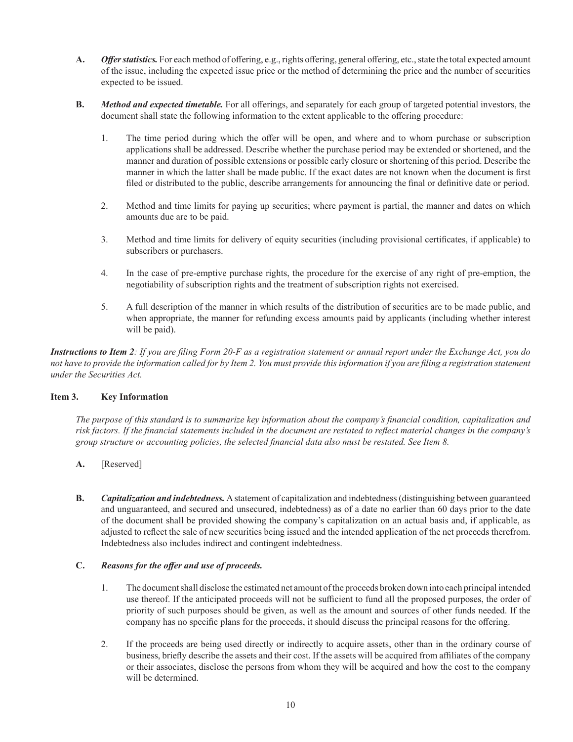**A.** ***Offer statistics.*** For each method of offering, e.g., rights offering, general offering, etc., state the total expected amount of the issue, including the expected issue price or the method of determining the price and the number of securities expected to be issued.

**B.** ***Method and expected timetable.*** For all offerings, and separately for each group of targeted potential investors, the document shall state the following information to the extent applicable to the offering procedure:

1. The time period during which the offer will be open, and where and to whom purchase or subscription applications shall be addressed. Describe whether the purchase period may be extended or shortened, and the manner and duration of possible extensions or possible early closure or shortening of this period. Describe the manner in which the latter shall be made public. If the exact dates are not known when the document is first filed or distributed to the public, describe arrangements for announcing the final or definitive date or period.

2. Method and time limits for paying up securities; where payment is partial, the manner and dates on which amounts due are to be paid.

3. Method and time limits for delivery of equity securities (including provisional certificates, if applicable) to subscribers or purchasers.

4. In the case of pre-emptive purchase rights, the procedure for the exercise of any right of pre-emption, the negotiability of subscription rights and the treatment of subscription rights not exercised.

5. A full description of the manner in which results of the distribution of securities are to be made public, and when appropriate, the manner for refunding excess amounts paid by applicants (including whether interest will be paid).

***Instructions to Item 2****: If you are filing Form 20-F as a registration statement or annual report under the Exchange Act, you do not have to provide the information called for by Item 2. You must provide this information if you are filing a registration statement under the Securities Act.*

## Item 3. Key Information

*The purpose of this standard is to summarize key information about the company's financial condition, capitalization and risk factors. If the financial statements included in the document are restated to reflect material changes in the company's group structure or accounting policies, the selected financial data also must be restated. See Item 8.*

**A.** [Reserved]

**B.** ***Capitalization and indebtedness.*** A statement of capitalization and indebtedness (distinguishing between guaranteed and unguaranteed, and secured and unsecured, indebtedness) as of a date no earlier than 60 days prior to the date of the document shall be provided showing the company's capitalization on an actual basis and, if applicable, as adjusted to reflect the sale of new securities being issued and the intended application of the net proceeds therefrom. Indebtedness also includes indirect and contingent indebtedness.

**C.** ***Reasons for the offer and use of proceeds.***

1. The document shall disclose the estimated net amount of the proceeds broken down into each principal intended use thereof. If the anticipated proceeds will not be sufficient to fund all the proposed purposes, the order of priority of such purposes should be given, as well as the amount and sources of other funds needed. If the company has no specific plans for the proceeds, it should discuss the principal reasons for the offering.

2. If the proceeds are being used directly or indirectly to acquire assets, other than in the ordinary course of business, briefly describe the assets and their cost. If the assets will be acquired from affiliates of the company or their associates, disclose the persons from whom they will be acquired and how the cost to the company will be determined.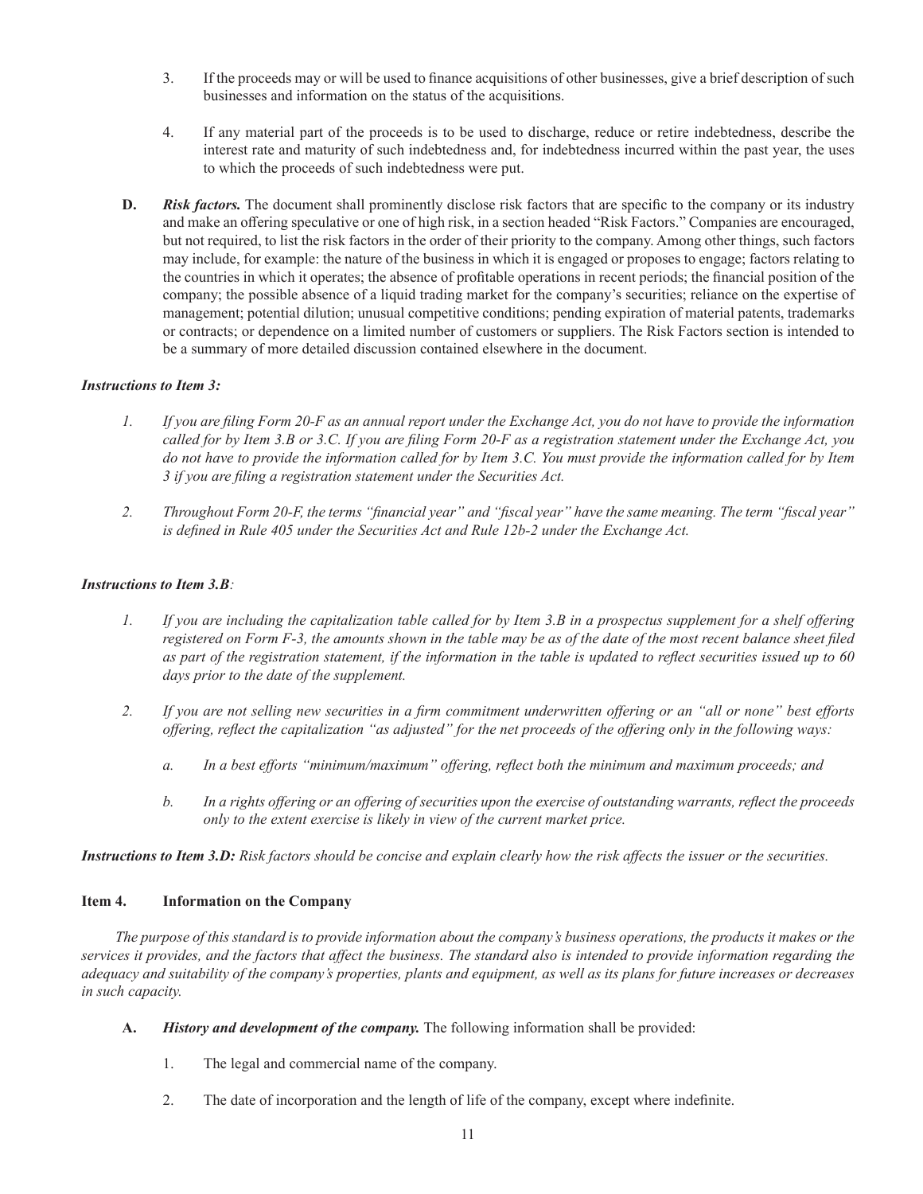3. If the proceeds may or will be used to finance acquisitions of other businesses, give a brief description of such businesses and information on the status of the acquisitions.

4. If any material part of the proceeds is to be used to discharge, reduce or retire indebtedness, describe the interest rate and maturity of such indebtedness and, for indebtedness incurred within the past year, the uses to which the proceeds of such indebtedness were put.

**D.** ***Risk factors.*** The document shall prominently disclose risk factors that are specific to the company or its industry and make an offering speculative or one of high risk, in a section headed "Risk Factors." Companies are encouraged, but not required, to list the risk factors in the order of their priority to the company. Among other things, such factors may include, for example: the nature of the business in which it is engaged or proposes to engage; factors relating to the countries in which it operates; the absence of profitable operations in recent periods; the financial position of the company; the possible absence of a liquid trading market for the company's securities; reliance on the expertise of management; potential dilution; unusual competitive conditions; pending expiration of material patents, trademarks or contracts; or dependence on a limited number of customers or suppliers. The Risk Factors section is intended to be a summary of more detailed discussion contained elsewhere in the document.

***Instructions to Item 3:***

*1. If you are filing Form 20-F as an annual report under the Exchange Act, you do not have to provide the information called for by Item 3.B or 3.C. If you are filing Form 20-F as a registration statement under the Exchange Act, you do not have to provide the information called for by Item 3.C. You must provide the information called for by Item 3 if you are filing a registration statement under the Securities Act.*

*2. Throughout Form 20-F, the terms "financial year" and "fiscal year" have the same meaning. The term "fiscal year" is defined in Rule 405 under the Securities Act and Rule 12b-2 under the Exchange Act.*

***Instructions to Item 3.B:***

*1. If you are including the capitalization table called for by Item 3.B in a prospectus supplement for a shelf offering registered on Form F-3, the amounts shown in the table may be as of the date of the most recent balance sheet filed as part of the registration statement, if the information in the table is updated to reflect securities issued up to 60 days prior to the date of the supplement.*

*2. If you are not selling new securities in a firm commitment underwritten offering or an "all or none" best efforts offering, reflect the capitalization "as adjusted" for the net proceeds of the offering only in the following ways:*

*a. In a best efforts "minimum/maximum" offering, reflect both the minimum and maximum proceeds; and*

*b. In a rights offering or an offering of securities upon the exercise of outstanding warrants, reflect the proceeds only to the extent exercise is likely in view of the current market price.*

***Instructions to Item 3.D:*** *Risk factors should be concise and explain clearly how the risk affects the issuer or the securities.*

## Item 4. Information on the Company

*The purpose of this standard is to provide information about the company's business operations, the products it makes or the services it provides, and the factors that affect the business. The standard also is intended to provide information regarding the adequacy and suitability of the company's properties, plants and equipment, as well as its plans for future increases or decreases in such capacity.*

**A.** ***History and development of the company.*** The following information shall be provided:

1. The legal and commercial name of the company.

2. The date of incorporation and the length of life of the company, except where indefinite.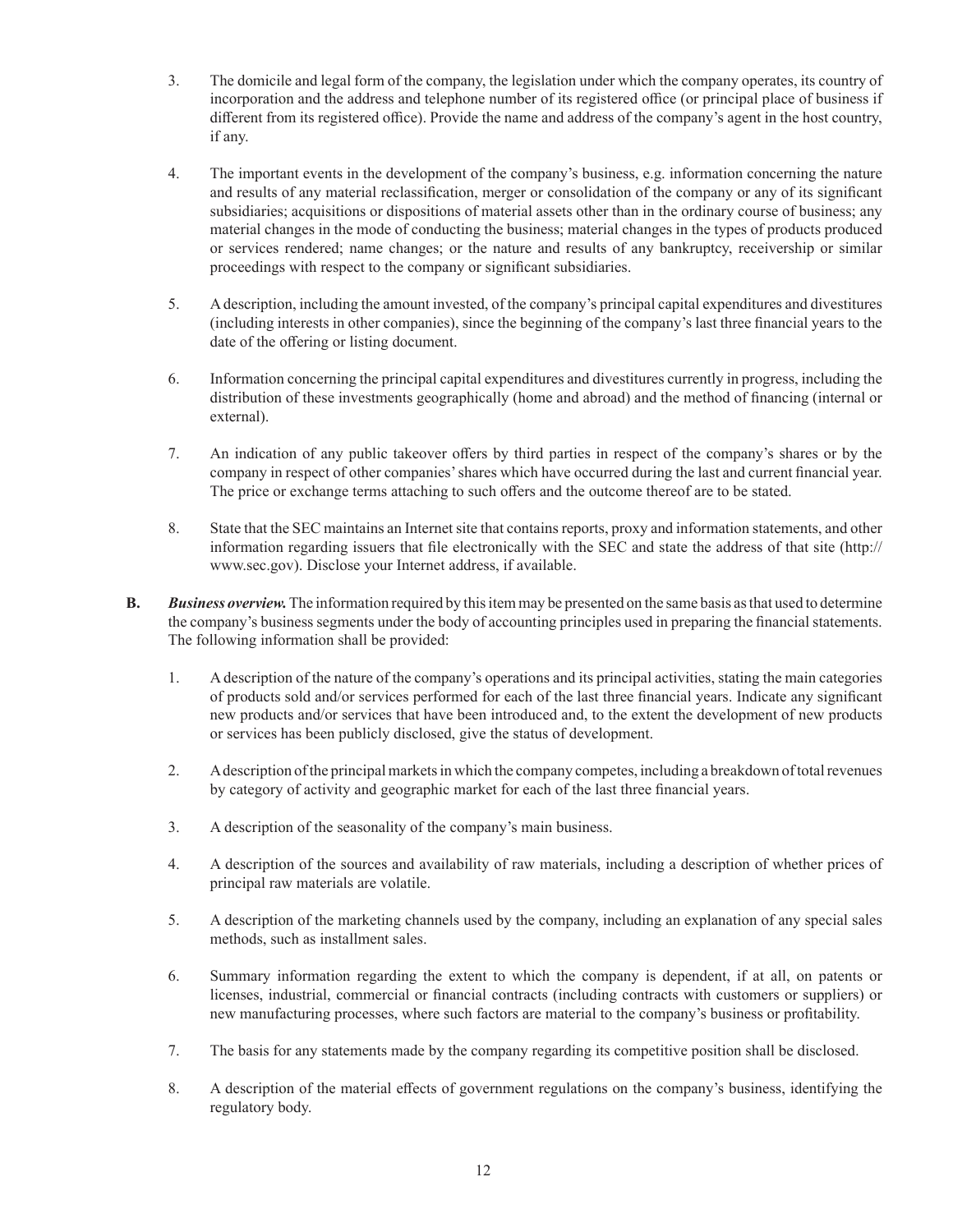3. The domicile and legal form of the company, the legislation under which the company operates, its country of incorporation and the address and telephone number of its registered office (or principal place of business if different from its registered office). Provide the name and address of the company's agent in the host country, if any.

4. The important events in the development of the company's business, e.g. information concerning the nature and results of any material reclassification, merger or consolidation of the company or any of its significant subsidiaries; acquisitions or dispositions of material assets other than in the ordinary course of business; any material changes in the mode of conducting the business; material changes in the types of products produced or services rendered; name changes; or the nature and results of any bankruptcy, receivership or similar proceedings with respect to the company or significant subsidiaries.

5. A description, including the amount invested, of the company's principal capital expenditures and divestitures (including interests in other companies), since the beginning of the company's last three financial years to the date of the offering or listing document.

6. Information concerning the principal capital expenditures and divestitures currently in progress, including the distribution of these investments geographically (home and abroad) and the method of financing (internal or external).

7. An indication of any public takeover offers by third parties in respect of the company's shares or by the company in respect of other companies' shares which have occurred during the last and current financial year. The price or exchange terms attaching to such offers and the outcome thereof are to be stated.

8. State that the SEC maintains an Internet site that contains reports, proxy and information statements, and other information regarding issuers that file electronically with the SEC and state the address of that site (http://www.sec.gov). Disclose your Internet address, if available.

**B.** ***Business overview.*** The information required by this item may be presented on the same basis as that used to determine the company's business segments under the body of accounting principles used in preparing the financial statements. The following information shall be provided:

1. A description of the nature of the company's operations and its principal activities, stating the main categories of products sold and/or services performed for each of the last three financial years. Indicate any significant new products and/or services that have been introduced and, to the extent the development of new products or services has been publicly disclosed, give the status of development.

2. A description of the principal markets in which the company competes, including a breakdown of total revenues by category of activity and geographic market for each of the last three financial years.

3. A description of the seasonality of the company's main business.

4. A description of the sources and availability of raw materials, including a description of whether prices of principal raw materials are volatile.

5. A description of the marketing channels used by the company, including an explanation of any special sales methods, such as installment sales.

6. Summary information regarding the extent to which the company is dependent, if at all, on patents or licenses, industrial, commercial or financial contracts (including contracts with customers or suppliers) or new manufacturing processes, where such factors are material to the company's business or profitability.

7. The basis for any statements made by the company regarding its competitive position shall be disclosed.

8. A description of the material effects of government regulations on the company's business, identifying the regulatory body.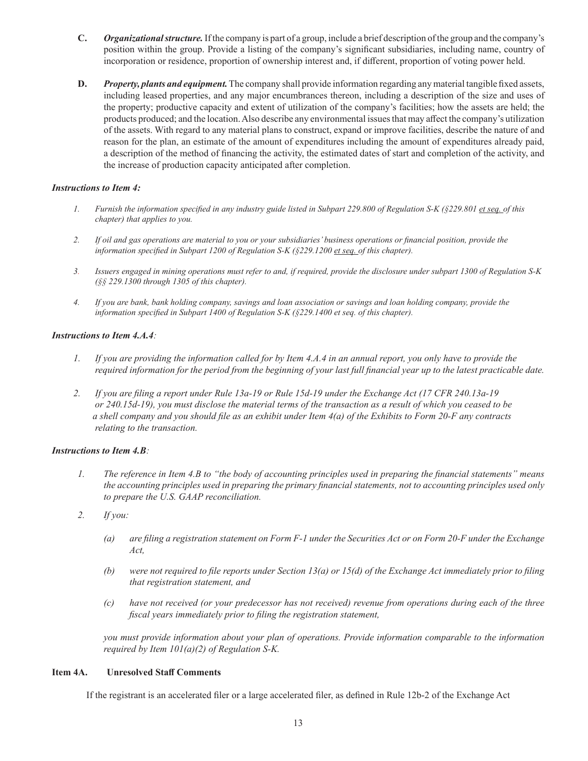**C.** ***Organizational structure.*** If the company is part of a group, include a brief description of the group and the company's position within the group. Provide a listing of the company's significant subsidiaries, including name, country of incorporation or residence, proportion of ownership interest and, if different, proportion of voting power held.

**D.** ***Property, plants and equipment.*** The company shall provide information regarding any material tangible fixed assets, including leased properties, and any major encumbrances thereon, including a description of the size and uses of the property; productive capacity and extent of utilization of the company's facilities; how the assets are held; the products produced; and the location. Also describe any environmental issues that may affect the company's utilization of the assets. With regard to any material plans to construct, expand or improve facilities, describe the nature of and reason for the plan, an estimate of the amount of expenditures including the amount of expenditures already paid, a description of the method of financing the activity, the estimated dates of start and completion of the activity, and the increase of production capacity anticipated after completion.

***Instructions to Item 4:***

1. *Furnish the information specified in any industry guide listed in Subpart 229.800 of Regulation S-K (§229.801 et seq. of this chapter) that applies to you.*

2. *If oil and gas operations are material to you or your subsidiaries' business operations or financial position, provide the information specified in Subpart 1200 of Regulation S-K (§229.1200 et seq. of this chapter).*

3. *Issuers engaged in mining operations must refer to and, if required, provide the disclosure under subpart 1300 of Regulation S-K (§§ 229.1300 through 1305 of this chapter).*

4. *If you are bank, bank holding company, savings and loan association or savings and loan holding company, provide the information specified in Subpart 1400 of Regulation S-K (§229.1400 et seq. of this chapter).*

***Instructions to Item 4.A.4:***

1. *If you are providing the information called for by Item 4.A.4 in an annual report, you only have to provide the required information for the period from the beginning of your last full financial year up to the latest practicable date.*

2. *If you are filing a report under Rule 13a-19 or Rule 15d-19 under the Exchange Act (17 CFR 240.13a-19 or 240.15d-19), you must disclose the material terms of the transaction as a result of which you ceased to be a shell company and you should file as an exhibit under Item 4(a) of the Exhibits to Form 20-F any contracts relating to the transaction.*

***Instructions to Item 4.B:***

1. *The reference in Item 4.B to "the body of accounting principles used in preparing the financial statements" means the accounting principles used in preparing the primary financial statements, not to accounting principles used only to prepare the U.S. GAAP reconciliation.*

2. *If you:*

   *(a) are filing a registration statement on Form F-1 under the Securities Act or on Form 20-F under the Exchange Act,*

   *(b) were not required to file reports under Section 13(a) or 15(d) of the Exchange Act immediately prior to filing that registration statement, and*

   *(c) have not received (or your predecessor has not received) revenue from operations during each of the three fiscal years immediately prior to filing the registration statement,*

   *you must provide information about your plan of operations. Provide information comparable to the information required by Item 101(a)(2) of Regulation S-K.*

**Item 4A. Unresolved Staff Comments**

If the registrant is an accelerated filer or a large accelerated filer, as defined in Rule 12b-2 of the Exchange Act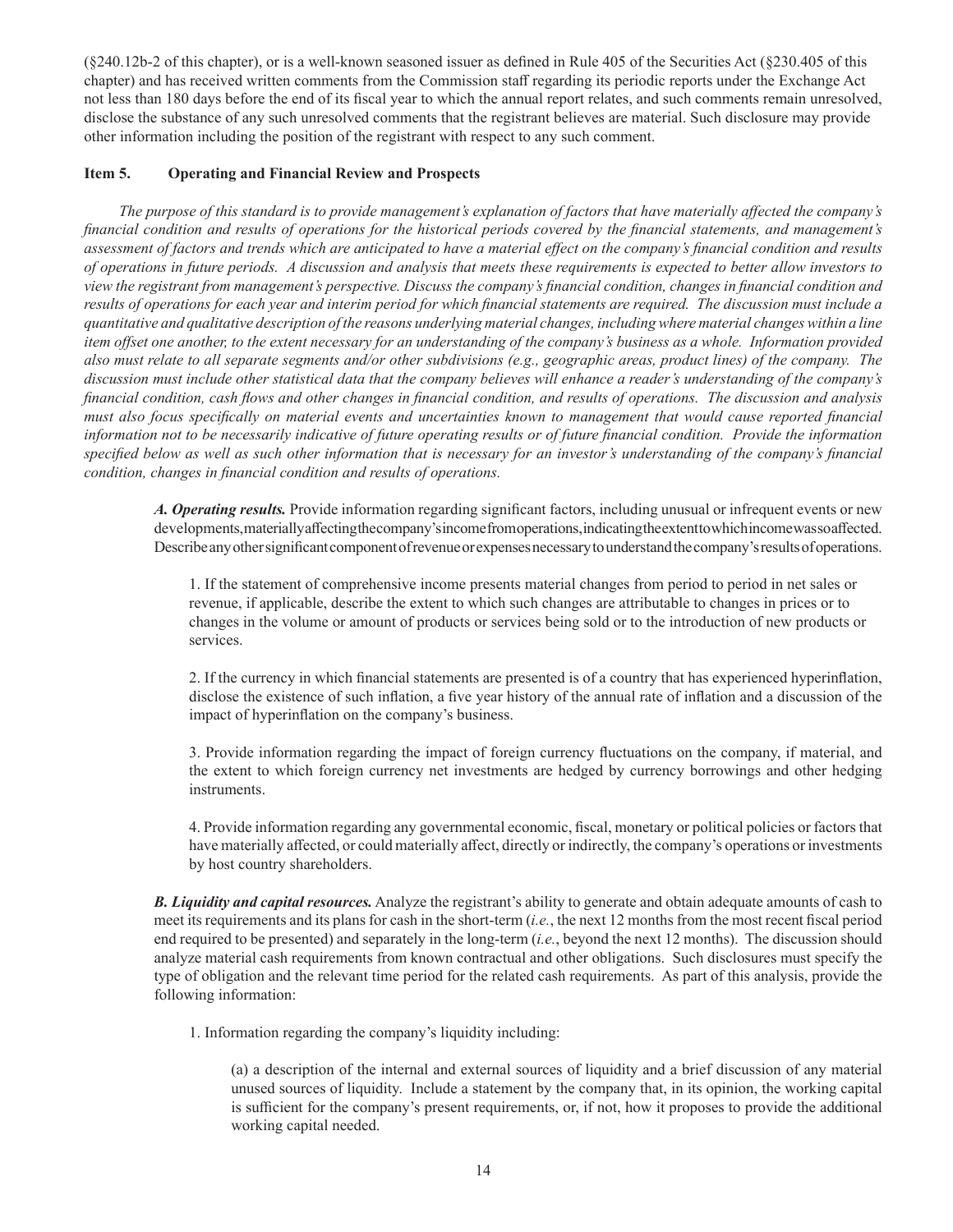(§240.12b-2 of this chapter), or is a well-known seasoned issuer as defined in Rule 405 of the Securities Act (§230.405 of this chapter) and has received written comments from the Commission staff regarding its periodic reports under the Exchange Act not less than 180 days before the end of its fiscal year to which the annual report relates, and such comments remain unresolved, disclose the substance of any such unresolved comments that the registrant believes are material. Such disclosure may provide other information including the position of the registrant with respect to any such comment.

### Item 5. Operating and Financial Review and Prospects

*The purpose of this standard is to provide management's explanation of factors that have materially affected the company's financial condition and results of operations for the historical periods covered by the financial statements, and management's assessment of factors and trends which are anticipated to have a material effect on the company's financial condition and results of operations in future periods. A discussion and analysis that meets these requirements is expected to better allow investors to view the registrant from management's perspective. Discuss the company's financial condition, changes in financial condition and results of operations for each year and interim period for which financial statements are required. The discussion must include a quantitative and qualitative description of the reasons underlying material changes, including where material changes within a line item offset one another, to the extent necessary for an understanding of the company's business as a whole. Information provided also must relate to all separate segments and/or other subdivisions (e.g., geographic areas, product lines) of the company. The discussion must include other statistical data that the company believes will enhance a reader's understanding of the company's financial condition, cash flows and other changes in financial condition, and results of operations. The discussion and analysis must also focus specifically on material events and uncertainties known to management that would cause reported financial information not to be necessarily indicative of future operating results or of future financial condition. Provide the information specified below as well as such other information that is necessary for an investor's understanding of the company's financial condition, changes in financial condition and results of operations.*

***A. Operating results.*** Provide information regarding significant factors, including unusual or infrequent events or new developments, materially affecting the company's income from operations, indicating the extent to which income was so affected. Describe any other significant component of revenue or expenses necessary to understand the company's results of operations.

1. If the statement of comprehensive income presents material changes from period to period in net sales or revenue, if applicable, describe the extent to which such changes are attributable to changes in prices or to changes in the volume or amount of products or services being sold or to the introduction of new products or services.

2. If the currency in which financial statements are presented is of a country that has experienced hyperinflation, disclose the existence of such inflation, a five year history of the annual rate of inflation and a discussion of the impact of hyperinflation on the company's business.

3. Provide information regarding the impact of foreign currency fluctuations on the company, if material, and the extent to which foreign currency net investments are hedged by currency borrowings and other hedging instruments.

4. Provide information regarding any governmental economic, fiscal, monetary or political policies or factors that have materially affected, or could materially affect, directly or indirectly, the company's operations or investments by host country shareholders.

***B. Liquidity and capital resources.*** Analyze the registrant's ability to generate and obtain adequate amounts of cash to meet its requirements and its plans for cash in the short-term (*i.e.*, the next 12 months from the most recent fiscal period end required to be presented) and separately in the long-term (*i.e.*, beyond the next 12 months). The discussion should analyze material cash requirements from known contractual and other obligations. Such disclosures must specify the type of obligation and the relevant time period for the related cash requirements. As part of this analysis, provide the following information:

1. Information regarding the company's liquidity including:

   (a) a description of the internal and external sources of liquidity and a brief discussion of any material unused sources of liquidity. Include a statement by the company that, in its opinion, the working capital is sufficient for the company's present requirements, or, if not, how it proposes to provide the additional working capital needed.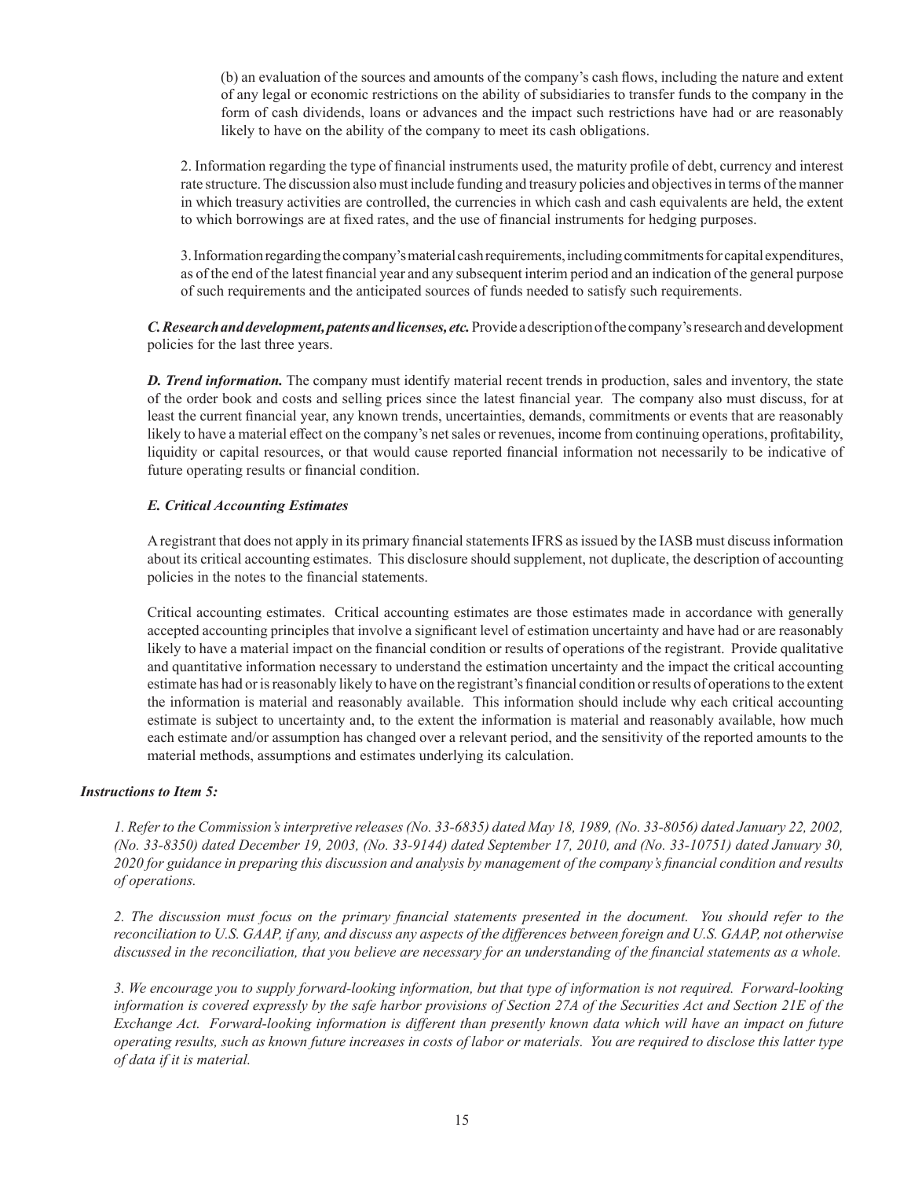(b) an evaluation of the sources and amounts of the company's cash flows, including the nature and extent of any legal or economic restrictions on the ability of subsidiaries to transfer funds to the company in the form of cash dividends, loans or advances and the impact such restrictions have had or are reasonably likely to have on the ability of the company to meet its cash obligations.

2. Information regarding the type of financial instruments used, the maturity profile of debt, currency and interest rate structure. The discussion also must include funding and treasury policies and objectives in terms of the manner in which treasury activities are controlled, the currencies in which cash and cash equivalents are held, the extent to which borrowings are at fixed rates, and the use of financial instruments for hedging purposes.

3. Information regarding the company's material cash requirements, including commitments for capital expenditures, as of the end of the latest financial year and any subsequent interim period and an indication of the general purpose of such requirements and the anticipated sources of funds needed to satisfy such requirements.

***C. Research and development, patents and licenses, etc.*** Provide a description of the company's research and development policies for the last three years.

***D. Trend information.*** The company must identify material recent trends in production, sales and inventory, the state of the order book and costs and selling prices since the latest financial year. The company also must discuss, for at least the current financial year, any known trends, uncertainties, demands, commitments or events that are reasonably likely to have a material effect on the company's net sales or revenues, income from continuing operations, profitability, liquidity or capital resources, or that would cause reported financial information not necessarily to be indicative of future operating results or financial condition.

***E. Critical Accounting Estimates***

A registrant that does not apply in its primary financial statements IFRS as issued by the IASB must discuss information about its critical accounting estimates. This disclosure should supplement, not duplicate, the description of accounting policies in the notes to the financial statements.

Critical accounting estimates. Critical accounting estimates are those estimates made in accordance with generally accepted accounting principles that involve a significant level of estimation uncertainty and have had or are reasonably likely to have a material impact on the financial condition or results of operations of the registrant. Provide qualitative and quantitative information necessary to understand the estimation uncertainty and the impact the critical accounting estimate has had or is reasonably likely to have on the registrant's financial condition or results of operations to the extent the information is material and reasonably available. This information should include why each critical accounting estimate is subject to uncertainty and, to the extent the information is material and reasonably available, how much each estimate and/or assumption has changed over a relevant period, and the sensitivity of the reported amounts to the material methods, assumptions and estimates underlying its calculation.

***Instructions to Item 5:***

*1. Refer to the Commission's interpretive releases (No. 33-6835) dated May 18, 1989, (No. 33-8056) dated January 22, 2002, (No. 33-8350) dated December 19, 2003, (No. 33-9144) dated September 17, 2010, and (No. 33-10751) dated January 30, 2020 for guidance in preparing this discussion and analysis by management of the company's financial condition and results of operations.*

*2. The discussion must focus on the primary financial statements presented in the document. You should refer to the reconciliation to U.S. GAAP, if any, and discuss any aspects of the differences between foreign and U.S. GAAP, not otherwise discussed in the reconciliation, that you believe are necessary for an understanding of the financial statements as a whole.*

*3. We encourage you to supply forward-looking information, but that type of information is not required. Forward-looking information is covered expressly by the safe harbor provisions of Section 27A of the Securities Act and Section 21E of the Exchange Act. Forward-looking information is different than presently known data which will have an impact on future operating results, such as known future increases in costs of labor or materials. You are required to disclose this latter type of data if it is material.*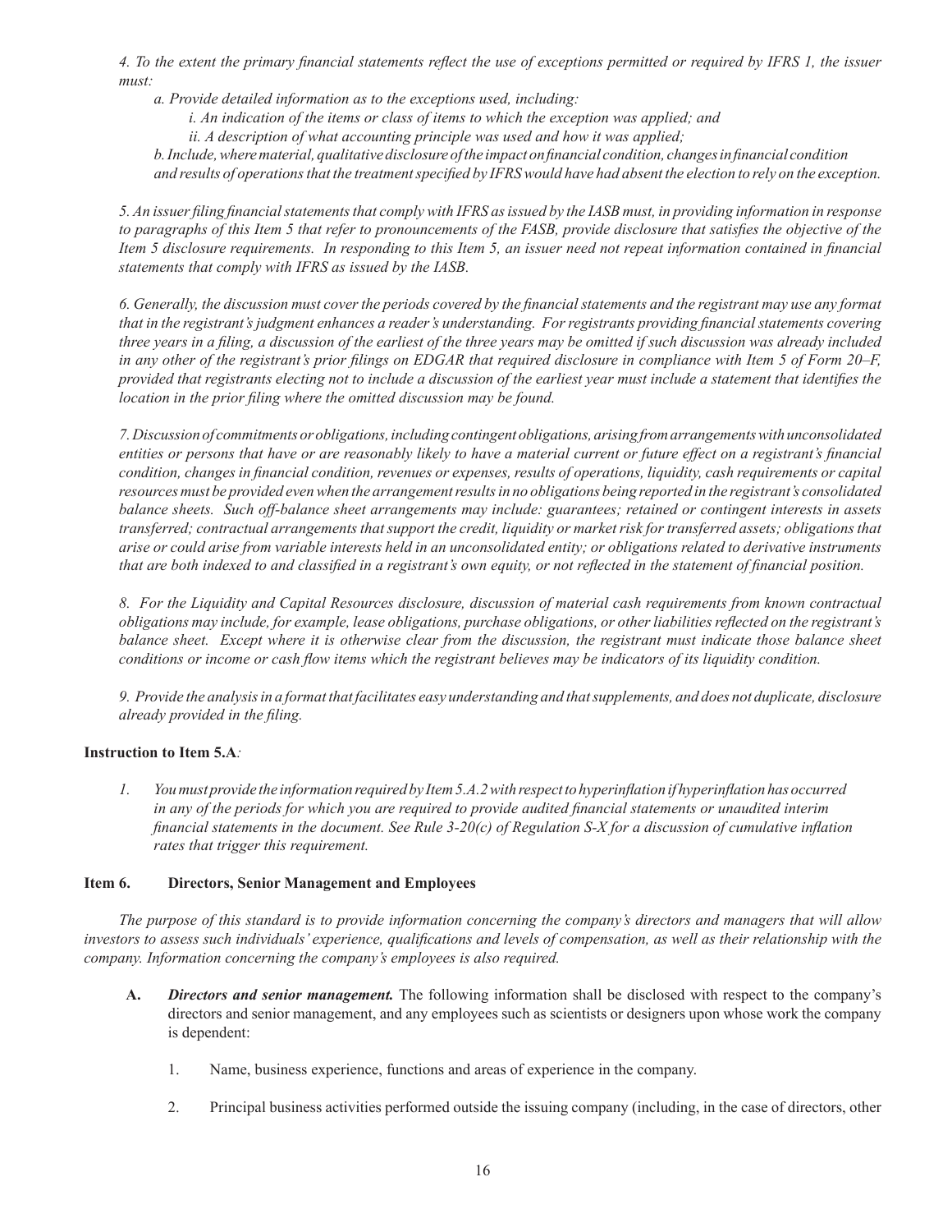*4. To the extent the primary financial statements reflect the use of exceptions permitted or required by IFRS 1, the issuer must:*

*a. Provide detailed information as to the exceptions used, including:*

*i. An indication of the items or class of items to which the exception was applied; and*

*ii. A description of what accounting principle was used and how it was applied;*

*b. Include, where material, qualitative disclosure of the impact on financial condition, changes in financial condition and results of operations that the treatment specified by IFRS would have had absent the election to rely on the exception.*

*5. An issuer filing financial statements that comply with IFRS as issued by the IASB must, in providing information in response to paragraphs of this Item 5 that refer to pronouncements of the FASB, provide disclosure that satisfies the objective of the Item 5 disclosure requirements. In responding to this Item 5, an issuer need not repeat information contained in financial statements that comply with IFRS as issued by the IASB.*

*6. Generally, the discussion must cover the periods covered by the financial statements and the registrant may use any format that in the registrant's judgment enhances a reader's understanding. For registrants providing financial statements covering three years in a filing, a discussion of the earliest of the three years may be omitted if such discussion was already included in any other of the registrant's prior filings on EDGAR that required disclosure in compliance with Item 5 of Form 20–F, provided that registrants electing not to include a discussion of the earliest year must include a statement that identifies the location in the prior filing where the omitted discussion may be found.*

*7. Discussion of commitments or obligations, including contingent obligations, arising from arrangements with unconsolidated entities or persons that have or are reasonably likely to have a material current or future effect on a registrant's financial condition, changes in financial condition, revenues or expenses, results of operations, liquidity, cash requirements or capital resources must be provided even when the arrangement results in no obligations being reported in the registrant's consolidated balance sheets. Such off-balance sheet arrangements may include: guarantees; retained or contingent interests in assets transferred; contractual arrangements that support the credit, liquidity or market risk for transferred assets; obligations that arise or could arise from variable interests held in an unconsolidated entity; or obligations related to derivative instruments that are both indexed to and classified in a registrant's own equity, or not reflected in the statement of financial position.*

*8. For the Liquidity and Capital Resources disclosure, discussion of material cash requirements from known contractual obligations may include, for example, lease obligations, purchase obligations, or other liabilities reflected on the registrant's balance sheet. Except where it is otherwise clear from the discussion, the registrant must indicate those balance sheet conditions or income or cash flow items which the registrant believes may be indicators of its liquidity condition.*

*9. Provide the analysis in a format that facilitates easy understanding and that supplements, and does not duplicate, disclosure already provided in the filing.*

**Instruction to Item 5.A***:*

*1. You must provide the information required by Item 5.A.2 with respect to hyperinflation if hyperinflation has occurred in any of the periods for which you are required to provide audited financial statements or unaudited interim financial statements in the document. See Rule 3-20(c) of Regulation S-X for a discussion of cumulative inflation rates that trigger this requirement.*

## Item 6. Directors, Senior Management and Employees

*The purpose of this standard is to provide information concerning the company's directors and managers that will allow investors to assess such individuals' experience, qualifications and levels of compensation, as well as their relationship with the company. Information concerning the company's employees is also required.*

**A.** ***Directors and senior management.*** The following information shall be disclosed with respect to the company's directors and senior management, and any employees such as scientists or designers upon whose work the company is dependent:

1. Name, business experience, functions and areas of experience in the company.

2. Principal business activities performed outside the issuing company (including, in the case of directors, other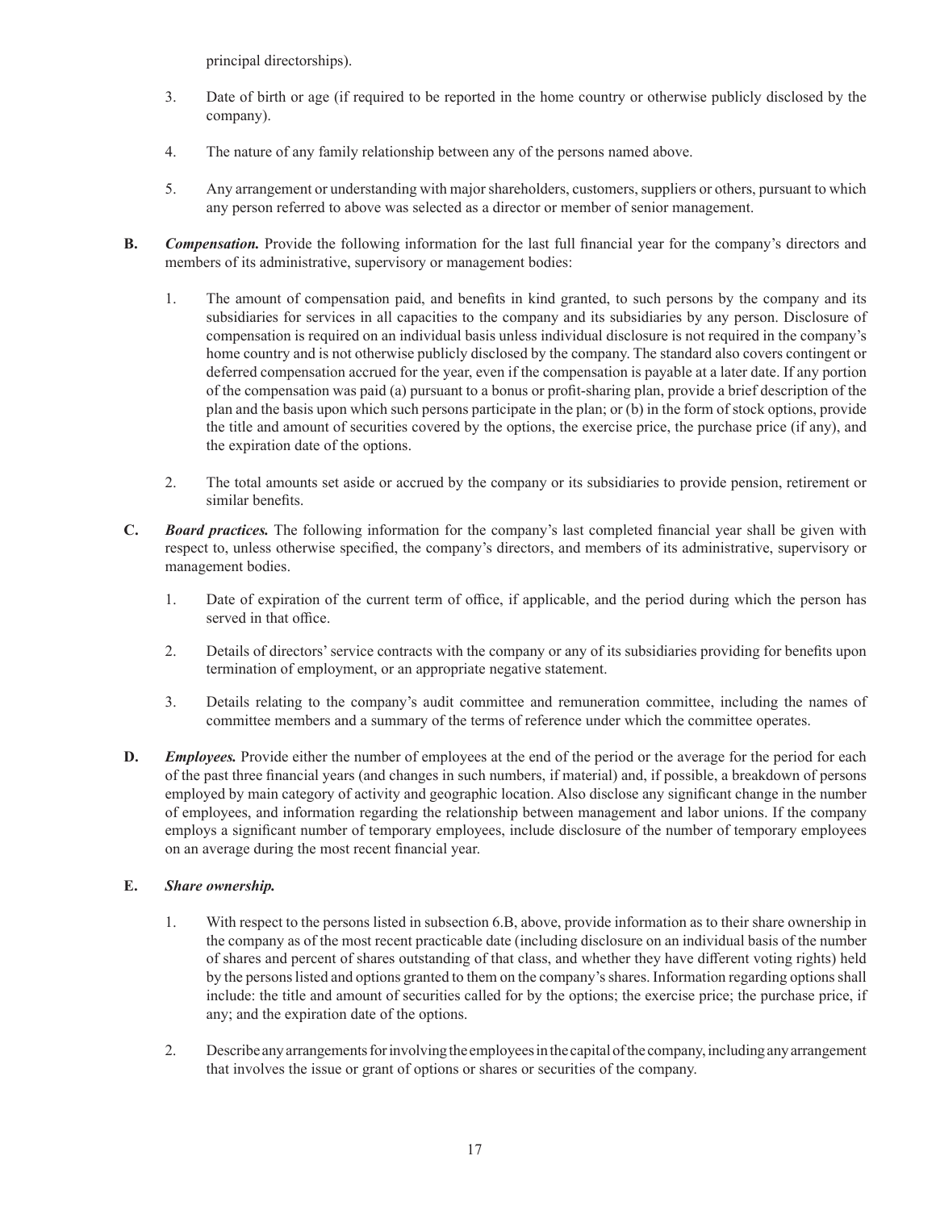principal directorships).

3. Date of birth or age (if required to be reported in the home country or otherwise publicly disclosed by the company).

4. The nature of any family relationship between any of the persons named above.

5. Any arrangement or understanding with major shareholders, customers, suppliers or others, pursuant to which any person referred to above was selected as a director or member of senior management.

**B.** ***Compensation.*** Provide the following information for the last full financial year for the company's directors and members of its administrative, supervisory or management bodies:

1. The amount of compensation paid, and benefits in kind granted, to such persons by the company and its subsidiaries for services in all capacities to the company and its subsidiaries by any person. Disclosure of compensation is required on an individual basis unless individual disclosure is not required in the company's home country and is not otherwise publicly disclosed by the company. The standard also covers contingent or deferred compensation accrued for the year, even if the compensation is payable at a later date. If any portion of the compensation was paid (a) pursuant to a bonus or profit-sharing plan, provide a brief description of the plan and the basis upon which such persons participate in the plan; or (b) in the form of stock options, provide the title and amount of securities covered by the options, the exercise price, the purchase price (if any), and the expiration date of the options.

2. The total amounts set aside or accrued by the company or its subsidiaries to provide pension, retirement or similar benefits.

**C.** ***Board practices.*** The following information for the company's last completed financial year shall be given with respect to, unless otherwise specified, the company's directors, and members of its administrative, supervisory or management bodies.

1. Date of expiration of the current term of office, if applicable, and the period during which the person has served in that office.

2. Details of directors' service contracts with the company or any of its subsidiaries providing for benefits upon termination of employment, or an appropriate negative statement.

3. Details relating to the company's audit committee and remuneration committee, including the names of committee members and a summary of the terms of reference under which the committee operates.

**D.** ***Employees.*** Provide either the number of employees at the end of the period or the average for the period for each of the past three financial years (and changes in such numbers, if material) and, if possible, a breakdown of persons employed by main category of activity and geographic location. Also disclose any significant change in the number of employees, and information regarding the relationship between management and labor unions. If the company employs a significant number of temporary employees, include disclosure of the number of temporary employees on an average during the most recent financial year.

**E.** ***Share ownership.***

1. With respect to the persons listed in subsection 6.B, above, provide information as to their share ownership in the company as of the most recent practicable date (including disclosure on an individual basis of the number of shares and percent of shares outstanding of that class, and whether they have different voting rights) held by the persons listed and options granted to them on the company's shares. Information regarding options shall include: the title and amount of securities called for by the options; the exercise price; the purchase price, if any; and the expiration date of the options.

2. Describe any arrangements for involving the employees in the capital of the company, including any arrangement that involves the issue or grant of options or shares or securities of the company.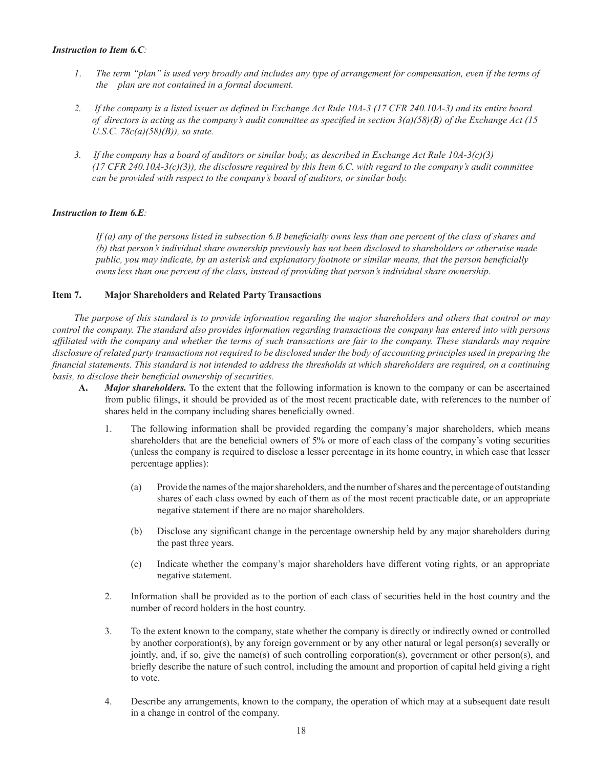***Instruction to Item 6.C:***

1. *The term "plan" is used very broadly and includes any type of arrangement for compensation, even if the terms of the plan are not contained in a formal document.*
2. *If the company is a listed issuer as defined in Exchange Act Rule 10A-3 (17 CFR 240.10A-3) and its entire board of directors is acting as the company's audit committee as specified in section 3(a)(58)(B) of the Exchange Act (15 U.S.C. 78c(a)(58)(B)), so state.*
3. *If the company has a board of auditors or similar body, as described in Exchange Act Rule 10A-3(c)(3) (17 CFR 240.10A-3(c)(3)), the disclosure required by this Item 6.C. with regard to the company's audit committee can be provided with respect to the company's board of auditors, or similar body.*

***Instruction to Item 6.E:***

*If (a) any of the persons listed in subsection 6.B beneficially owns less than one percent of the class of shares and (b) that person's individual share ownership previously has not been disclosed to shareholders or otherwise made public, you may indicate, by an asterisk and explanatory footnote or similar means, that the person beneficially owns less than one percent of the class, instead of providing that person's individual share ownership.*

## Item 7. Major Shareholders and Related Party Transactions

*The purpose of this standard is to provide information regarding the major shareholders and others that control or may control the company. The standard also provides information regarding transactions the company has entered into with persons affiliated with the company and whether the terms of such transactions are fair to the company. These standards may require disclosure of related party transactions not required to be disclosed under the body of accounting principles used in preparing the financial statements. This standard is not intended to address the thresholds at which shareholders are required, on a continuing basis, to disclose their beneficial ownership of securities.*

**A.** ***Major shareholders.*** To the extent that the following information is known to the company or can be ascertained from public filings, it should be provided as of the most recent practicable date, with references to the number of shares held in the company including shares beneficially owned.

1. The following information shall be provided regarding the company's major shareholders, which means shareholders that are the beneficial owners of 5% or more of each class of the company's voting securities (unless the company is required to disclose a lesser percentage in its home country, in which case that lesser percentage applies):

   (a) Provide the names of the major shareholders, and the number of shares and the percentage of outstanding shares of each class owned by each of them as of the most recent practicable date, or an appropriate negative statement if there are no major shareholders.

   (b) Disclose any significant change in the percentage ownership held by any major shareholders during the past three years.

   (c) Indicate whether the company's major shareholders have different voting rights, or an appropriate negative statement.

2. Information shall be provided as to the portion of each class of securities held in the host country and the number of record holders in the host country.

3. To the extent known to the company, state whether the company is directly or indirectly owned or controlled by another corporation(s), by any foreign government or by any other natural or legal person(s) severally or jointly, and, if so, give the name(s) of such controlling corporation(s), government or other person(s), and briefly describe the nature of such control, including the amount and proportion of capital held giving a right to vote.

4. Describe any arrangements, known to the company, the operation of which may at a subsequent date result in a change in control of the company.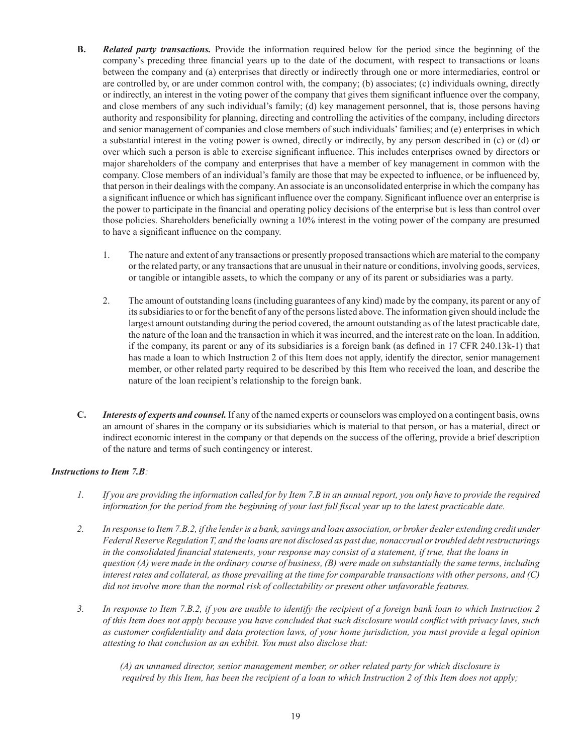**B.** ***Related party transactions.*** Provide the information required below for the period since the beginning of the company's preceding three financial years up to the date of the document, with respect to transactions or loans between the company and (a) enterprises that directly or indirectly through one or more intermediaries, control or are controlled by, or are under common control with, the company; (b) associates; (c) individuals owning, directly or indirectly, an interest in the voting power of the company that gives them significant influence over the company, and close members of any such individual's family; (d) key management personnel, that is, those persons having authority and responsibility for planning, directing and controlling the activities of the company, including directors and senior management of companies and close members of such individuals' families; and (e) enterprises in which a substantial interest in the voting power is owned, directly or indirectly, by any person described in (c) or (d) or over which such a person is able to exercise significant influence. This includes enterprises owned by directors or major shareholders of the company and enterprises that have a member of key management in common with the company. Close members of an individual's family are those that may be expected to influence, or be influenced by, that person in their dealings with the company. An associate is an unconsolidated enterprise in which the company has a significant influence or which has significant influence over the company. Significant influence over an enterprise is the power to participate in the financial and operating policy decisions of the enterprise but is less than control over those policies. Shareholders beneficially owning a 10% interest in the voting power of the company are presumed to have a significant influence on the company.

1. The nature and extent of any transactions or presently proposed transactions which are material to the company or the related party, or any transactions that are unusual in their nature or conditions, involving goods, services, or tangible or intangible assets, to which the company or any of its parent or subsidiaries was a party.

2. The amount of outstanding loans (including guarantees of any kind) made by the company, its parent or any of its subsidiaries to or for the benefit of any of the persons listed above. The information given should include the largest amount outstanding during the period covered, the amount outstanding as of the latest practicable date, the nature of the loan and the transaction in which it was incurred, and the interest rate on the loan. In addition, if the company, its parent or any of its subsidiaries is a foreign bank (as defined in 17 CFR 240.13k-1) that has made a loan to which Instruction 2 of this Item does not apply, identify the director, senior management member, or other related party required to be described by this Item who received the loan, and describe the nature of the loan recipient's relationship to the foreign bank.

**C.** ***Interests of experts and counsel.*** If any of the named experts or counselors was employed on a contingent basis, owns an amount of shares in the company or its subsidiaries which is material to that person, or has a material, direct or indirect economic interest in the company or that depends on the success of the offering, provide a brief description of the nature and terms of such contingency or interest.

***Instructions to Item 7.B:***

*1. If you are providing the information called for by Item 7.B in an annual report, you only have to provide the required information for the period from the beginning of your last full fiscal year up to the latest practicable date.*

*2. In response to Item 7.B.2, if the lender is a bank, savings and loan association, or broker dealer extending credit under Federal Reserve Regulation T, and the loans are not disclosed as past due, nonaccrual or troubled debt restructurings in the consolidated financial statements, your response may consist of a statement, if true, that the loans in question (A) were made in the ordinary course of business, (B) were made on substantially the same terms, including interest rates and collateral, as those prevailing at the time for comparable transactions with other persons, and (C) did not involve more than the normal risk of collectability or present other unfavorable features.*

*3. In response to Item 7.B.2, if you are unable to identify the recipient of a foreign bank loan to which Instruction 2 of this Item does not apply because you have concluded that such disclosure would conflict with privacy laws, such as customer confidentiality and data protection laws, of your home jurisdiction, you must provide a legal opinion attesting to that conclusion as an exhibit. You must also disclose that:*

*(A) an unnamed director, senior management member, or other related party for which disclosure is required by this Item, has been the recipient of a loan to which Instruction 2 of this Item does not apply;*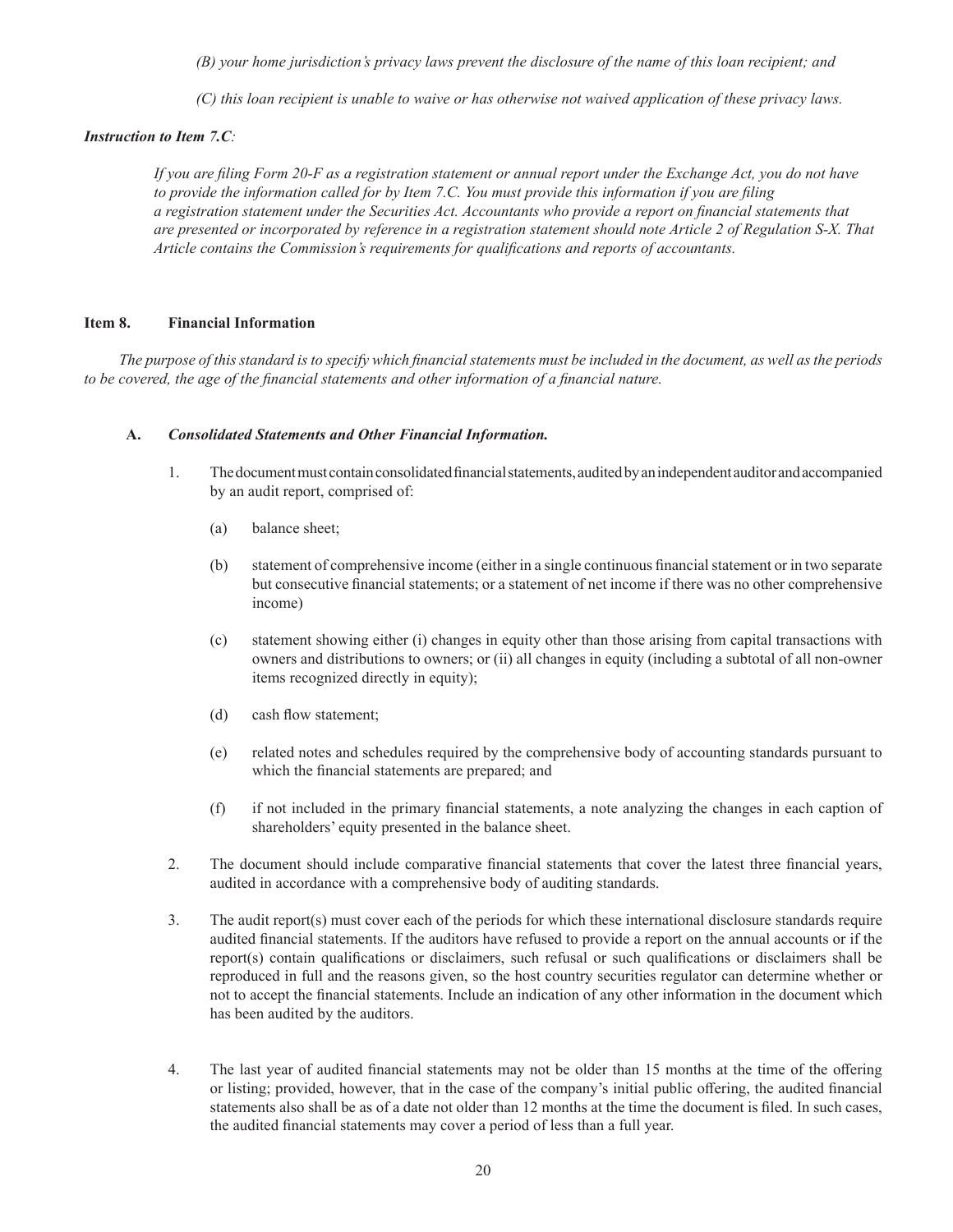*(B) your home jurisdiction's privacy laws prevent the disclosure of the name of this loan recipient; and*

*(C) this loan recipient is unable to waive or has otherwise not waived application of these privacy laws.*

***Instruction to Item 7.C:***

*If you are filing Form 20-F as a registration statement or annual report under the Exchange Act, you do not have to provide the information called for by Item 7.C. You must provide this information if you are filing a registration statement under the Securities Act. Accountants who provide a report on financial statements that are presented or incorporated by reference in a registration statement should note Article 2 of Regulation S-X. That Article contains the Commission's requirements for qualifications and reports of accountants.*

## Item 8. Financial Information

*The purpose of this standard is to specify which financial statements must be included in the document, as well as the periods to be covered, the age of the financial statements and other information of a financial nature.*

### A. *Consolidated Statements and Other Financial Information.*

1. The document must contain consolidated financial statements, audited by an independent auditor and accompanied by an audit report, comprised of:

   (a) balance sheet;

   (b) statement of comprehensive income (either in a single continuous financial statement or in two separate but consecutive financial statements; or a statement of net income if there was no other comprehensive income)

   (c) statement showing either (i) changes in equity other than those arising from capital transactions with owners and distributions to owners; or (ii) all changes in equity (including a subtotal of all non-owner items recognized directly in equity);

   (d) cash flow statement;

   (e) related notes and schedules required by the comprehensive body of accounting standards pursuant to which the financial statements are prepared; and

   (f) if not included in the primary financial statements, a note analyzing the changes in each caption of shareholders' equity presented in the balance sheet.

2. The document should include comparative financial statements that cover the latest three financial years, audited in accordance with a comprehensive body of auditing standards.

3. The audit report(s) must cover each of the periods for which these international disclosure standards require audited financial statements. If the auditors have refused to provide a report on the annual accounts or if the report(s) contain qualifications or disclaimers, such refusal or such qualifications or disclaimers shall be reproduced in full and the reasons given, so the host country securities regulator can determine whether or not to accept the financial statements. Include an indication of any other information in the document which has been audited by the auditors.

4. The last year of audited financial statements may not be older than 15 months at the time of the offering or listing; provided, however, that in the case of the company's initial public offering, the audited financial statements also shall be as of a date not older than 12 months at the time the document is filed. In such cases, the audited financial statements may cover a period of less than a full year.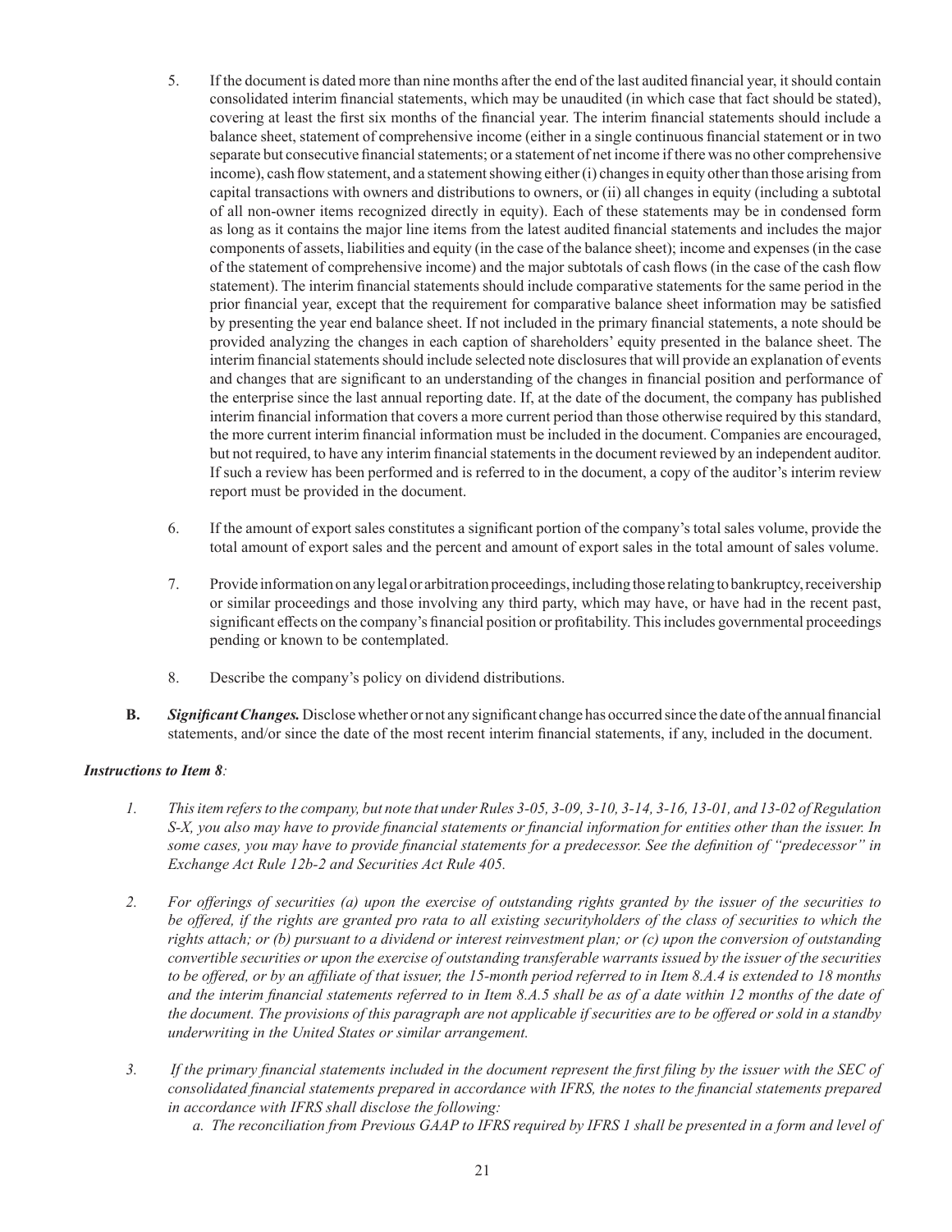5. If the document is dated more than nine months after the end of the last audited financial year, it should contain consolidated interim financial statements, which may be unaudited (in which case that fact should be stated), covering at least the first six months of the financial year. The interim financial statements should include a balance sheet, statement of comprehensive income (either in a single continuous financial statement or in two separate but consecutive financial statements; or a statement of net income if there was no other comprehensive income), cash flow statement, and a statement showing either (i) changes in equity other than those arising from capital transactions with owners and distributions to owners, or (ii) all changes in equity (including a subtotal of all non-owner items recognized directly in equity). Each of these statements may be in condensed form as long as it contains the major line items from the latest audited financial statements and includes the major components of assets, liabilities and equity (in the case of the balance sheet); income and expenses (in the case of the statement of comprehensive income) and the major subtotals of cash flows (in the case of the cash flow statement). The interim financial statements should include comparative statements for the same period in the prior financial year, except that the requirement for comparative balance sheet information may be satisfied by presenting the year end balance sheet. If not included in the primary financial statements, a note should be provided analyzing the changes in each caption of shareholders' equity presented in the balance sheet. The interim financial statements should include selected note disclosures that will provide an explanation of events and changes that are significant to an understanding of the changes in financial position and performance of the enterprise since the last annual reporting date. If, at the date of the document, the company has published interim financial information that covers a more current period than those otherwise required by this standard, the more current interim financial information must be included in the document. Companies are encouraged, but not required, to have any interim financial statements in the document reviewed by an independent auditor. If such a review has been performed and is referred to in the document, a copy of the auditor's interim review report must be provided in the document.

6. If the amount of export sales constitutes a significant portion of the company's total sales volume, provide the total amount of export sales and the percent and amount of export sales in the total amount of sales volume.

7. Provide information on any legal or arbitration proceedings, including those relating to bankruptcy, receivership or similar proceedings and those involving any third party, which may have, or have had in the recent past, significant effects on the company's financial position or profitability. This includes governmental proceedings pending or known to be contemplated.

8. Describe the company's policy on dividend distributions.

**B.** ***Significant Changes.*** Disclose whether or not any significant change has occurred since the date of the annual financial statements, and/or since the date of the most recent interim financial statements, if any, included in the document.

***Instructions to Item 8****:*

*1. This item refers to the company, but note that under Rules 3-05, 3-09, 3-10, 3-14, 3-16, 13-01, and 13-02 of Regulation S-X, you also may have to provide financial statements or financial information for entities other than the issuer. In some cases, you may have to provide financial statements for a predecessor. See the definition of "predecessor" in Exchange Act Rule 12b-2 and Securities Act Rule 405.*

*2. For offerings of securities (a) upon the exercise of outstanding rights granted by the issuer of the securities to be offered, if the rights are granted pro rata to all existing securityholders of the class of securities to which the rights attach; or (b) pursuant to a dividend or interest reinvestment plan; or (c) upon the conversion of outstanding convertible securities or upon the exercise of outstanding transferable warrants issued by the issuer of the securities to be offered, or by an affiliate of that issuer, the 15-month period referred to in Item 8.A.4 is extended to 18 months and the interim financial statements referred to in Item 8.A.5 shall be as of a date within 12 months of the date of the document. The provisions of this paragraph are not applicable if securities are to be offered or sold in a standby underwriting in the United States or similar arrangement.*

*3. If the primary financial statements included in the document represent the first filing by the issuer with the SEC of consolidated financial statements prepared in accordance with IFRS, the notes to the financial statements prepared in accordance with IFRS shall disclose the following:*

*a. The reconciliation from Previous GAAP to IFRS required by IFRS 1 shall be presented in a form and level of*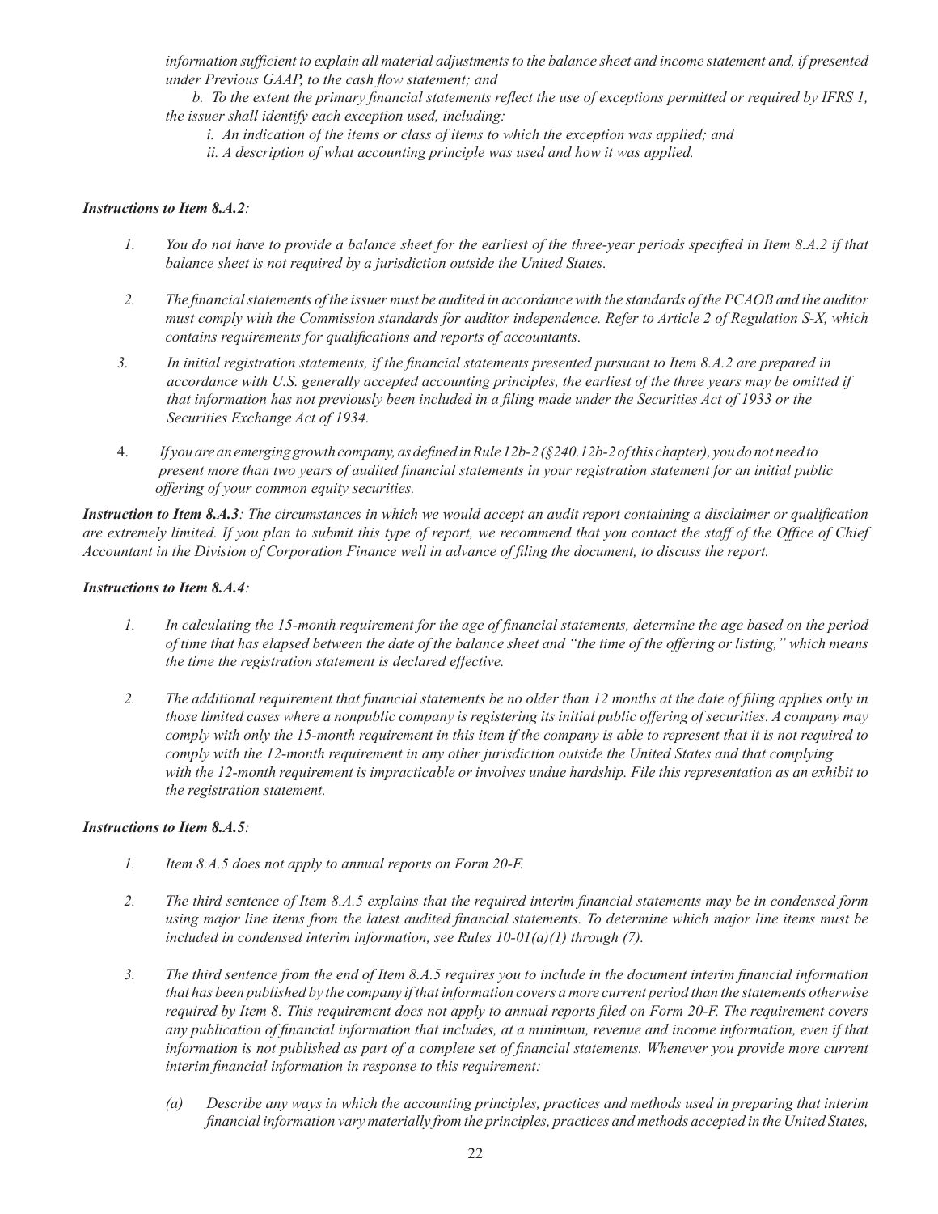*information sufficient to explain all material adjustments to the balance sheet and income statement and, if presented under Previous GAAP, to the cash flow statement; and*

*b. To the extent the primary financial statements reflect the use of exceptions permitted or required by IFRS 1, the issuer shall identify each exception used, including:*

*i. An indication of the items or class of items to which the exception was applied; and*

*ii. A description of what accounting principle was used and how it was applied.*

***Instructions to Item 8.A.2**:*

1. *You do not have to provide a balance sheet for the earliest of the three-year periods specified in Item 8.A.2 if that balance sheet is not required by a jurisdiction outside the United States.*
2. *The financial statements of the issuer must be audited in accordance with the standards of the PCAOB and the auditor must comply with the Commission standards for auditor independence. Refer to Article 2 of Regulation S-X, which contains requirements for qualifications and reports of accountants.*
3. *In initial registration statements, if the financial statements presented pursuant to Item 8.A.2 are prepared in accordance with U.S. generally accepted accounting principles, the earliest of the three years may be omitted if that information has not previously been included in a filing made under the Securities Act of 1933 or the Securities Exchange Act of 1934.*
4. *If you are an emerging growth company, as defined in Rule 12b-2 (§240.12b-2 of this chapter), you do not need to present more than two years of audited financial statements in your registration statement for an initial public offering of your common equity securities.*

***Instruction to Item 8.A.3**: The circumstances in which we would accept an audit report containing a disclaimer or qualification are extremely limited. If you plan to submit this type of report, we recommend that you contact the staff of the Office of Chief Accountant in the Division of Corporation Finance well in advance of filing the document, to discuss the report.*

***Instructions to Item 8.A.4**:*

1. *In calculating the 15-month requirement for the age of financial statements, determine the age based on the period of time that has elapsed between the date of the balance sheet and "the time of the offering or listing," which means the time the registration statement is declared effective.*
2. *The additional requirement that financial statements be no older than 12 months at the date of filing applies only in those limited cases where a nonpublic company is registering its initial public offering of securities. A company may comply with only the 15-month requirement in this item if the company is able to represent that it is not required to comply with the 12-month requirement in any other jurisdiction outside the United States and that complying with the 12-month requirement is impracticable or involves undue hardship. File this representation as an exhibit to the registration statement.*

***Instructions to Item 8.A.5**:*

1. *Item 8.A.5 does not apply to annual reports on Form 20-F.*
2. *The third sentence of Item 8.A.5 explains that the required interim financial statements may be in condensed form using major line items from the latest audited financial statements. To determine which major line items must be included in condensed interim information, see Rules 10-01(a)(1) through (7).*
3. *The third sentence from the end of Item 8.A.5 requires you to include in the document interim financial information that has been published by the company if that information covers a more current period than the statements otherwise required by Item 8. This requirement does not apply to annual reports filed on Form 20-F. The requirement covers any publication of financial information that includes, at a minimum, revenue and income information, even if that information is not published as part of a complete set of financial statements. Whenever you provide more current interim financial information in response to this requirement:*

   (a) *Describe any ways in which the accounting principles, practices and methods used in preparing that interim financial information vary materially from the principles, practices and methods accepted in the United States,*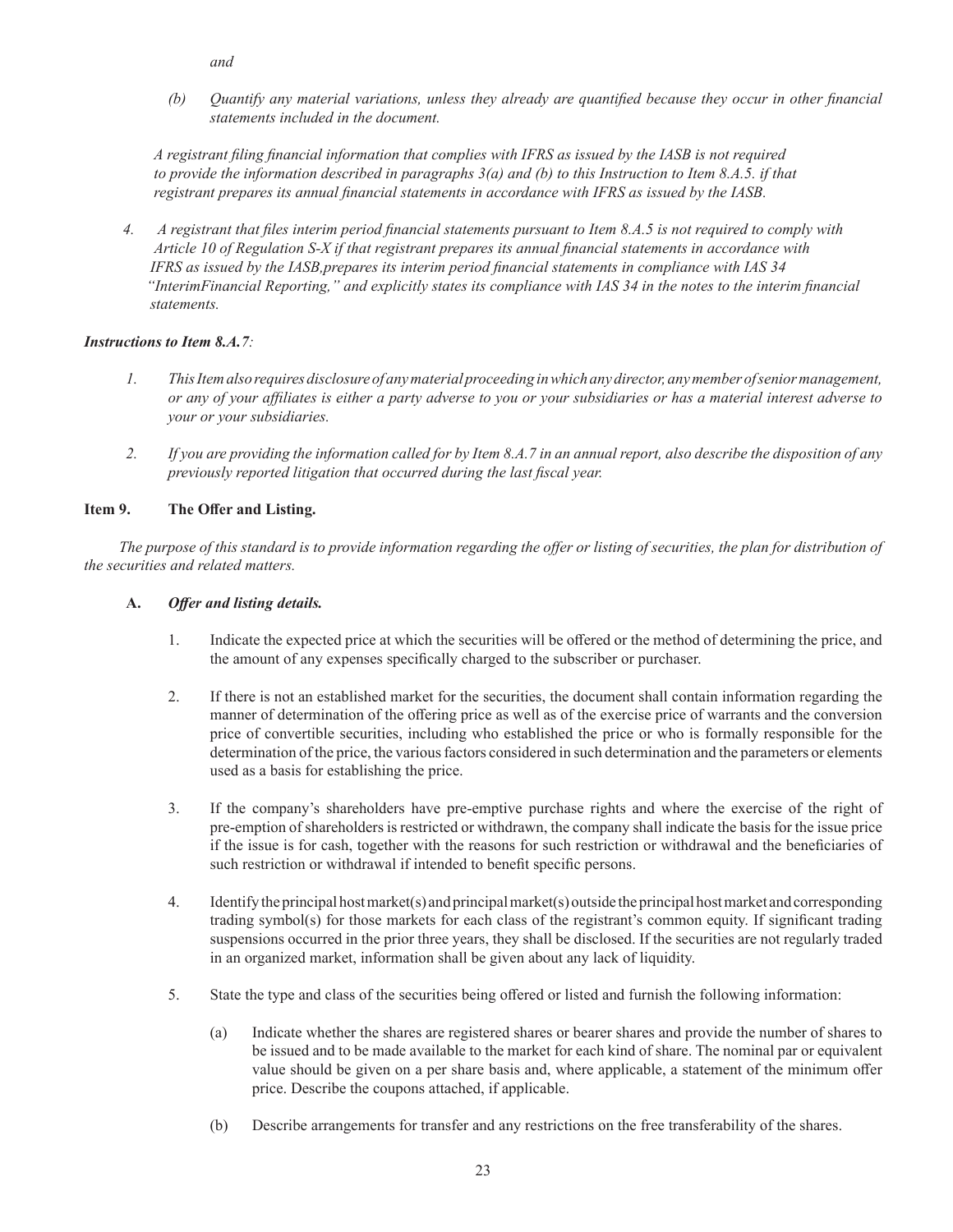*and*

*(b) Quantify any material variations, unless they already are quantified because they occur in other financial statements included in the document.*

*A registrant filing financial information that complies with IFRS as issued by the IASB is not required to provide the information described in paragraphs 3(a) and (b) to this Instruction to Item 8.A.5. if that registrant prepares its annual financial statements in accordance with IFRS as issued by the IASB.*

*4. A registrant that files interim period financial statements pursuant to Item 8.A.5 is not required to comply with Article 10 of Regulation S-X if that registrant prepares its annual financial statements in accordance with IFRS as issued by the IASB,prepares its interim period financial statements in compliance with IAS 34 "InterimFinancial Reporting," and explicitly states its compliance with IAS 34 in the notes to the interim financial statements.*

***Instructions to Item 8.A.7:***

*1. This Item also requires disclosure of any material proceeding in which any director, any member of senior management, or any of your affiliates is either a party adverse to you or your subsidiaries or has a material interest adverse to your or your subsidiaries.*

*2. If you are providing the information called for by Item 8.A.7 in an annual report, also describe the disposition of any previously reported litigation that occurred during the last fiscal year.*

## Item 9. The Offer and Listing.

*The purpose of this standard is to provide information regarding the offer or listing of securities, the plan for distribution of the securities and related matters.*

**A.** ***Offer and listing details.***

1. Indicate the expected price at which the securities will be offered or the method of determining the price, and the amount of any expenses specifically charged to the subscriber or purchaser.

2. If there is not an established market for the securities, the document shall contain information regarding the manner of determination of the offering price as well as of the exercise price of warrants and the conversion price of convertible securities, including who established the price or who is formally responsible for the determination of the price, the various factors considered in such determination and the parameters or elements used as a basis for establishing the price.

3. If the company's shareholders have pre-emptive purchase rights and where the exercise of the right of pre-emption of shareholders is restricted or withdrawn, the company shall indicate the basis for the issue price if the issue is for cash, together with the reasons for such restriction or withdrawal and the beneficiaries of such restriction or withdrawal if intended to benefit specific persons.

4. Identify the principal host market(s) and principal market(s) outside the principal host market and corresponding trading symbol(s) for those markets for each class of the registrant's common equity. If significant trading suspensions occurred in the prior three years, they shall be disclosed. If the securities are not regularly traded in an organized market, information shall be given about any lack of liquidity.

5. State the type and class of the securities being offered or listed and furnish the following information:

   (a) Indicate whether the shares are registered shares or bearer shares and provide the number of shares to be issued and to be made available to the market for each kind of share. The nominal par or equivalent value should be given on a per share basis and, where applicable, a statement of the minimum offer price. Describe the coupons attached, if applicable.

   (b) Describe arrangements for transfer and any restrictions on the free transferability of the shares.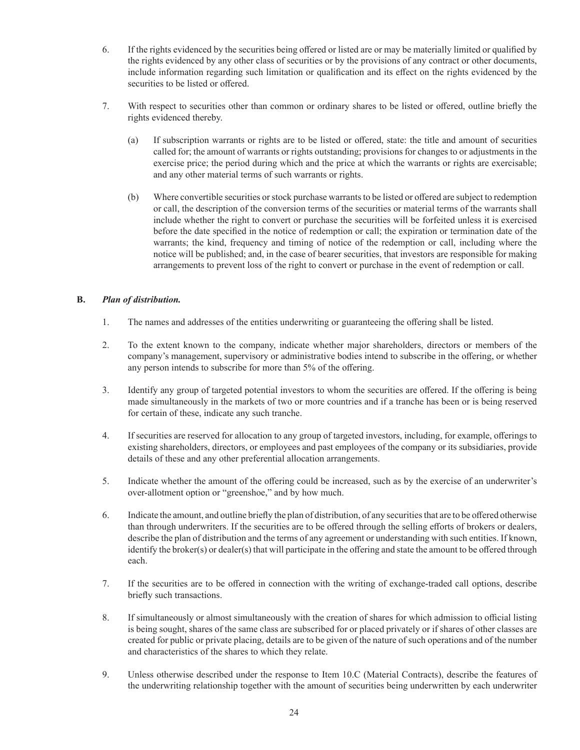6. If the rights evidenced by the securities being offered or listed are or may be materially limited or qualified by the rights evidenced by any other class of securities or by the provisions of any contract or other documents, include information regarding such limitation or qualification and its effect on the rights evidenced by the securities to be listed or offered.

7. With respect to securities other than common or ordinary shares to be listed or offered, outline briefly the rights evidenced thereby.

   (a) If subscription warrants or rights are to be listed or offered, state: the title and amount of securities called for; the amount of warrants or rights outstanding; provisions for changes to or adjustments in the exercise price; the period during which and the price at which the warrants or rights are exercisable; and any other material terms of such warrants or rights.

   (b) Where convertible securities or stock purchase warrants to be listed or offered are subject to redemption or call, the description of the conversion terms of the securities or material terms of the warrants shall include whether the right to convert or purchase the securities will be forfeited unless it is exercised before the date specified in the notice of redemption or call; the expiration or termination date of the warrants; the kind, frequency and timing of notice of the redemption or call, including where the notice will be published; and, in the case of bearer securities, that investors are responsible for making arrangements to prevent loss of the right to convert or purchase in the event of redemption or call.

**B.** ***Plan of distribution.***

1. The names and addresses of the entities underwriting or guaranteeing the offering shall be listed.

2. To the extent known to the company, indicate whether major shareholders, directors or members of the company's management, supervisory or administrative bodies intend to subscribe in the offering, or whether any person intends to subscribe for more than 5% of the offering.

3. Identify any group of targeted potential investors to whom the securities are offered. If the offering is being made simultaneously in the markets of two or more countries and if a tranche has been or is being reserved for certain of these, indicate any such tranche.

4. If securities are reserved for allocation to any group of targeted investors, including, for example, offerings to existing shareholders, directors, or employees and past employees of the company or its subsidiaries, provide details of these and any other preferential allocation arrangements.

5. Indicate whether the amount of the offering could be increased, such as by the exercise of an underwriter's over-allotment option or "greenshoe," and by how much.

6. Indicate the amount, and outline briefly the plan of distribution, of any securities that are to be offered otherwise than through underwriters. If the securities are to be offered through the selling efforts of brokers or dealers, describe the plan of distribution and the terms of any agreement or understanding with such entities. If known, identify the broker(s) or dealer(s) that will participate in the offering and state the amount to be offered through each.

7. If the securities are to be offered in connection with the writing of exchange-traded call options, describe briefly such transactions.

8. If simultaneously or almost simultaneously with the creation of shares for which admission to official listing is being sought, shares of the same class are subscribed for or placed privately or if shares of other classes are created for public or private placing, details are to be given of the nature of such operations and of the number and characteristics of the shares to which they relate.

9. Unless otherwise described under the response to Item 10.C (Material Contracts), describe the features of the underwriting relationship together with the amount of securities being underwritten by each underwriter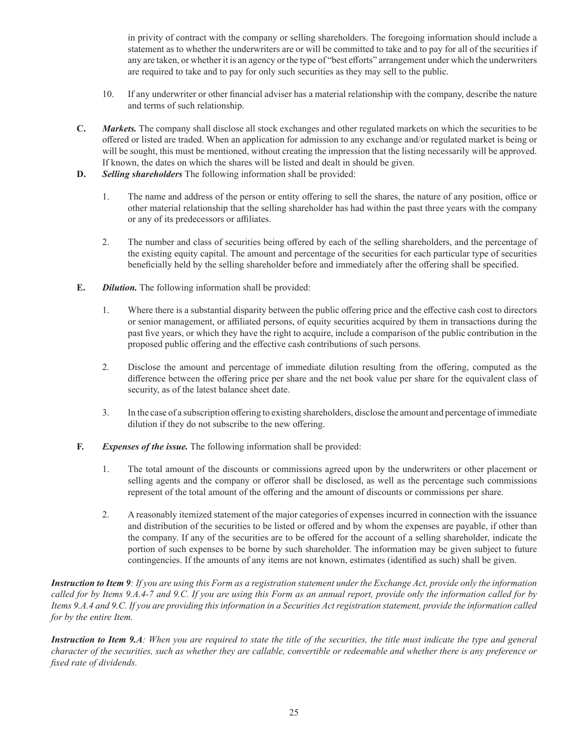in privity of contract with the company or selling shareholders. The foregoing information should include a statement as to whether the underwriters are or will be committed to take and to pay for all of the securities if any are taken, or whether it is an agency or the type of "best efforts" arrangement under which the underwriters are required to take and to pay for only such securities as they may sell to the public.

10. If any underwriter or other financial adviser has a material relationship with the company, describe the nature and terms of such relationship.

**C.** ***Markets.*** The company shall disclose all stock exchanges and other regulated markets on which the securities to be offered or listed are traded. When an application for admission to any exchange and/or regulated market is being or will be sought, this must be mentioned, without creating the impression that the listing necessarily will be approved. If known, the dates on which the shares will be listed and dealt in should be given.

**D.** ***Selling shareholders*** The following information shall be provided:

1. The name and address of the person or entity offering to sell the shares, the nature of any position, office or other material relationship that the selling shareholder has had within the past three years with the company or any of its predecessors or affiliates.

2. The number and class of securities being offered by each of the selling shareholders, and the percentage of the existing equity capital. The amount and percentage of the securities for each particular type of securities beneficially held by the selling shareholder before and immediately after the offering shall be specified.

**E.** ***Dilution.*** The following information shall be provided:

1. Where there is a substantial disparity between the public offering price and the effective cash cost to directors or senior management, or affiliated persons, of equity securities acquired by them in transactions during the past five years, or which they have the right to acquire, include a comparison of the public contribution in the proposed public offering and the effective cash contributions of such persons.

2. Disclose the amount and percentage of immediate dilution resulting from the offering, computed as the difference between the offering price per share and the net book value per share for the equivalent class of security, as of the latest balance sheet date.

3. In the case of a subscription offering to existing shareholders, disclose the amount and percentage of immediate dilution if they do not subscribe to the new offering.

**F.** ***Expenses of the issue.*** The following information shall be provided:

1. The total amount of the discounts or commissions agreed upon by the underwriters or other placement or selling agents and the company or offeror shall be disclosed, as well as the percentage such commissions represent of the total amount of the offering and the amount of discounts or commissions per share.

2. A reasonably itemized statement of the major categories of expenses incurred in connection with the issuance and distribution of the securities to be listed or offered and by whom the expenses are payable, if other than the company. If any of the securities are to be offered for the account of a selling shareholder, indicate the portion of such expenses to be borne by such shareholder. The information may be given subject to future contingencies. If the amounts of any items are not known, estimates (identified as such) shall be given.

***Instruction to Item 9****: If you are using this Form as a registration statement under the Exchange Act, provide only the information called for by Items 9.A.4-7 and 9.C. If you are using this Form as an annual report, provide only the information called for by Items 9.A.4 and 9.C. If you are providing this information in a Securities Act registration statement, provide the information called for the entire Item.*

***Instruction to Item 9.A****: When you are required to state the title of the securities, the title must indicate the type and general character of the securities, such as whether they are callable, convertible or redeemable and whether there is any preference or fixed rate of dividends.*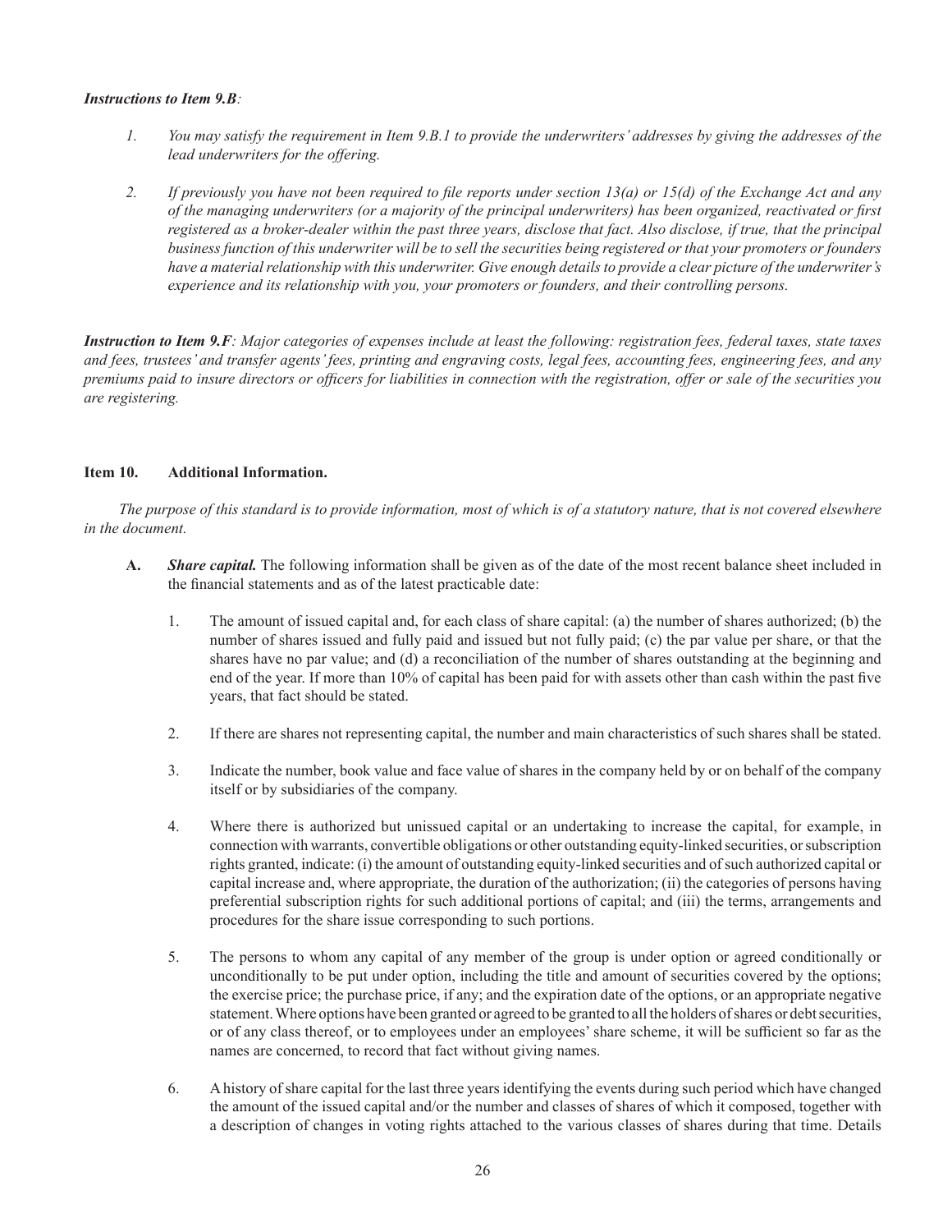***Instructions to Item 9.B***:

1. *You may satisfy the requirement in Item 9.B.1 to provide the underwriters' addresses by giving the addresses of the lead underwriters for the offering.*

2. *If previously you have not been required to file reports under section 13(a) or 15(d) of the Exchange Act and any of the managing underwriters (or a majority of the principal underwriters) has been organized, reactivated or first registered as a broker-dealer within the past three years, disclose that fact. Also disclose, if true, that the principal business function of this underwriter will be to sell the securities being registered or that your promoters or founders have a material relationship with this underwriter. Give enough details to provide a clear picture of the underwriter's experience and its relationship with you, your promoters or founders, and their controlling persons.*

***Instruction to Item 9.F****: Major categories of expenses include at least the following: registration fees, federal taxes, state taxes and fees, trustees' and transfer agents' fees, printing and engraving costs, legal fees, accounting fees, engineering fees, and any premiums paid to insure directors or officers for liabilities in connection with the registration, offer or sale of the securities you are registering.*

## Item 10. Additional Information.

*The purpose of this standard is to provide information, most of which is of a statutory nature, that is not covered elsewhere in the document.*

**A.** ***Share capital.*** The following information shall be given as of the date of the most recent balance sheet included in the financial statements and as of the latest practicable date:

1. The amount of issued capital and, for each class of share capital: (a) the number of shares authorized; (b) the number of shares issued and fully paid and issued but not fully paid; (c) the par value per share, or that the shares have no par value; and (d) a reconciliation of the number of shares outstanding at the beginning and end of the year. If more than 10% of capital has been paid for with assets other than cash within the past five years, that fact should be stated.

2. If there are shares not representing capital, the number and main characteristics of such shares shall be stated.

3. Indicate the number, book value and face value of shares in the company held by or on behalf of the company itself or by subsidiaries of the company.

4. Where there is authorized but unissued capital or an undertaking to increase the capital, for example, in connection with warrants, convertible obligations or other outstanding equity-linked securities, or subscription rights granted, indicate: (i) the amount of outstanding equity-linked securities and of such authorized capital or capital increase and, where appropriate, the duration of the authorization; (ii) the categories of persons having preferential subscription rights for such additional portions of capital; and (iii) the terms, arrangements and procedures for the share issue corresponding to such portions.

5. The persons to whom any capital of any member of the group is under option or agreed conditionally or unconditionally to be put under option, including the title and amount of securities covered by the options; the exercise price; the purchase price, if any; and the expiration date of the options, or an appropriate negative statement. Where options have been granted or agreed to be granted to all the holders of shares or debt securities, or of any class thereof, or to employees under an employees' share scheme, it will be sufficient so far as the names are concerned, to record that fact without giving names.

6. A history of share capital for the last three years identifying the events during such period which have changed the amount of the issued capital and/or the number and classes of shares of which it composed, together with a description of changes in voting rights attached to the various classes of shares during that time. Details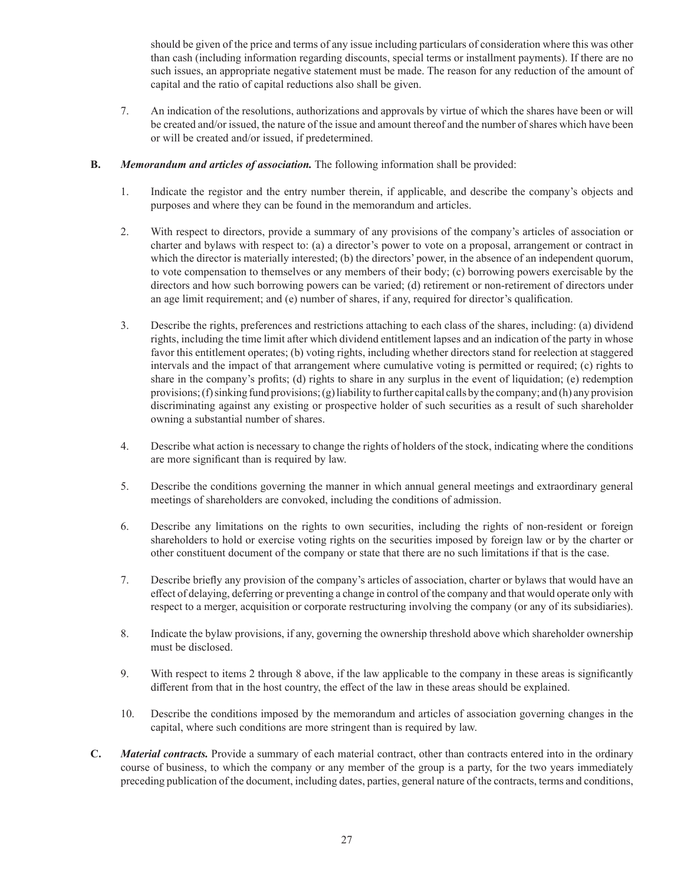should be given of the price and terms of any issue including particulars of consideration where this was other than cash (including information regarding discounts, special terms or installment payments). If there are no such issues, an appropriate negative statement must be made. The reason for any reduction of the amount of capital and the ratio of capital reductions also shall be given.

7. An indication of the resolutions, authorizations and approvals by virtue of which the shares have been or will be created and/or issued, the nature of the issue and amount thereof and the number of shares which have been or will be created and/or issued, if predetermined.

**B.** ***Memorandum and articles of association.*** The following information shall be provided:

1. Indicate the registor and the entry number therein, if applicable, and describe the company's objects and purposes and where they can be found in the memorandum and articles.

2. With respect to directors, provide a summary of any provisions of the company's articles of association or charter and bylaws with respect to: (a) a director's power to vote on a proposal, arrangement or contract in which the director is materially interested; (b) the directors' power, in the absence of an independent quorum, to vote compensation to themselves or any members of their body; (c) borrowing powers exercisable by the directors and how such borrowing powers can be varied; (d) retirement or non-retirement of directors under an age limit requirement; and (e) number of shares, if any, required for director's qualification.

3. Describe the rights, preferences and restrictions attaching to each class of the shares, including: (a) dividend rights, including the time limit after which dividend entitlement lapses and an indication of the party in whose favor this entitlement operates; (b) voting rights, including whether directors stand for reelection at staggered intervals and the impact of that arrangement where cumulative voting is permitted or required; (c) rights to share in the company's profits; (d) rights to share in any surplus in the event of liquidation; (e) redemption provisions; (f) sinking fund provisions; (g) liability to further capital calls by the company; and (h) any provision discriminating against any existing or prospective holder of such securities as a result of such shareholder owning a substantial number of shares.

4. Describe what action is necessary to change the rights of holders of the stock, indicating where the conditions are more significant than is required by law.

5. Describe the conditions governing the manner in which annual general meetings and extraordinary general meetings of shareholders are convoked, including the conditions of admission.

6. Describe any limitations on the rights to own securities, including the rights of non-resident or foreign shareholders to hold or exercise voting rights on the securities imposed by foreign law or by the charter or other constituent document of the company or state that there are no such limitations if that is the case.

7. Describe briefly any provision of the company's articles of association, charter or bylaws that would have an effect of delaying, deferring or preventing a change in control of the company and that would operate only with respect to a merger, acquisition or corporate restructuring involving the company (or any of its subsidiaries).

8. Indicate the bylaw provisions, if any, governing the ownership threshold above which shareholder ownership must be disclosed.

9. With respect to items 2 through 8 above, if the law applicable to the company in these areas is significantly different from that in the host country, the effect of the law in these areas should be explained.

10. Describe the conditions imposed by the memorandum and articles of association governing changes in the capital, where such conditions are more stringent than is required by law.

**C.** ***Material contracts.*** Provide a summary of each material contract, other than contracts entered into in the ordinary course of business, to which the company or any member of the group is a party, for the two years immediately preceding publication of the document, including dates, parties, general nature of the contracts, terms and conditions,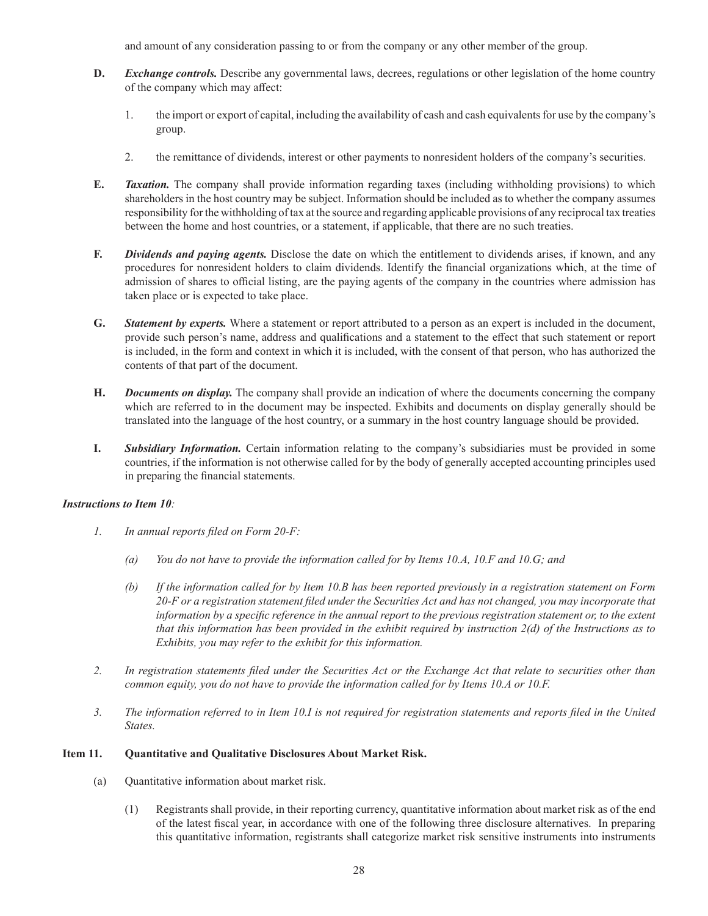and amount of any consideration passing to or from the company or any other member of the group.

**D.** ***Exchange controls.*** Describe any governmental laws, decrees, regulations or other legislation of the home country of the company which may affect:

1. the import or export of capital, including the availability of cash and cash equivalents for use by the company's group.

2. the remittance of dividends, interest or other payments to nonresident holders of the company's securities.

**E.** ***Taxation.*** The company shall provide information regarding taxes (including withholding provisions) to which shareholders in the host country may be subject. Information should be included as to whether the company assumes responsibility for the withholding of tax at the source and regarding applicable provisions of any reciprocal tax treaties between the home and host countries, or a statement, if applicable, that there are no such treaties.

**F.** ***Dividends and paying agents.*** Disclose the date on which the entitlement to dividends arises, if known, and any procedures for nonresident holders to claim dividends. Identify the financial organizations which, at the time of admission of shares to official listing, are the paying agents of the company in the countries where admission has taken place or is expected to take place.

**G.** ***Statement by experts.*** Where a statement or report attributed to a person as an expert is included in the document, provide such person's name, address and qualifications and a statement to the effect that such statement or report is included, in the form and context in which it is included, with the consent of that person, who has authorized the contents of that part of the document.

**H.** ***Documents on display.*** The company shall provide an indication of where the documents concerning the company which are referred to in the document may be inspected. Exhibits and documents on display generally should be translated into the language of the host country, or a summary in the host country language should be provided.

**I.** ***Subsidiary Information.*** Certain information relating to the company's subsidiaries must be provided in some countries, if the information is not otherwise called for by the body of generally accepted accounting principles used in preparing the financial statements.

***Instructions to Item 10:***

*1. In annual reports filed on Form 20-F:*

*(a) You do not have to provide the information called for by Items 10.A, 10.F and 10.G; and*

*(b) If the information called for by Item 10.B has been reported previously in a registration statement on Form 20-F or a registration statement filed under the Securities Act and has not changed, you may incorporate that information by a specific reference in the annual report to the previous registration statement or, to the extent that this information has been provided in the exhibit required by instruction 2(d) of the Instructions as to Exhibits, you may refer to the exhibit for this information.*

*2. In registration statements filed under the Securities Act or the Exchange Act that relate to securities other than common equity, you do not have to provide the information called for by Items 10.A or 10.F.*

*3. The information referred to in Item 10.I is not required for registration statements and reports filed in the United States.*

## Item 11. Quantitative and Qualitative Disclosures About Market Risk.

(a) Quantitative information about market risk.

(1) Registrants shall provide, in their reporting currency, quantitative information about market risk as of the end of the latest fiscal year, in accordance with one of the following three disclosure alternatives. In preparing this quantitative information, registrants shall categorize market risk sensitive instruments into instruments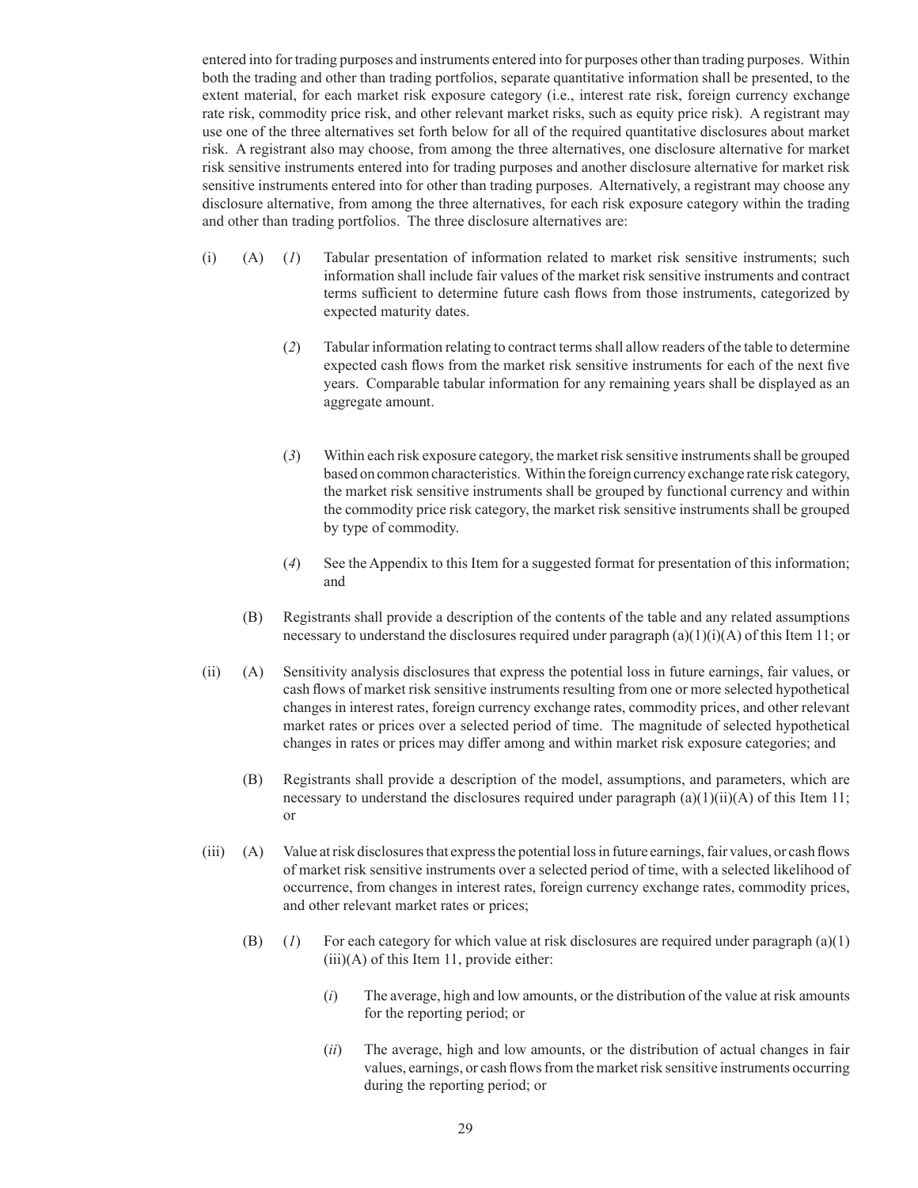entered into for trading purposes and instruments entered into for purposes other than trading purposes. Within both the trading and other than trading portfolios, separate quantitative information shall be presented, to the extent material, for each market risk exposure category (i.e., interest rate risk, foreign currency exchange rate risk, commodity price risk, and other relevant market risks, such as equity price risk). A registrant may use one of the three alternatives set forth below for all of the required quantitative disclosures about market risk. A registrant also may choose, from among the three alternatives, one disclosure alternative for market risk sensitive instruments entered into for trading purposes and another disclosure alternative for market risk sensitive instruments entered into for other than trading purposes. Alternatively, a registrant may choose any disclosure alternative, from among the three alternatives, for each risk exposure category within the trading and other than trading portfolios. The three disclosure alternatives are:

(i) (A) (*1*) Tabular presentation of information related to market risk sensitive instruments; such information shall include fair values of the market risk sensitive instruments and contract terms sufficient to determine future cash flows from those instruments, categorized by expected maturity dates.

(*2*) Tabular information relating to contract terms shall allow readers of the table to determine expected cash flows from the market risk sensitive instruments for each of the next five years. Comparable tabular information for any remaining years shall be displayed as an aggregate amount.

(*3*) Within each risk exposure category, the market risk sensitive instruments shall be grouped based on common characteristics. Within the foreign currency exchange rate risk category, the market risk sensitive instruments shall be grouped by functional currency and within the commodity price risk category, the market risk sensitive instruments shall be grouped by type of commodity.

(*4*) See the Appendix to this Item for a suggested format for presentation of this information; and

(B) Registrants shall provide a description of the contents of the table and any related assumptions necessary to understand the disclosures required under paragraph (a)(1)(i)(A) of this Item 11; or

(ii) (A) Sensitivity analysis disclosures that express the potential loss in future earnings, fair values, or cash flows of market risk sensitive instruments resulting from one or more selected hypothetical changes in interest rates, foreign currency exchange rates, commodity prices, and other relevant market rates or prices over a selected period of time. The magnitude of selected hypothetical changes in rates or prices may differ among and within market risk exposure categories; and

(B) Registrants shall provide a description of the model, assumptions, and parameters, which are necessary to understand the disclosures required under paragraph (a)(1)(ii)(A) of this Item 11; or

(iii) (A) Value at risk disclosures that express the potential loss in future earnings, fair values, or cash flows of market risk sensitive instruments over a selected period of time, with a selected likelihood of occurrence, from changes in interest rates, foreign currency exchange rates, commodity prices, and other relevant market rates or prices;

(B) (*1*) For each category for which value at risk disclosures are required under paragraph (a)(1)(iii)(A) of this Item 11, provide either:

(*i*) The average, high and low amounts, or the distribution of the value at risk amounts for the reporting period; or

(*ii*) The average, high and low amounts, or the distribution of actual changes in fair values, earnings, or cash flows from the market risk sensitive instruments occurring during the reporting period; or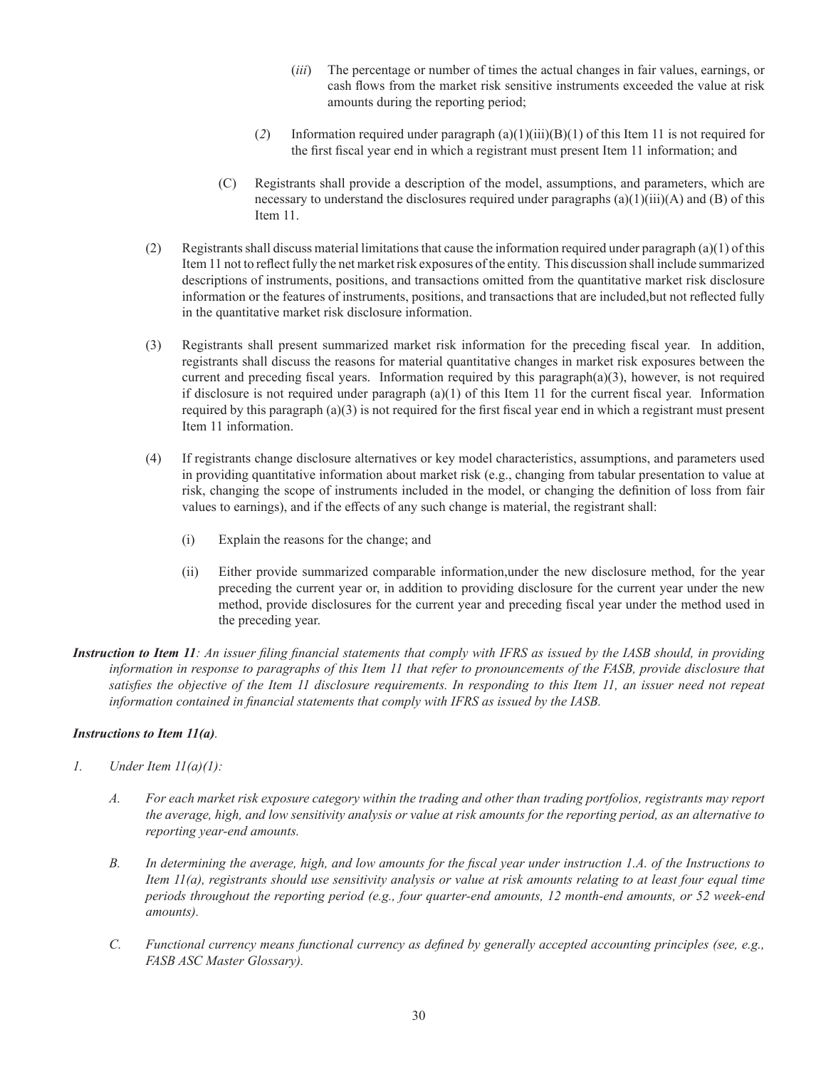(*iii*) The percentage or number of times the actual changes in fair values, earnings, or cash flows from the market risk sensitive instruments exceeded the value at risk amounts during the reporting period;

(*2*) Information required under paragraph (a)(1)(iii)(B)(1) of this Item 11 is not required for the first fiscal year end in which a registrant must present Item 11 information; and

(C) Registrants shall provide a description of the model, assumptions, and parameters, which are necessary to understand the disclosures required under paragraphs (a)(1)(iii)(A) and (B) of this Item 11.

(2) Registrants shall discuss material limitations that cause the information required under paragraph (a)(1) of this Item 11 not to reflect fully the net market risk exposures of the entity. This discussion shall include summarized descriptions of instruments, positions, and transactions omitted from the quantitative market risk disclosure information or the features of instruments, positions, and transactions that are included,but not reflected fully in the quantitative market risk disclosure information.

(3) Registrants shall present summarized market risk information for the preceding fiscal year. In addition, registrants shall discuss the reasons for material quantitative changes in market risk exposures between the current and preceding fiscal years. Information required by this paragraph(a)(3), however, is not required if disclosure is not required under paragraph (a)(1) of this Item 11 for the current fiscal year. Information required by this paragraph (a)(3) is not required for the first fiscal year end in which a registrant must present Item 11 information.

(4) If registrants change disclosure alternatives or key model characteristics, assumptions, and parameters used in providing quantitative information about market risk (e.g., changing from tabular presentation to value at risk, changing the scope of instruments included in the model, or changing the definition of loss from fair values to earnings), and if the effects of any such change is material, the registrant shall:

(i) Explain the reasons for the change; and

(ii) Either provide summarized comparable information,under the new disclosure method, for the year preceding the current year or, in addition to providing disclosure for the current year under the new method, provide disclosures for the current year and preceding fiscal year under the method used in the preceding year.

***Instruction to Item 11****: An issuer filing financial statements that comply with IFRS as issued by the IASB should, in providing information in response to paragraphs of this Item 11 that refer to pronouncements of the FASB, provide disclosure that satisfies the objective of the Item 11 disclosure requirements. In responding to this Item 11, an issuer need not repeat information contained in financial statements that comply with IFRS as issued by the IASB.*

***Instructions to Item 11(a)****.*

*1. Under Item 11(a)(1):*

*A. For each market risk exposure category within the trading and other than trading portfolios, registrants may report the average, high, and low sensitivity analysis or value at risk amounts for the reporting period, as an alternative to reporting year-end amounts.*

*B. In determining the average, high, and low amounts for the fiscal year under instruction 1.A. of the Instructions to Item 11(a), registrants should use sensitivity analysis or value at risk amounts relating to at least four equal time periods throughout the reporting period (e.g., four quarter-end amounts, 12 month-end amounts, or 52 week-end amounts).*

*C. Functional currency means functional currency as defined by generally accepted accounting principles (see, e.g., FASB ASC Master Glossary).*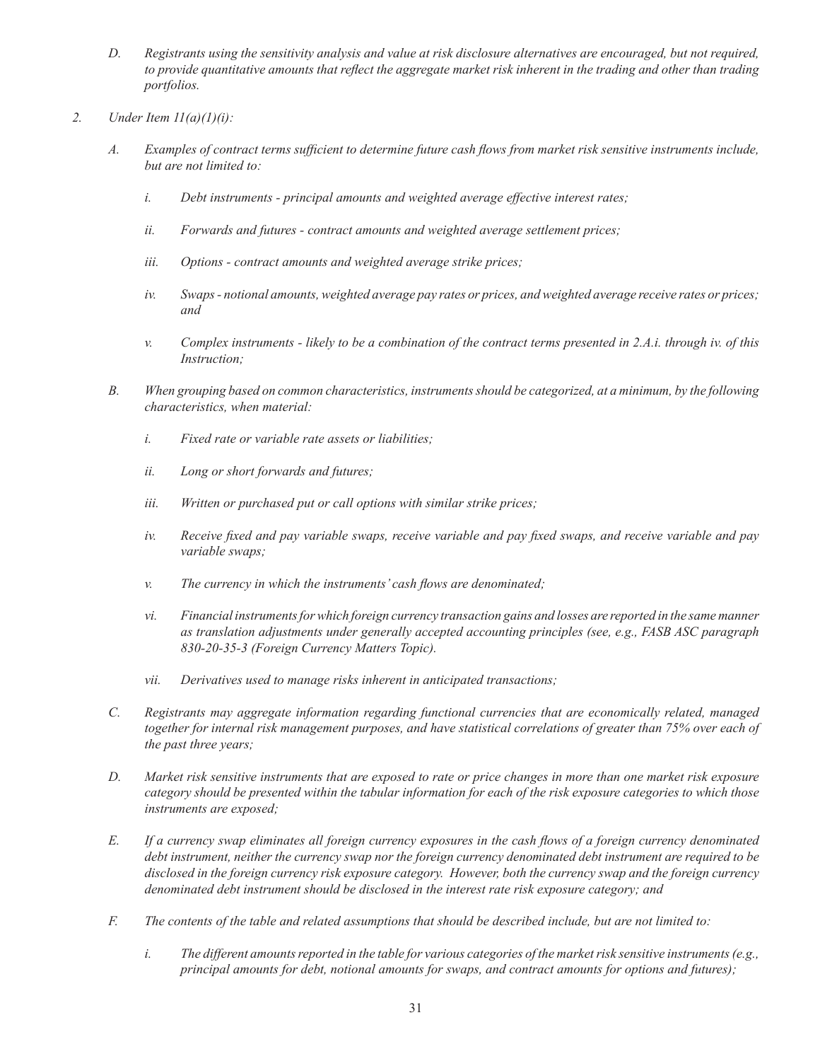*D. Registrants using the sensitivity analysis and value at risk disclosure alternatives are encouraged, but not required, to provide quantitative amounts that reflect the aggregate market risk inherent in the trading and other than trading portfolios.*

*2. Under Item 11(a)(1)(i):*

*A. Examples of contract terms sufficient to determine future cash flows from market risk sensitive instruments include, but are not limited to:*

*i. Debt instruments - principal amounts and weighted average effective interest rates;*

*ii. Forwards and futures - contract amounts and weighted average settlement prices;*

*iii. Options - contract amounts and weighted average strike prices;*

*iv. Swaps - notional amounts, weighted average pay rates or prices, and weighted average receive rates or prices; and*

*v. Complex instruments - likely to be a combination of the contract terms presented in 2.A.i. through iv. of this Instruction;*

*B. When grouping based on common characteristics, instruments should be categorized, at a minimum, by the following characteristics, when material:*

*i. Fixed rate or variable rate assets or liabilities;*

*ii. Long or short forwards and futures;*

*iii. Written or purchased put or call options with similar strike prices;*

*iv. Receive fixed and pay variable swaps, receive variable and pay fixed swaps, and receive variable and pay variable swaps;*

*v. The currency in which the instruments' cash flows are denominated;*

*vi. Financial instruments for which foreign currency transaction gains and losses are reported in the same manner as translation adjustments under generally accepted accounting principles (see, e.g., FASB ASC paragraph 830-20-35-3 (Foreign Currency Matters Topic).*

*vii. Derivatives used to manage risks inherent in anticipated transactions;*

*C. Registrants may aggregate information regarding functional currencies that are economically related, managed together for internal risk management purposes, and have statistical correlations of greater than 75% over each of the past three years;*

*D. Market risk sensitive instruments that are exposed to rate or price changes in more than one market risk exposure category should be presented within the tabular information for each of the risk exposure categories to which those instruments are exposed;*

*E. If a currency swap eliminates all foreign currency exposures in the cash flows of a foreign currency denominated debt instrument, neither the currency swap nor the foreign currency denominated debt instrument are required to be disclosed in the foreign currency risk exposure category. However, both the currency swap and the foreign currency denominated debt instrument should be disclosed in the interest rate risk exposure category; and*

*F. The contents of the table and related assumptions that should be described include, but are not limited to:*

*i. The different amounts reported in the table for various categories of the market risk sensitive instruments (e.g., principal amounts for debt, notional amounts for swaps, and contract amounts for options and futures);*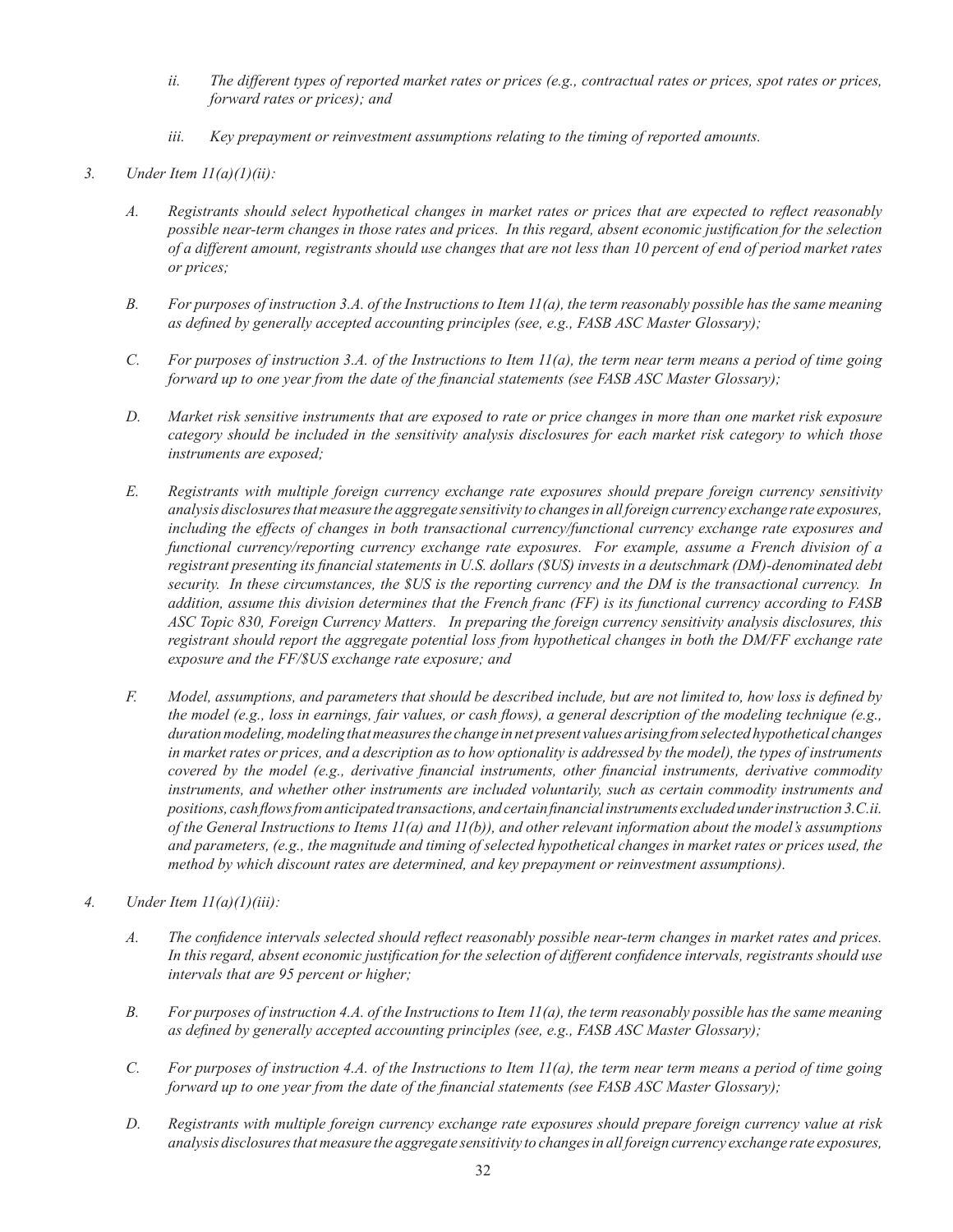*ii. The different types of reported market rates or prices (e.g., contractual rates or prices, spot rates or prices, forward rates or prices); and*

*iii. Key prepayment or reinvestment assumptions relating to the timing of reported amounts.*

*3. Under Item 11(a)(1)(ii):*

*A. Registrants should select hypothetical changes in market rates or prices that are expected to reflect reasonably possible near-term changes in those rates and prices. In this regard, absent economic justification for the selection of a different amount, registrants should use changes that are not less than 10 percent of end of period market rates or prices;*

*B. For purposes of instruction 3.A. of the Instructions to Item 11(a), the term reasonably possible has the same meaning as defined by generally accepted accounting principles (see, e.g., FASB ASC Master Glossary);*

*C. For purposes of instruction 3.A. of the Instructions to Item 11(a), the term near term means a period of time going forward up to one year from the date of the financial statements (see FASB ASC Master Glossary);*

*D. Market risk sensitive instruments that are exposed to rate or price changes in more than one market risk exposure category should be included in the sensitivity analysis disclosures for each market risk category to which those instruments are exposed;*

*E. Registrants with multiple foreign currency exchange rate exposures should prepare foreign currency sensitivity analysis disclosures that measure the aggregate sensitivity to changes in all foreign currency exchange rate exposures, including the effects of changes in both transactional currency/functional currency exchange rate exposures and functional currency/reporting currency exchange rate exposures. For example, assume a French division of a registrant presenting its financial statements in U.S. dollars ($US) invests in a deutschmark (DM)-denominated debt security. In these circumstances, the $US is the reporting currency and the DM is the transactional currency. In addition, assume this division determines that the French franc (FF) is its functional currency according to FASB ASC Topic 830, Foreign Currency Matters. In preparing the foreign currency sensitivity analysis disclosures, this registrant should report the aggregate potential loss from hypothetical changes in both the DM/FF exchange rate exposure and the FF/$US exchange rate exposure; and*

*F. Model, assumptions, and parameters that should be described include, but are not limited to, how loss is defined by the model (e.g., loss in earnings, fair values, or cash flows), a general description of the modeling technique (e.g., duration modeling, modeling that measures the change in net present values arising from selected hypothetical changes in market rates or prices, and a description as to how optionality is addressed by the model), the types of instruments covered by the model (e.g., derivative financial instruments, other financial instruments, derivative commodity instruments, and whether other instruments are included voluntarily, such as certain commodity instruments and positions, cash flows from anticipated transactions, and certain financial instruments excluded under instruction 3.C.ii. of the General Instructions to Items 11(a) and 11(b)), and other relevant information about the model's assumptions and parameters, (e.g., the magnitude and timing of selected hypothetical changes in market rates or prices used, the method by which discount rates are determined, and key prepayment or reinvestment assumptions).*

*4. Under Item 11(a)(1)(iii):*

*A. The confidence intervals selected should reflect reasonably possible near-term changes in market rates and prices. In this regard, absent economic justification for the selection of different confidence intervals, registrants should use intervals that are 95 percent or higher;*

*B. For purposes of instruction 4.A. of the Instructions to Item 11(a), the term reasonably possible has the same meaning as defined by generally accepted accounting principles (see, e.g., FASB ASC Master Glossary);*

*C. For purposes of instruction 4.A. of the Instructions to Item 11(a), the term near term means a period of time going forward up to one year from the date of the financial statements (see FASB ASC Master Glossary);*

*D. Registrants with multiple foreign currency exchange rate exposures should prepare foreign currency value at risk analysis disclosures that measure the aggregate sensitivity to changes in all foreign currency exchange rate exposures,*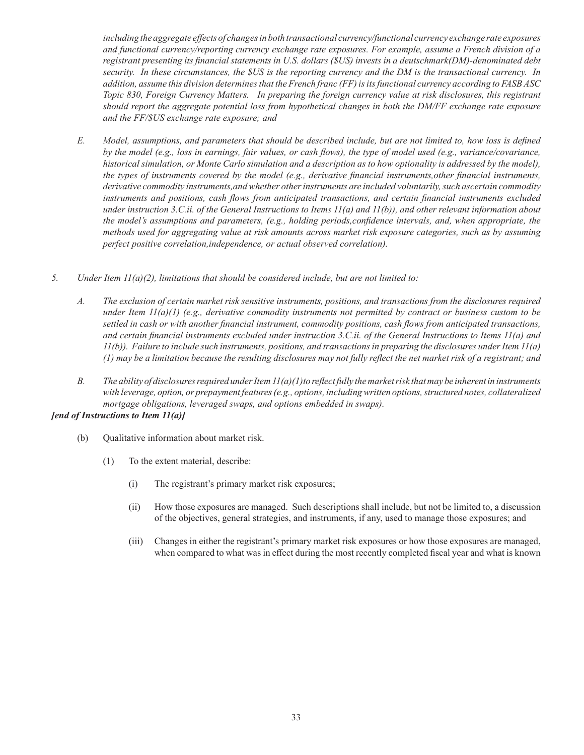*including the aggregate effects of changes in both transactional currency/functional currency exchange rate exposures and functional currency/reporting currency exchange rate exposures. For example, assume a French division of a registrant presenting its financial statements in U.S. dollars ($US) invests in a deutschmark(DM)-denominated debt security. In these circumstances, the $US is the reporting currency and the DM is the transactional currency. In addition, assume this division determines that the French franc (FF) is its functional currency according to FASB ASC Topic 830, Foreign Currency Matters. In preparing the foreign currency value at risk disclosures, this registrant should report the aggregate potential loss from hypothetical changes in both the DM/FF exchange rate exposure and the FF/$US exchange rate exposure; and*

*E. Model, assumptions, and parameters that should be described include, but are not limited to, how loss is defined by the model (e.g., loss in earnings, fair values, or cash flows), the type of model used (e.g., variance/covariance, historical simulation, or Monte Carlo simulation and a description as to how optionality is addressed by the model), the types of instruments covered by the model (e.g., derivative financial instruments,other financial instruments, derivative commodity instruments,and whether other instruments are included voluntarily, such ascertain commodity instruments and positions, cash flows from anticipated transactions, and certain financial instruments excluded under instruction 3.C.ii. of the General Instructions to Items 11(a) and 11(b)), and other relevant information about the model's assumptions and parameters, (e.g., holding periods,confidence intervals, and, when appropriate, the methods used for aggregating value at risk amounts across market risk exposure categories, such as by assuming perfect positive correlation,independence, or actual observed correlation).*

*5. Under Item 11(a)(2), limitations that should be considered include, but are not limited to:*

*A. The exclusion of certain market risk sensitive instruments, positions, and transactions from the disclosures required under Item 11(a)(1) (e.g., derivative commodity instruments not permitted by contract or business custom to be settled in cash or with another financial instrument, commodity positions, cash flows from anticipated transactions, and certain financial instruments excluded under instruction 3.C.ii. of the General Instructions to Items 11(a) and 11(b)). Failure to include such instruments, positions, and transactions in preparing the disclosures under Item 11(a)(1) may be a limitation because the resulting disclosures may not fully reflect the net market risk of a registrant; and*

*B. The ability of disclosures required under Item 11(a)(1)to reflect fully the market risk that may be inherent in instruments with leverage, option, or prepayment features (e.g., options, including written options, structured notes, collateralized mortgage obligations, leveraged swaps, and options embedded in swaps).*

***[end of Instructions to Item 11(a)]***

(b) Qualitative information about market risk.

(1) To the extent material, describe:

(i) The registrant's primary market risk exposures;

(ii) How those exposures are managed. Such descriptions shall include, but not be limited to, a discussion of the objectives, general strategies, and instruments, if any, used to manage those exposures; and

(iii) Changes in either the registrant's primary market risk exposures or how those exposures are managed, when compared to what was in effect during the most recently completed fiscal year and what is known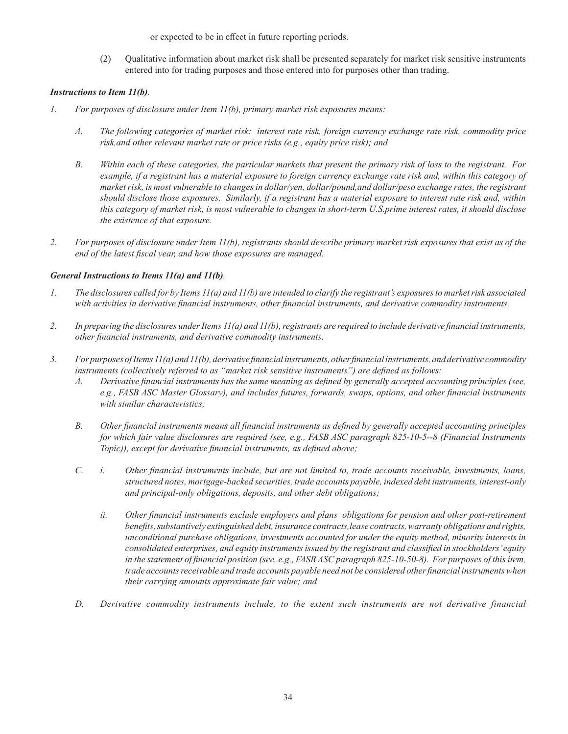or expected to be in effect in future reporting periods.

(2) Qualitative information about market risk shall be presented separately for market risk sensitive instruments entered into for trading purposes and those entered into for purposes other than trading.

***Instructions to Item 11(b).***

*1. For purposes of disclosure under Item 11(b), primary market risk exposures means:*

*A. The following categories of market risk: interest rate risk, foreign currency exchange rate risk, commodity price risk,and other relevant market rate or price risks (e.g., equity price risk); and*

*B. Within each of these categories, the particular markets that present the primary risk of loss to the registrant. For example, if a registrant has a material exposure to foreign currency exchange rate risk and, within this category of market risk, is most vulnerable to changes in dollar/yen, dollar/pound,and dollar/peso exchange rates, the registrant should disclose those exposures. Similarly, if a registrant has a material exposure to interest rate risk and, within this category of market risk, is most vulnerable to changes in short-term U.S.prime interest rates, it should disclose the existence of that exposure.*

*2. For purposes of disclosure under Item 11(b), registrants should describe primary market risk exposures that exist as of the end of the latest fiscal year, and how those exposures are managed.*

***General Instructions to Items 11(a) and 11(b).***

*1. The disclosures called for by Items 11(a) and 11(b) are intended to clarify the registrant's exposures to market risk associated with activities in derivative financial instruments, other financial instruments, and derivative commodity instruments.*

*2. In preparing the disclosures under Items 11(a) and 11(b), registrants are required to include derivative financial instruments, other financial instruments, and derivative commodity instruments.*

*3. For purposes of Items 11(a) and 11(b), derivative financial instruments, other financial instruments, and derivative commodity instruments (collectively referred to as "market risk sensitive instruments") are defined as follows:*

*A. Derivative financial instruments has the same meaning as defined by generally accepted accounting principles (see, e.g., FASB ASC Master Glossary), and includes futures, forwards, swaps, options, and other financial instruments with similar characteristics;*

*B. Other financial instruments means all financial instruments as defined by generally accepted accounting principles for which fair value disclosures are required (see, e.g., FASB ASC paragraph 825-10-5--8 (Financial Instruments Topic)), except for derivative financial instruments, as defined above;*

*C. i. Other financial instruments include, but are not limited to, trade accounts receivable, investments, loans, structured notes, mortgage-backed securities, trade accounts payable, indexed debt instruments, interest-only and principal-only obligations, deposits, and other debt obligations;*

*ii. Other financial instruments exclude employers and plans obligations for pension and other post-retirement benefits, substantively extinguished debt, insurance contracts,lease contracts, warranty obligations and rights, unconditional purchase obligations, investments accounted for under the equity method, minority interests in consolidated enterprises, and equity instruments issued by the registrant and classified in stockholders' equity in the statement of financial position (see, e.g., FASB ASC paragraph 825-10-50-8). For purposes of this item, trade accounts receivable and trade accounts payable need not be considered other financial instruments when their carrying amounts approximate fair value; and*

*D. Derivative commodity instruments include, to the extent such instruments are not derivative financial*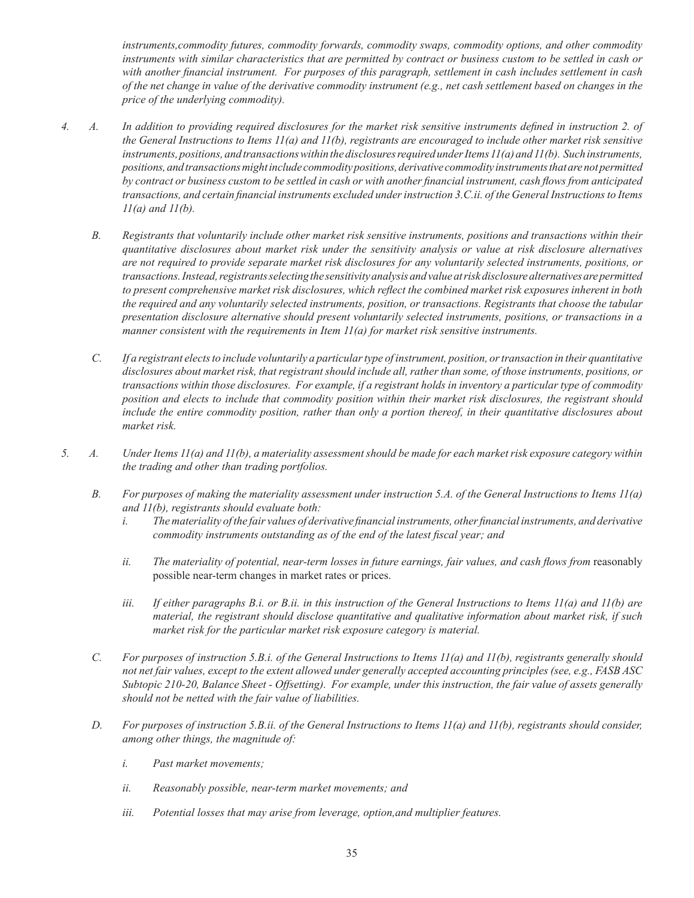*instruments,commodity futures, commodity forwards, commodity swaps, commodity options, and other commodity instruments with similar characteristics that are permitted by contract or business custom to be settled in cash or with another financial instrument. For purposes of this paragraph, settlement in cash includes settlement in cash of the net change in value of the derivative commodity instrument (e.g., net cash settlement based on changes in the price of the underlying commodity).*

4. A. *In addition to providing required disclosures for the market risk sensitive instruments defined in instruction 2. of the General Instructions to Items 11(a) and 11(b), registrants are encouraged to include other market risk sensitive instruments, positions, and transactions within the disclosures required under Items 11(a) and 11(b). Such instruments, positions, and transactions might include commodity positions, derivative commodity instruments that are not permitted by contract or business custom to be settled in cash or with another financial instrument, cash flows from anticipated transactions, and certain financial instruments excluded under instruction 3.C.ii. of the General Instructions to Items 11(a) and 11(b).*

   B. *Registrants that voluntarily include other market risk sensitive instruments, positions and transactions within their quantitative disclosures about market risk under the sensitivity analysis or value at risk disclosure alternatives are not required to provide separate market risk disclosures for any voluntarily selected instruments, positions, or transactions. Instead, registrants selecting the sensitivity analysis and value at risk disclosure alternatives are permitted to present comprehensive market risk disclosures, which reflect the combined market risk exposures inherent in both the required and any voluntarily selected instruments, position, or transactions. Registrants that choose the tabular presentation disclosure alternative should present voluntarily selected instruments, positions, or transactions in a manner consistent with the requirements in Item 11(a) for market risk sensitive instruments.*

   C. *If a registrant elects to include voluntarily a particular type of instrument, position, or transaction in their quantitative disclosures about market risk, that registrant should include all, rather than some, of those instruments, positions, or transactions within those disclosures. For example, if a registrant holds in inventory a particular type of commodity position and elects to include that commodity position within their market risk disclosures, the registrant should include the entire commodity position, rather than only a portion thereof, in their quantitative disclosures about market risk.*

5. A. *Under Items 11(a) and 11(b), a materiality assessment should be made for each market risk exposure category within the trading and other than trading portfolios.*

   B. *For purposes of making the materiality assessment under instruction 5.A. of the General Instructions to Items 11(a) and 11(b), registrants should evaluate both:*

      i. *The materiality of the fair values of derivative financial instruments, other financial instruments, and derivative commodity instruments outstanding as of the end of the latest fiscal year; and*

      ii. *The materiality of potential, near-term losses in future earnings, fair values, and cash flows from* reasonably possible near-term changes in market rates or prices.

      iii. *If either paragraphs B.i. or B.ii. in this instruction of the General Instructions to Items 11(a) and 11(b) are material, the registrant should disclose quantitative and qualitative information about market risk, if such market risk for the particular market risk exposure category is material.*

   C. *For purposes of instruction 5.B.i. of the General Instructions to Items 11(a) and 11(b), registrants generally should not net fair values, except to the extent allowed under generally accepted accounting principles (see, e.g., FASB ASC Subtopic 210-20, Balance Sheet - Offsetting). For example, under this instruction, the fair value of assets generally should not be netted with the fair value of liabilities.*

   D. *For purposes of instruction 5.B.ii. of the General Instructions to Items 11(a) and 11(b), registrants should consider, among other things, the magnitude of:*

      i. *Past market movements;*

      ii. *Reasonably possible, near-term market movements; and*

      iii. *Potential losses that may arise from leverage, option,and multiplier features.*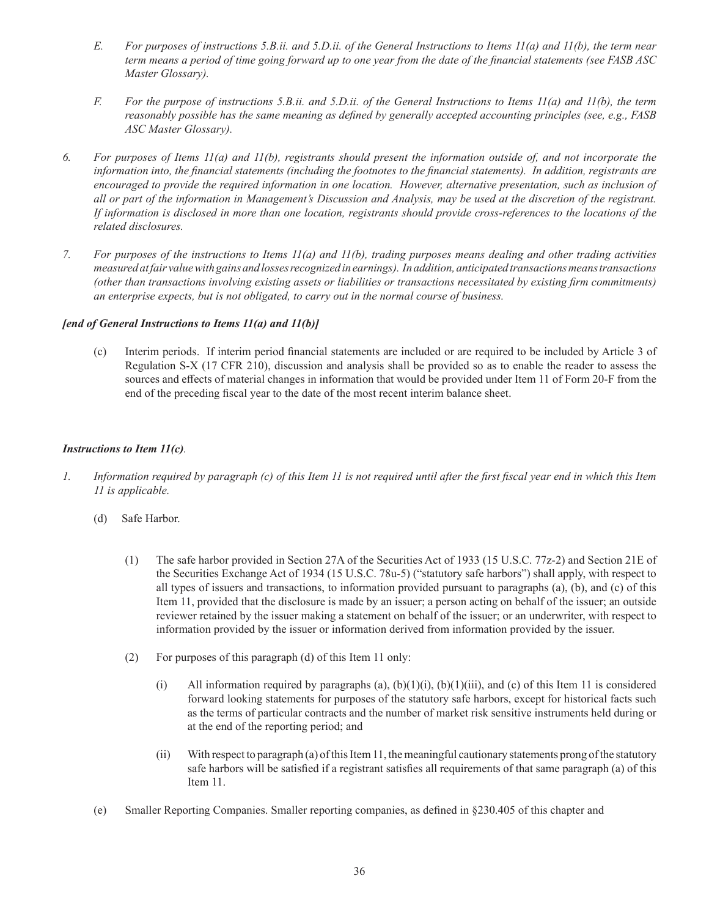*E. For purposes of instructions 5.B.ii. and 5.D.ii. of the General Instructions to Items 11(a) and 11(b), the term near term means a period of time going forward up to one year from the date of the financial statements (see FASB ASC Master Glossary).*

*F. For the purpose of instructions 5.B.ii. and 5.D.ii. of the General Instructions to Items 11(a) and 11(b), the term reasonably possible has the same meaning as defined by generally accepted accounting principles (see, e.g., FASB ASC Master Glossary).*

*6. For purposes of Items 11(a) and 11(b), registrants should present the information outside of, and not incorporate the information into, the financial statements (including the footnotes to the financial statements). In addition, registrants are encouraged to provide the required information in one location. However, alternative presentation, such as inclusion of all or part of the information in Management's Discussion and Analysis, may be used at the discretion of the registrant. If information is disclosed in more than one location, registrants should provide cross-references to the locations of the related disclosures.*

*7. For purposes of the instructions to Items 11(a) and 11(b), trading purposes means dealing and other trading activities measured at fair value with gains and losses recognized in earnings). In addition, anticipated transactions means transactions (other than transactions involving existing assets or liabilities or transactions necessitated by existing firm commitments) an enterprise expects, but is not obligated, to carry out in the normal course of business.*

***[end of General Instructions to Items 11(a) and 11(b)]***

(c) Interim periods. If interim period financial statements are included or are required to be included by Article 3 of Regulation S-X (17 CFR 210), discussion and analysis shall be provided so as to enable the reader to assess the sources and effects of material changes in information that would be provided under Item 11 of Form 20-F from the end of the preceding fiscal year to the date of the most recent interim balance sheet.

***Instructions to Item 11(c).***

*1. Information required by paragraph (c) of this Item 11 is not required until after the first fiscal year end in which this Item 11 is applicable.*

(d) Safe Harbor.

(1) The safe harbor provided in Section 27A of the Securities Act of 1933 (15 U.S.C. 77z-2) and Section 21E of the Securities Exchange Act of 1934 (15 U.S.C. 78u-5) ("statutory safe harbors") shall apply, with respect to all types of issuers and transactions, to information provided pursuant to paragraphs (a), (b), and (c) of this Item 11, provided that the disclosure is made by an issuer; a person acting on behalf of the issuer; an outside reviewer retained by the issuer making a statement on behalf of the issuer; or an underwriter, with respect to information provided by the issuer or information derived from information provided by the issuer.

(2) For purposes of this paragraph (d) of this Item 11 only:

(i) All information required by paragraphs (a), (b)(1)(i), (b)(1)(iii), and (c) of this Item 11 is considered forward looking statements for purposes of the statutory safe harbors, except for historical facts such as the terms of particular contracts and the number of market risk sensitive instruments held during or at the end of the reporting period; and

(ii) With respect to paragraph (a) of this Item 11, the meaningful cautionary statements prong of the statutory safe harbors will be satisfied if a registrant satisfies all requirements of that same paragraph (a) of this Item 11.

(e) Smaller Reporting Companies. Smaller reporting companies, as defined in §230.405 of this chapter and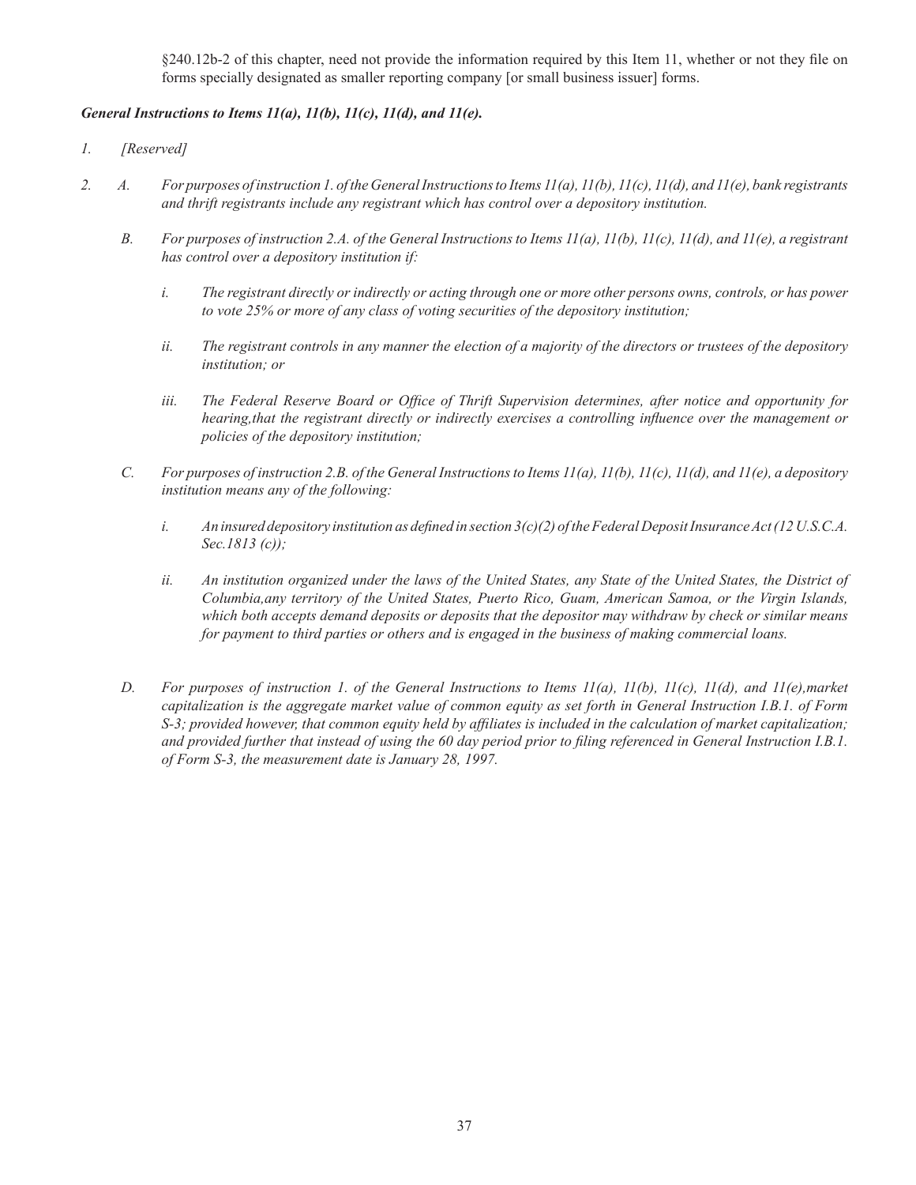§240.12b-2 of this chapter, need not provide the information required by this Item 11, whether or not they file on forms specially designated as smaller reporting company [or small business issuer] forms.

***General Instructions to Items 11(a), 11(b), 11(c), 11(d), and 11(e).***

*1. [Reserved]*

*2. A. For purposes of instruction 1. of the General Instructions to Items 11(a), 11(b), 11(c), 11(d), and 11(e), bank registrants and thrift registrants include any registrant which has control over a depository institution.*

*B. For purposes of instruction 2.A. of the General Instructions to Items 11(a), 11(b), 11(c), 11(d), and 11(e), a registrant has control over a depository institution if:*

*i. The registrant directly or indirectly or acting through one or more other persons owns, controls, or has power to vote 25% or more of any class of voting securities of the depository institution;*

*ii. The registrant controls in any manner the election of a majority of the directors or trustees of the depository institution; or*

*iii. The Federal Reserve Board or Office of Thrift Supervision determines, after notice and opportunity for hearing,that the registrant directly or indirectly exercises a controlling influence over the management or policies of the depository institution;*

*C. For purposes of instruction 2.B. of the General Instructions to Items 11(a), 11(b), 11(c), 11(d), and 11(e), a depository institution means any of the following:*

*i. An insured depository institution as defined in section 3(c)(2) of the Federal Deposit Insurance Act (12 U.S.C.A. Sec.1813 (c));*

*ii. An institution organized under the laws of the United States, any State of the United States, the District of Columbia,any territory of the United States, Puerto Rico, Guam, American Samoa, or the Virgin Islands, which both accepts demand deposits or deposits that the depositor may withdraw by check or similar means for payment to third parties or others and is engaged in the business of making commercial loans.*

*D. For purposes of instruction 1. of the General Instructions to Items 11(a), 11(b), 11(c), 11(d), and 11(e),market capitalization is the aggregate market value of common equity as set forth in General Instruction I.B.1. of Form S-3; provided however, that common equity held by affiliates is included in the calculation of market capitalization; and provided further that instead of using the 60 day period prior to filing referenced in General Instruction I.B.1. of Form S-3, the measurement date is January 28, 1997.*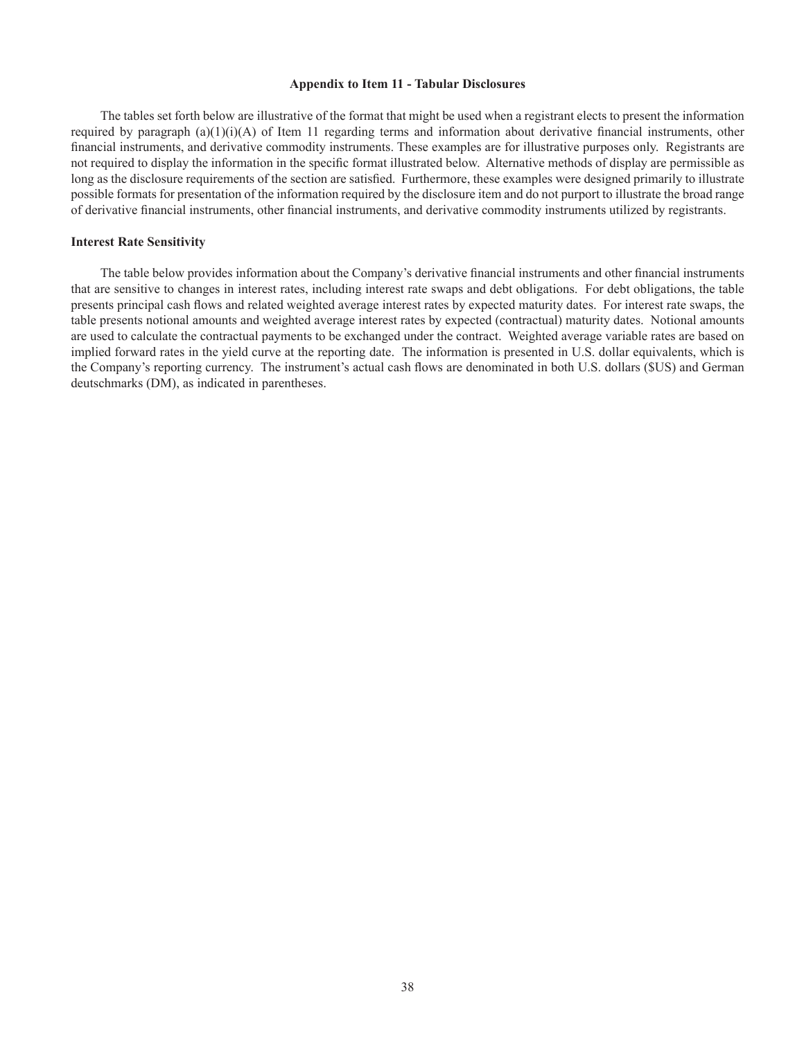## Appendix to Item 11 - Tabular Disclosures

The tables set forth below are illustrative of the format that might be used when a registrant elects to present the information required by paragraph (a)(1)(i)(A) of Item 11 regarding terms and information about derivative financial instruments, other financial instruments, and derivative commodity instruments. These examples are for illustrative purposes only. Registrants are not required to display the information in the specific format illustrated below. Alternative methods of display are permissible as long as the disclosure requirements of the section are satisfied. Furthermore, these examples were designed primarily to illustrate possible formats for presentation of the information required by the disclosure item and do not purport to illustrate the broad range of derivative financial instruments, other financial instruments, and derivative commodity instruments utilized by registrants.

### Interest Rate Sensitivity

The table below provides information about the Company's derivative financial instruments and other financial instruments that are sensitive to changes in interest rates, including interest rate swaps and debt obligations. For debt obligations, the table presents principal cash flows and related weighted average interest rates by expected maturity dates. For interest rate swaps, the table presents notional amounts and weighted average interest rates by expected (contractual) maturity dates. Notional amounts are used to calculate the contractual payments to be exchanged under the contract. Weighted average variable rates are based on implied forward rates in the yield curve at the reporting date. The information is presented in U.S. dollar equivalents, which is the Company's reporting currency. The instrument's actual cash flows are denominated in both U.S. dollars ($US) and German deutschmarks (DM), as indicated in parentheses.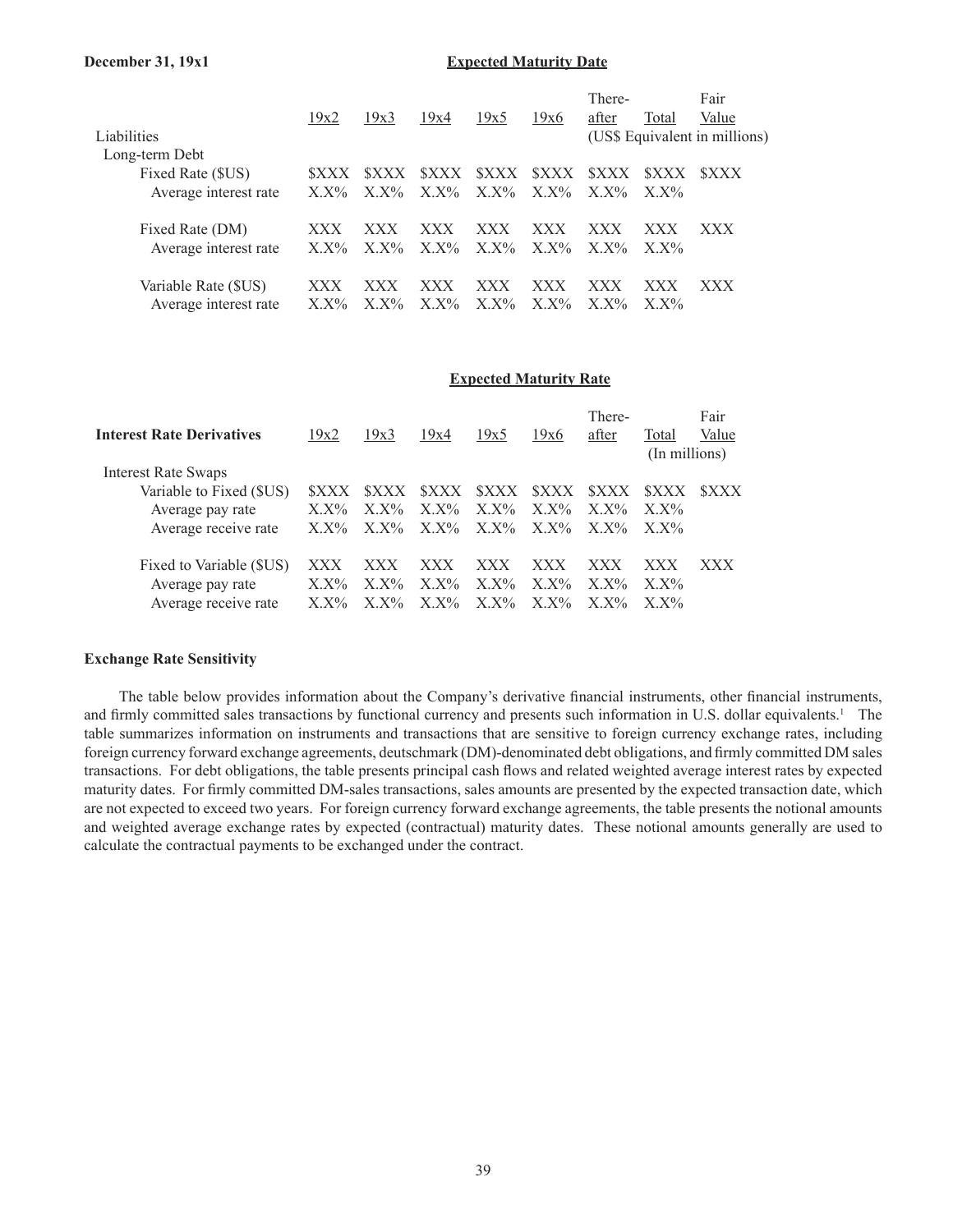**December 31, 19x1**

**Expected Maturity Date**

| Liabilities | 19x2 | 19x3 | 19x4 | 19x5 | 19x6 | There-after | Total | Fair Value |
|---|---|---|---|---|---|---|---|---|
| | | | | | | (US$ Equivalent in millions) | | |
| Long-term Debt | | | | | | | | |
| Fixed Rate ($US) | $XXX | $XXX | $XXX | $XXX | $XXX | $XXX | $XXX | $XXX |
| Average interest rate | X.X% | X.X% | X.X% | X.X% | X.X% | X.X% | X.X% | |
| Fixed Rate (DM) | XXX | XXX | XXX | XXX | XXX | XXX | XXX | XXX |
| Average interest rate | X.X% | X.X% | X.X% | X.X% | X.X% | X.X% | X.X% | |
| Variable Rate ($US) | XXX | XXX | XXX | XXX | XXX | XXX | XXX | XXX |
| Average interest rate | X.X% | X.X% | X.X% | X.X% | X.X% | X.X% | X.X% | |

**Expected Maturity Rate**

| **Interest Rate Derivatives** | 19x2 | 19x3 | 19x4 | 19x5 | 19x6 | There-after | Total | Fair Value |
|---|---|---|---|---|---|---|---|---|
| | | | | | | | (In millions) | |
| Interest Rate Swaps | | | | | | | | |
| Variable to Fixed ($US) | $XXX | $XXX | $XXX | $XXX | $XXX | $XXX | $XXX | $XXX |
| Average pay rate | X.X% | X.X% | X.X% | X.X% | X.X% | X.X% | X.X% | |
| Average receive rate | X.X% | X.X% | X.X% | X.X% | X.X% | X.X% | X.X% | |
| Fixed to Variable ($US) | XXX | XXX | XXX | XXX | XXX | XXX | XXX | XXX |
| Average pay rate | X.X% | X.X% | X.X% | X.X% | X.X% | X.X% | X.X% | |
| Average receive rate | X.X% | X.X% | X.X% | X.X% | X.X% | X.X% | X.X% | |

**Exchange Rate Sensitivity**

The table below provides information about the Company's derivative financial instruments, other financial instruments, and firmly committed sales transactions by functional currency and presents such information in U.S. dollar equivalents.[1] The table summarizes information on instruments and transactions that are sensitive to foreign currency exchange rates, including foreign currency forward exchange agreements, deutschmark (DM)-denominated debt obligations, and firmly committed DM sales transactions. For debt obligations, the table presents principal cash flows and related weighted average interest rates by expected maturity dates. For firmly committed DM-sales transactions, sales amounts are presented by the expected transaction date, which are not expected to exceed two years. For foreign currency forward exchange agreements, the table presents the notional amounts and weighted average exchange rates by expected (contractual) maturity dates. These notional amounts generally are used to calculate the contractual payments to be exchanged under the contract.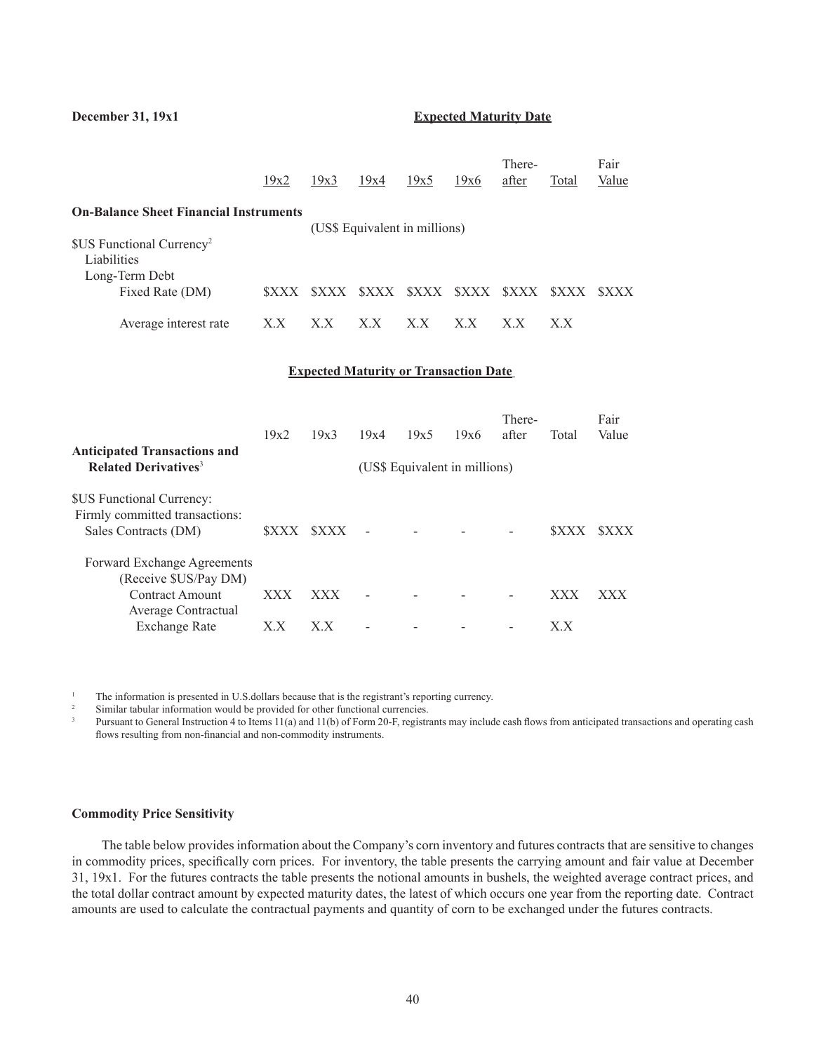**December 31, 19x1**

**Expected Maturity Date**

| | 19x2 | 19x3 | 19x4 | 19x5 | 19x6 | There-after | Total | Fair Value |
|---|---|---|---|---|---|---|---|---|
| **On-Balance Sheet Financial Instruments** | | | | | | | | |
| | (US$ Equivalent in millions) | | | | | | | |
| $US Functional Currency[2] | | | | | | | | |
| Liabilities | | | | | | | | |
| Long-Term Debt | | | | | | | | |
| Fixed Rate (DM) | $XXX | $XXX | $XXX | $XXX | $XXX | $XXX | $XXX | $XXX |
| Average interest rate | X.X | X.X | X.X | X.X | X.X | X.X | X.X | |

**Expected Maturity or Transaction Date**

| | 19x2 | 19x3 | 19x4 | 19x5 | 19x6 | There-after | Total | Fair Value |
|---|---|---|---|---|---|---|---|---|
| **Anticipated Transactions and Related Derivatives**[3] | | | (US$ Equivalent in millions) | | | | | |
| $US Functional Currency: | | | | | | | | |
| Firmly committed transactions: | | | | | | | | |
| Sales Contracts (DM) | $XXX | $XXX | - | - | - | - | $XXX | $XXX |
| Forward Exchange Agreements (Receive $US/Pay DM) | | | | | | | | |
| Contract Amount | XXX | XXX | - | - | - | - | XXX | XXX |
| Average Contractual Exchange Rate | X.X | X.X | - | - | - | - | X.X | |

[1] The information is presented in U.S.dollars because that is the registrant's reporting currency.

[2] Similar tabular information would be provided for other functional currencies.

[3] Pursuant to General Instruction 4 to Items 11(a) and 11(b) of Form 20-F, registrants may include cash flows from anticipated transactions and operating cash flows resulting from non-financial and non-commodity instruments.

**Commodity Price Sensitivity**

The table below provides information about the Company's corn inventory and futures contracts that are sensitive to changes in commodity prices, specifically corn prices. For inventory, the table presents the carrying amount and fair value at December 31, 19x1. For the futures contracts the table presents the notional amounts in bushels, the weighted average contract prices, and the total dollar contract amount by expected maturity dates, the latest of which occurs one year from the reporting date. Contract amounts are used to calculate the contractual payments and quantity of corn to be exchanged under the futures contracts.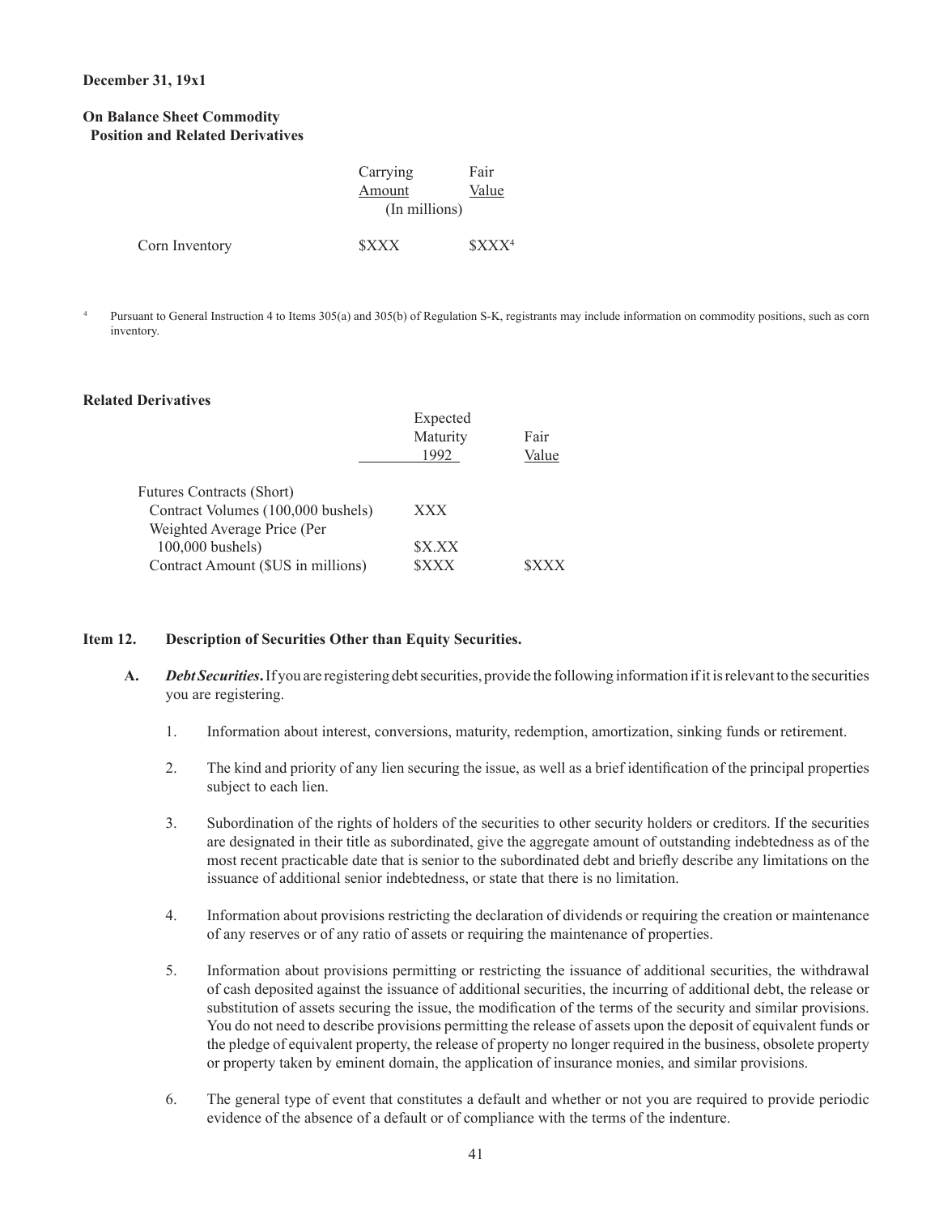**December 31, 19x1**

**On Balance Sheet Commodity Position and Related Derivatives**

| | Carrying Amount | Fair Value |
|---|---|---|
| | (In millions) | |
| Corn Inventory | $XXX | $XXX[4] |

[4] Pursuant to General Instruction 4 to Items 305(a) and 305(b) of Regulation S-K, registrants may include information on commodity positions, such as corn inventory.

**Related Derivatives**

| | Expected Maturity 1992 | Fair Value |
|---|---|---|
| Futures Contracts (Short) | | |
| Contract Volumes (100,000 bushels) | XXX | |
| Weighted Average Price (Per 100,000 bushels) | $X.XX | |
| Contract Amount ($US in millions) | $XXX | $XXX |

**Item 12. Description of Securities Other than Equity Securities.**

**A.** ***Debt Securities*.** If you are registering debt securities, provide the following information if it is relevant to the securities you are registering.

1. Information about interest, conversions, maturity, redemption, amortization, sinking funds or retirement.

2. The kind and priority of any lien securing the issue, as well as a brief identification of the principal properties subject to each lien.

3. Subordination of the rights of holders of the securities to other security holders or creditors. If the securities are designated in their title as subordinated, give the aggregate amount of outstanding indebtedness as of the most recent practicable date that is senior to the subordinated debt and briefly describe any limitations on the issuance of additional senior indebtedness, or state that there is no limitation.

4. Information about provisions restricting the declaration of dividends or requiring the creation or maintenance of any reserves or of any ratio of assets or requiring the maintenance of properties.

5. Information about provisions permitting or restricting the issuance of additional securities, the withdrawal of cash deposited against the issuance of additional securities, the incurring of additional debt, the release or substitution of assets securing the issue, the modification of the terms of the security and similar provisions. You do not need to describe provisions permitting the release of assets upon the deposit of equivalent funds or the pledge of equivalent property, the release of property no longer required in the business, obsolete property or property taken by eminent domain, the application of insurance monies, and similar provisions.

6. The general type of event that constitutes a default and whether or not you are required to provide periodic evidence of the absence of a default or of compliance with the terms of the indenture.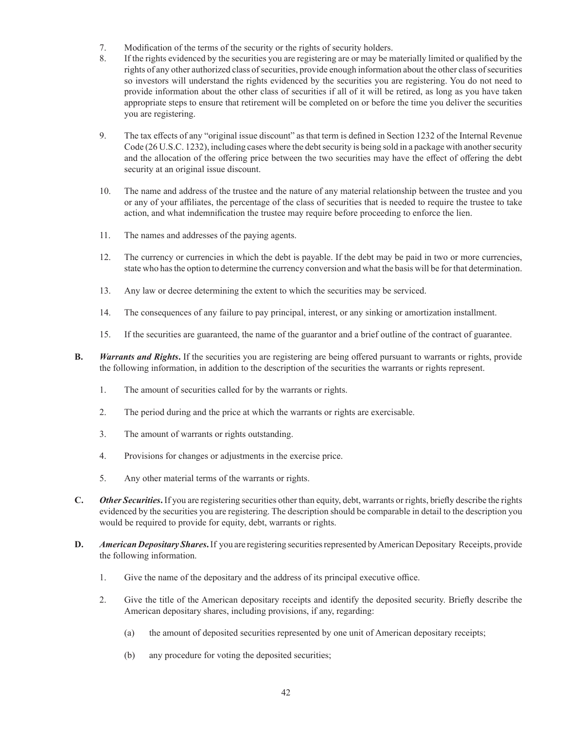7. Modification of the terms of the security or the rights of security holders.
8. If the rights evidenced by the securities you are registering are or may be materially limited or qualified by the rights of any other authorized class of securities, provide enough information about the other class of securities so investors will understand the rights evidenced by the securities you are registering. You do not need to provide information about the other class of securities if all of it will be retired, as long as you have taken appropriate steps to ensure that retirement will be completed on or before the time you deliver the securities you are registering.
9. The tax effects of any "original issue discount" as that term is defined in Section 1232 of the Internal Revenue Code (26 U.S.C. 1232), including cases where the debt security is being sold in a package with another security and the allocation of the offering price between the two securities may have the effect of offering the debt security at an original issue discount.
10. The name and address of the trustee and the nature of any material relationship between the trustee and you or any of your affiliates, the percentage of the class of securities that is needed to require the trustee to take action, and what indemnification the trustee may require before proceeding to enforce the lien.
11. The names and addresses of the paying agents.
12. The currency or currencies in which the debt is payable. If the debt may be paid in two or more currencies, state who has the option to determine the currency conversion and what the basis will be for that determination.
13. Any law or decree determining the extent to which the securities may be serviced.
14. The consequences of any failure to pay principal, interest, or any sinking or amortization installment.
15. If the securities are guaranteed, the name of the guarantor and a brief outline of the contract of guarantee.

**B.** ***Warrants and Rights*.** If the securities you are registering are being offered pursuant to warrants or rights, provide the following information, in addition to the description of the securities the warrants or rights represent.

1. The amount of securities called for by the warrants or rights.
2. The period during and the price at which the warrants or rights are exercisable.
3. The amount of warrants or rights outstanding.
4. Provisions for changes or adjustments in the exercise price.
5. Any other material terms of the warrants or rights.

**C.** ***Other Securities*.** If you are registering securities other than equity, debt, warrants or rights, briefly describe the rights evidenced by the securities you are registering. The description should be comparable in detail to the description you would be required to provide for equity, debt, warrants or rights.

**D.** ***American Depositary Shares*.** If you are registering securities represented by American Depositary Receipts, provide the following information.

1. Give the name of the depositary and the address of its principal executive office.
2. Give the title of the American depositary receipts and identify the deposited security. Briefly describe the American depositary shares, including provisions, if any, regarding:
   (a) the amount of deposited securities represented by one unit of American depositary receipts;
   (b) any procedure for voting the deposited securities;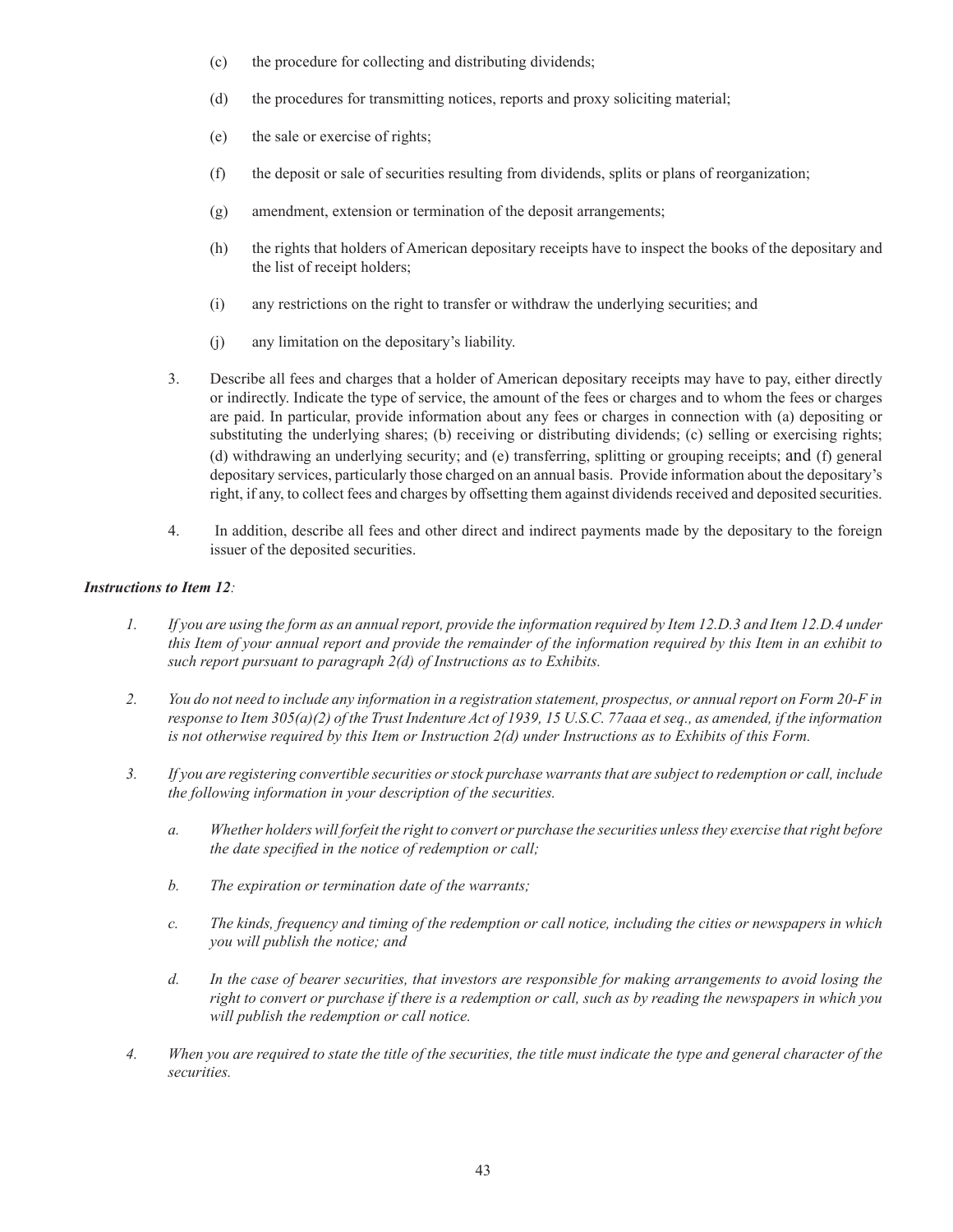(c) the procedure for collecting and distributing dividends;

(d) the procedures for transmitting notices, reports and proxy soliciting material;

(e) the sale or exercise of rights;

(f) the deposit or sale of securities resulting from dividends, splits or plans of reorganization;

(g) amendment, extension or termination of the deposit arrangements;

(h) the rights that holders of American depositary receipts have to inspect the books of the depositary and the list of receipt holders;

(i) any restrictions on the right to transfer or withdraw the underlying securities; and

(j) any limitation on the depositary's liability.

3. Describe all fees and charges that a holder of American depositary receipts may have to pay, either directly or indirectly. Indicate the type of service, the amount of the fees or charges and to whom the fees or charges are paid. In particular, provide information about any fees or charges in connection with (a) depositing or substituting the underlying shares; (b) receiving or distributing dividends; (c) selling or exercising rights; (d) withdrawing an underlying security; and (e) transferring, splitting or grouping receipts; and (f) general depositary services, particularly those charged on an annual basis. Provide information about the depositary's right, if any, to collect fees and charges by offsetting them against dividends received and deposited securities.

4. In addition, describe all fees and other direct and indirect payments made by the depositary to the foreign issuer of the deposited securities.

***Instructions to Item 12:***

*1. If you are using the form as an annual report, provide the information required by Item 12.D.3 and Item 12.D.4 under this Item of your annual report and provide the remainder of the information required by this Item in an exhibit to such report pursuant to paragraph 2(d) of Instructions as to Exhibits.*

*2. You do not need to include any information in a registration statement, prospectus, or annual report on Form 20-F in response to Item 305(a)(2) of the Trust Indenture Act of 1939, 15 U.S.C. 77aaa et seq., as amended, if the information is not otherwise required by this Item or Instruction 2(d) under Instructions as to Exhibits of this Form.*

*3. If you are registering convertible securities or stock purchase warrants that are subject to redemption or call, include the following information in your description of the securities.*

*a. Whether holders will forfeit the right to convert or purchase the securities unless they exercise that right before the date specified in the notice of redemption or call;*

*b. The expiration or termination date of the warrants;*

*c. The kinds, frequency and timing of the redemption or call notice, including the cities or newspapers in which you will publish the notice; and*

*d. In the case of bearer securities, that investors are responsible for making arrangements to avoid losing the right to convert or purchase if there is a redemption or call, such as by reading the newspapers in which you will publish the redemption or call notice.*

*4. When you are required to state the title of the securities, the title must indicate the type and general character of the securities.*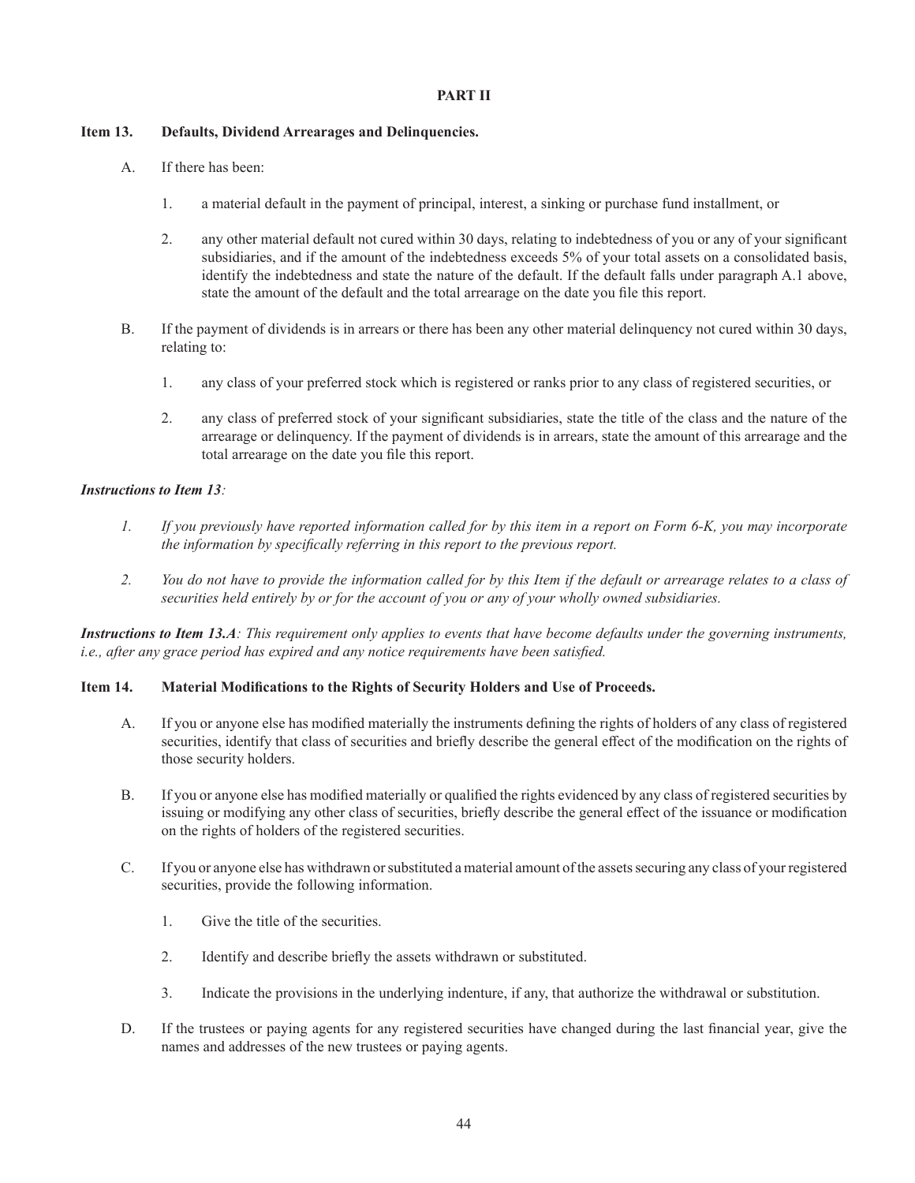# PART II

## Item 13. Defaults, Dividend Arrearages and Delinquencies.

A. If there has been:

1. a material default in the payment of principal, interest, a sinking or purchase fund installment, or

2. any other material default not cured within 30 days, relating to indebtedness of you or any of your significant subsidiaries, and if the amount of the indebtedness exceeds 5% of your total assets on a consolidated basis, identify the indebtedness and state the nature of the default. If the default falls under paragraph A.1 above, state the amount of the default and the total arrearage on the date you file this report.

B. If the payment of dividends is in arrears or there has been any other material delinquency not cured within 30 days, relating to:

1. any class of your preferred stock which is registered or ranks prior to any class of registered securities, or

2. any class of preferred stock of your significant subsidiaries, state the title of the class and the nature of the arrearage or delinquency. If the payment of dividends is in arrears, state the amount of this arrearage and the total arrearage on the date you file this report.

***Instructions to Item 13***:

*1. If you previously have reported information called for by this item in a report on Form 6-K, you may incorporate the information by specifically referring in this report to the previous report.*

*2. You do not have to provide the information called for by this Item if the default or arrearage relates to a class of securities held entirely by or for the account of you or any of your wholly owned subsidiaries.*

***Instructions to Item 13.A****: This requirement only applies to events that have become defaults under the governing instruments, i.e., after any grace period has expired and any notice requirements have been satisfied.*

## Item 14. Material Modifications to the Rights of Security Holders and Use of Proceeds.

A. If you or anyone else has modified materially the instruments defining the rights of holders of any class of registered securities, identify that class of securities and briefly describe the general effect of the modification on the rights of those security holders.

B. If you or anyone else has modified materially or qualified the rights evidenced by any class of registered securities by issuing or modifying any other class of securities, briefly describe the general effect of the issuance or modification on the rights of holders of the registered securities.

C. If you or anyone else has withdrawn or substituted a material amount of the assets securing any class of your registered securities, provide the following information.

1. Give the title of the securities.

2. Identify and describe briefly the assets withdrawn or substituted.

3. Indicate the provisions in the underlying indenture, if any, that authorize the withdrawal or substitution.

D. If the trustees or paying agents for any registered securities have changed during the last financial year, give the names and addresses of the new trustees or paying agents.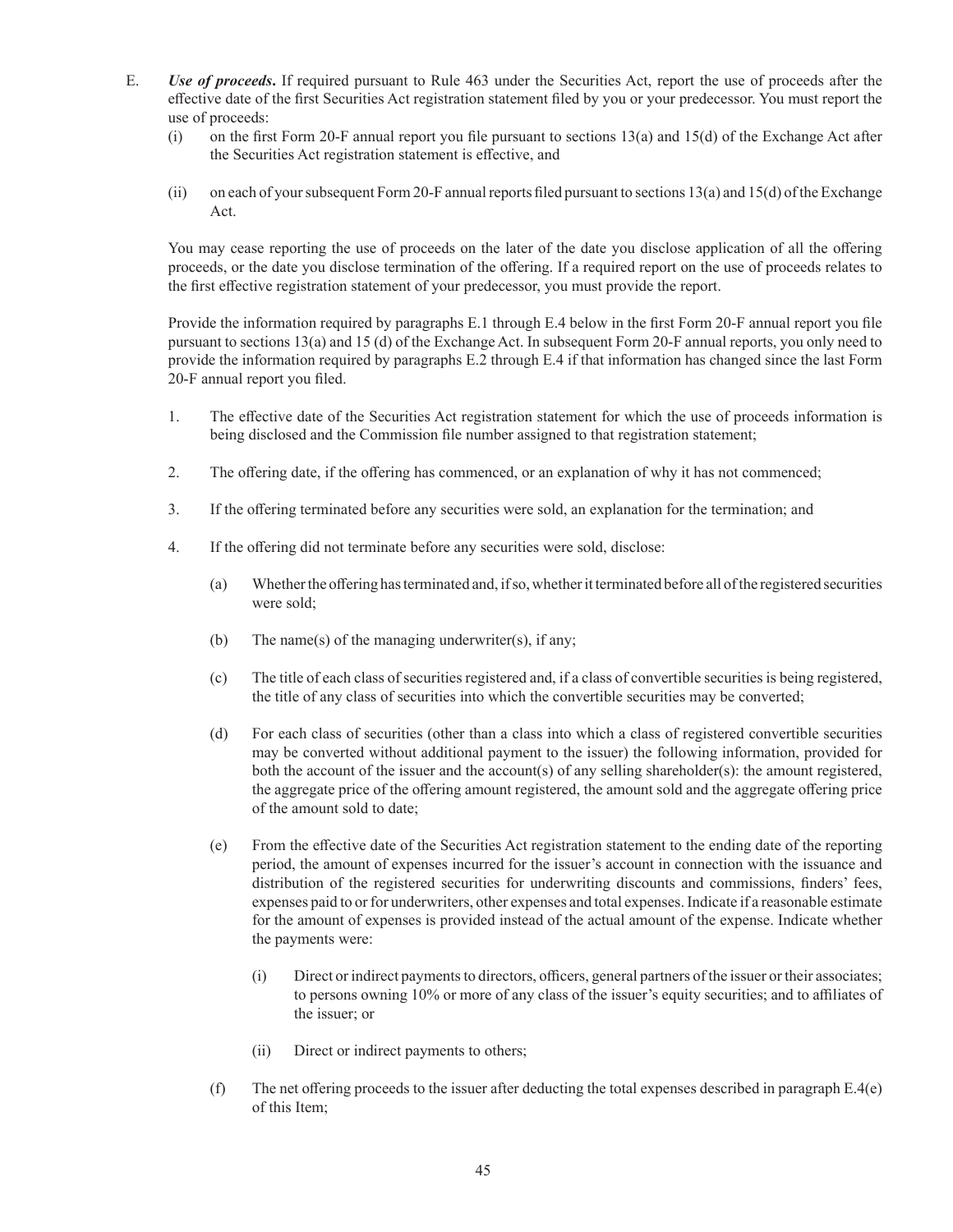E. ***Use of proceeds*.** If required pursuant to Rule 463 under the Securities Act, report the use of proceeds after the effective date of the first Securities Act registration statement filed by you or your predecessor. You must report the use of proceeds:

(i) on the first Form 20-F annual report you file pursuant to sections 13(a) and 15(d) of the Exchange Act after the Securities Act registration statement is effective, and

(ii) on each of your subsequent Form 20-F annual reports filed pursuant to sections 13(a) and 15(d) of the Exchange Act.

You may cease reporting the use of proceeds on the later of the date you disclose application of all the offering proceeds, or the date you disclose termination of the offering. If a required report on the use of proceeds relates to the first effective registration statement of your predecessor, you must provide the report.

Provide the information required by paragraphs E.1 through E.4 below in the first Form 20-F annual report you file pursuant to sections 13(a) and 15 (d) of the Exchange Act. In subsequent Form 20-F annual reports, you only need to provide the information required by paragraphs E.2 through E.4 if that information has changed since the last Form 20-F annual report you filed.

1. The effective date of the Securities Act registration statement for which the use of proceeds information is being disclosed and the Commission file number assigned to that registration statement;

2. The offering date, if the offering has commenced, or an explanation of why it has not commenced;

3. If the offering terminated before any securities were sold, an explanation for the termination; and

4. If the offering did not terminate before any securities were sold, disclose:

   (a) Whether the offering has terminated and, if so, whether it terminated before all of the registered securities were sold;

   (b) The name(s) of the managing underwriter(s), if any;

   (c) The title of each class of securities registered and, if a class of convertible securities is being registered, the title of any class of securities into which the convertible securities may be converted;

   (d) For each class of securities (other than a class into which a class of registered convertible securities may be converted without additional payment to the issuer) the following information, provided for both the account of the issuer and the account(s) of any selling shareholder(s): the amount registered, the aggregate price of the offering amount registered, the amount sold and the aggregate offering price of the amount sold to date;

   (e) From the effective date of the Securities Act registration statement to the ending date of the reporting period, the amount of expenses incurred for the issuer's account in connection with the issuance and distribution of the registered securities for underwriting discounts and commissions, finders' fees, expenses paid to or for underwriters, other expenses and total expenses. Indicate if a reasonable estimate for the amount of expenses is provided instead of the actual amount of the expense. Indicate whether the payments were:

      (i) Direct or indirect payments to directors, officers, general partners of the issuer or their associates; to persons owning 10% or more of any class of the issuer's equity securities; and to affiliates of the issuer; or

      (ii) Direct or indirect payments to others;

   (f) The net offering proceeds to the issuer after deducting the total expenses described in paragraph E.4(e) of this Item;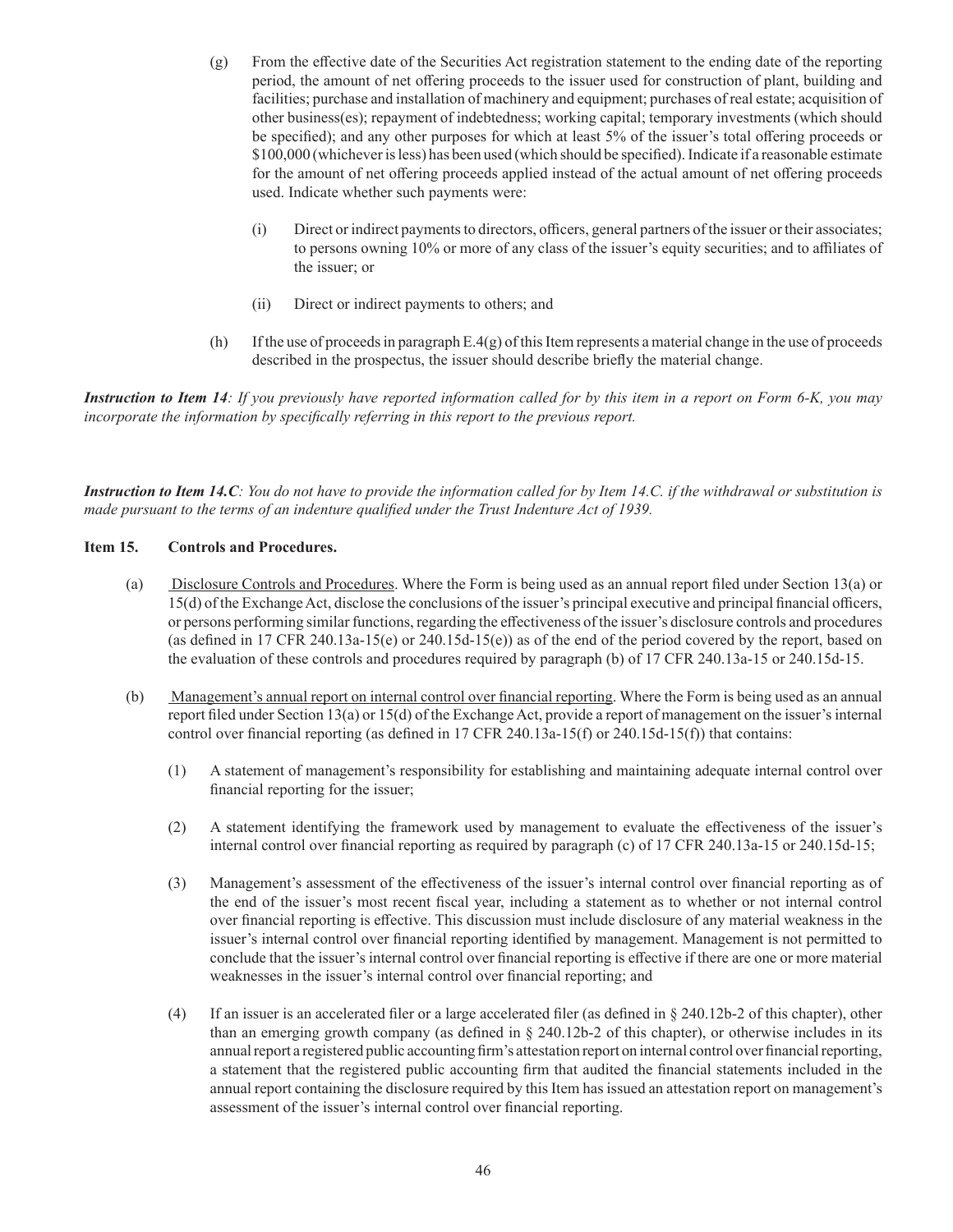(g) From the effective date of the Securities Act registration statement to the ending date of the reporting period, the amount of net offering proceeds to the issuer used for construction of plant, building and facilities; purchase and installation of machinery and equipment; purchases of real estate; acquisition of other business(es); repayment of indebtedness; working capital; temporary investments (which should be specified); and any other purposes for which at least 5% of the issuer's total offering proceeds or $100,000 (whichever is less) has been used (which should be specified). Indicate if a reasonable estimate for the amount of net offering proceeds applied instead of the actual amount of net offering proceeds used. Indicate whether such payments were:

   (i) Direct or indirect payments to directors, officers, general partners of the issuer or their associates; to persons owning 10% or more of any class of the issuer's equity securities; and to affiliates of the issuer; or

   (ii) Direct or indirect payments to others; and

(h) If the use of proceeds in paragraph E.4(g) of this Item represents a material change in the use of proceeds described in the prospectus, the issuer should describe briefly the material change.

***Instruction to Item 14****: If you previously have reported information called for by this item in a report on Form 6-K, you may incorporate the information by specifically referring in this report to the previous report.*

***Instruction to Item 14.C****: You do not have to provide the information called for by Item 14.C. if the withdrawal or substitution is made pursuant to the terms of an indenture qualified under the Trust Indenture Act of 1939.*

**Item 15. Controls and Procedures.**

(a) Disclosure Controls and Procedures. Where the Form is being used as an annual report filed under Section 13(a) or 15(d) of the Exchange Act, disclose the conclusions of the issuer's principal executive and principal financial officers, or persons performing similar functions, regarding the effectiveness of the issuer's disclosure controls and procedures (as defined in 17 CFR 240.13a-15(e) or 240.15d-15(e)) as of the end of the period covered by the report, based on the evaluation of these controls and procedures required by paragraph (b) of 17 CFR 240.13a-15 or 240.15d-15.

(b) Management's annual report on internal control over financial reporting. Where the Form is being used as an annual report filed under Section 13(a) or 15(d) of the Exchange Act, provide a report of management on the issuer's internal control over financial reporting (as defined in 17 CFR 240.13a-15(f) or 240.15d-15(f)) that contains:

   (1) A statement of management's responsibility for establishing and maintaining adequate internal control over financial reporting for the issuer;

   (2) A statement identifying the framework used by management to evaluate the effectiveness of the issuer's internal control over financial reporting as required by paragraph (c) of 17 CFR 240.13a-15 or 240.15d-15;

   (3) Management's assessment of the effectiveness of the issuer's internal control over financial reporting as of the end of the issuer's most recent fiscal year, including a statement as to whether or not internal control over financial reporting is effective. This discussion must include disclosure of any material weakness in the issuer's internal control over financial reporting identified by management. Management is not permitted to conclude that the issuer's internal control over financial reporting is effective if there are one or more material weaknesses in the issuer's internal control over financial reporting; and

   (4) If an issuer is an accelerated filer or a large accelerated filer (as defined in § 240.12b-2 of this chapter), other than an emerging growth company (as defined in § 240.12b-2 of this chapter), or otherwise includes in its annual report a registered public accounting firm's attestation report on internal control over financial reporting, a statement that the registered public accounting firm that audited the financial statements included in the annual report containing the disclosure required by this Item has issued an attestation report on management's assessment of the issuer's internal control over financial reporting.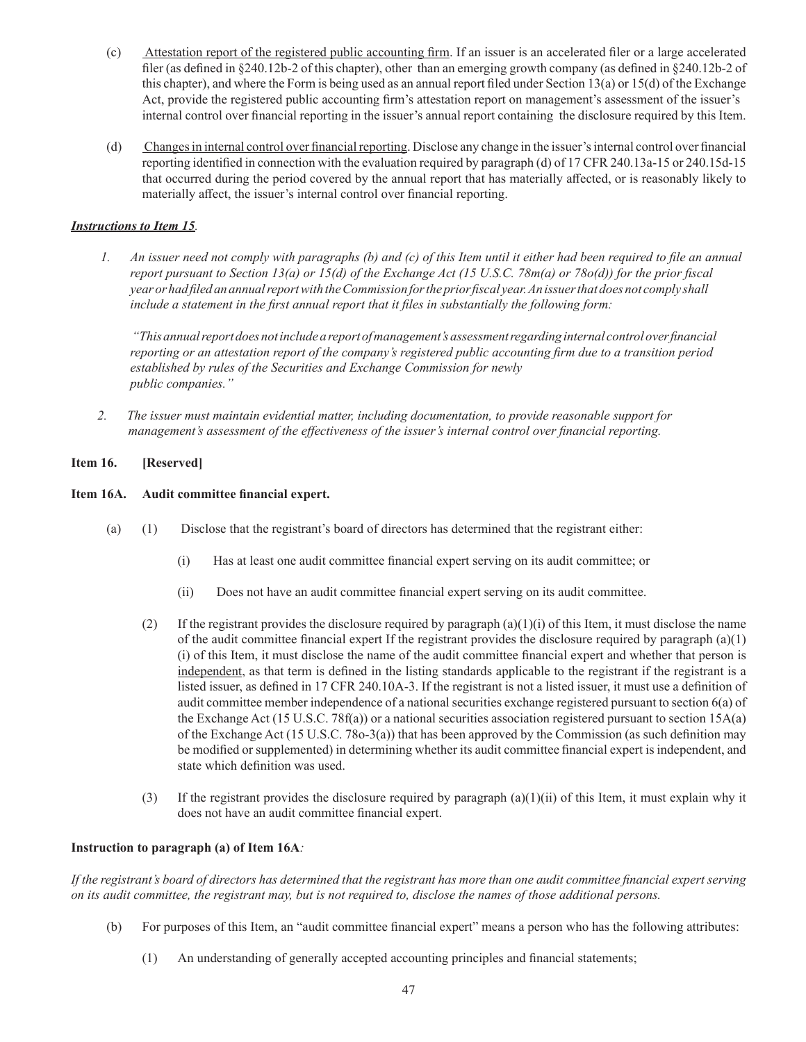(c) Attestation report of the registered public accounting firm. If an issuer is an accelerated filer or a large accelerated filer (as defined in §240.12b-2 of this chapter), other than an emerging growth company (as defined in §240.12b-2 of this chapter), and where the Form is being used as an annual report filed under Section 13(a) or 15(d) of the Exchange Act, provide the registered public accounting firm's attestation report on management's assessment of the issuer's internal control over financial reporting in the issuer's annual report containing the disclosure required by this Item.

(d) Changes in internal control over financial reporting. Disclose any change in the issuer's internal control over financial reporting identified in connection with the evaluation required by paragraph (d) of 17 CFR 240.13a-15 or 240.15d-15 that occurred during the period covered by the annual report that has materially affected, or is reasonably likely to materially affect, the issuer's internal control over financial reporting.

***Instructions to Item 15***.

1. *An issuer need not comply with paragraphs (b) and (c) of this Item until it either had been required to file an annual report pursuant to Section 13(a) or 15(d) of the Exchange Act (15 U.S.C. 78m(a) or 78o(d)) for the prior fiscal year or had filed an annual report with the Commission for the prior fiscal year. An issuer that does not comply shall include a statement in the first annual report that it files in substantially the following form:*

   *"This annual report does not include a report of management's assessment regarding internal control over financial reporting or an attestation report of the company's registered public accounting firm due to a transition period established by rules of the Securities and Exchange Commission for newly public companies."*

2. *The issuer must maintain evidential matter, including documentation, to provide reasonable support for management's assessment of the effectiveness of the issuer's internal control over financial reporting.*

**Item 16. [Reserved]**

**Item 16A. Audit committee financial expert.**

(a) (1) Disclose that the registrant's board of directors has determined that the registrant either:

(i) Has at least one audit committee financial expert serving on its audit committee; or

(ii) Does not have an audit committee financial expert serving on its audit committee.

(2) If the registrant provides the disclosure required by paragraph (a)(1)(i) of this Item, it must disclose the name of the audit committee financial expert If the registrant provides the disclosure required by paragraph (a)(1)(i) of this Item, it must disclose the name of the audit committee financial expert and whether that person is independent, as that term is defined in the listing standards applicable to the registrant if the registrant is a listed issuer, as defined in 17 CFR 240.10A-3. If the registrant is not a listed issuer, it must use a definition of audit committee member independence of a national securities exchange registered pursuant to section 6(a) of the Exchange Act (15 U.S.C. 78f(a)) or a national securities association registered pursuant to section 15A(a) of the Exchange Act (15 U.S.C. 78o-3(a)) that has been approved by the Commission (as such definition may be modified or supplemented) in determining whether its audit committee financial expert is independent, and state which definition was used.

(3) If the registrant provides the disclosure required by paragraph (a)(1)(ii) of this Item, it must explain why it does not have an audit committee financial expert.

**Instruction to paragraph (a) of Item 16A***:*

*If the registrant's board of directors has determined that the registrant has more than one audit committee financial expert serving on its audit committee, the registrant may, but is not required to, disclose the names of those additional persons.*

(b) For purposes of this Item, an "audit committee financial expert" means a person who has the following attributes:

(1) An understanding of generally accepted accounting principles and financial statements;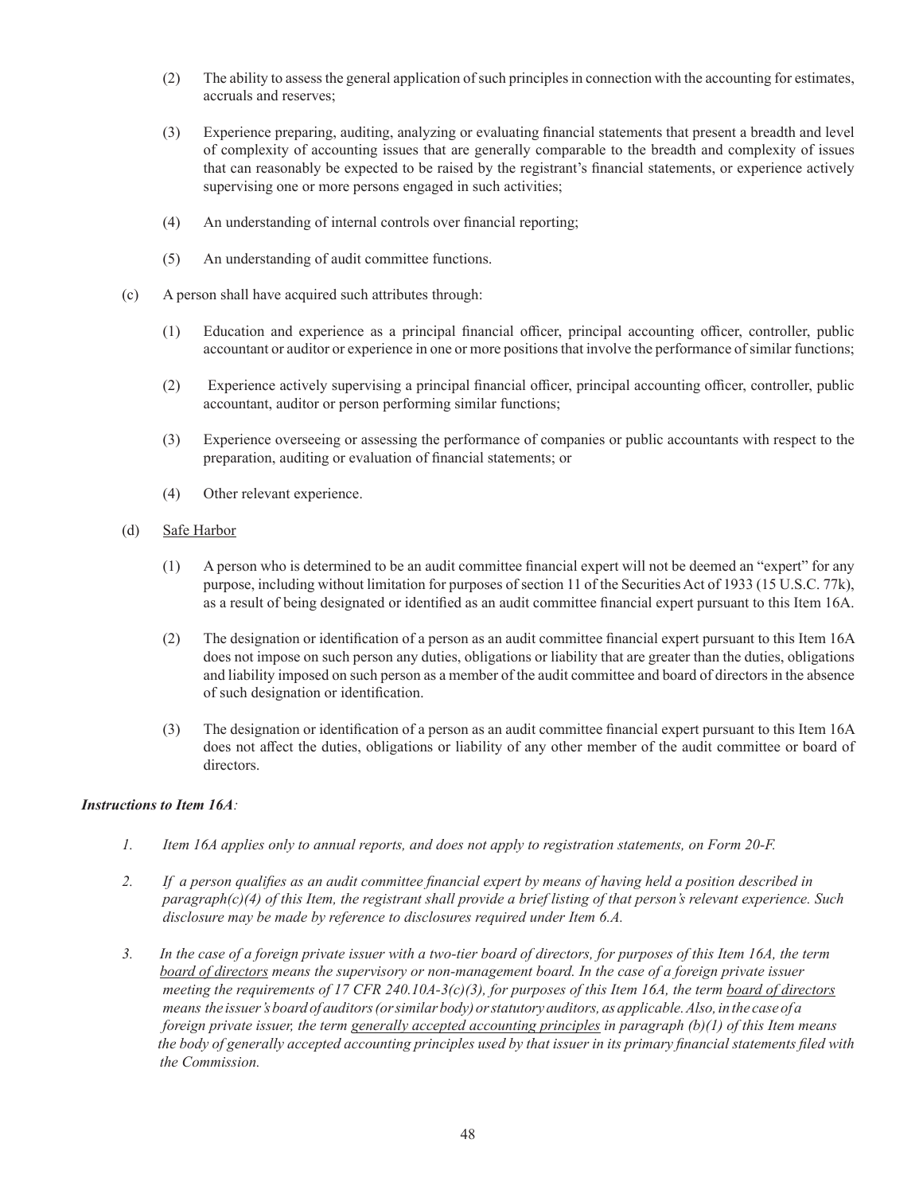(2) The ability to assess the general application of such principles in connection with the accounting for estimates, accruals and reserves;

(3) Experience preparing, auditing, analyzing or evaluating financial statements that present a breadth and level of complexity of accounting issues that are generally comparable to the breadth and complexity of issues that can reasonably be expected to be raised by the registrant's financial statements, or experience actively supervising one or more persons engaged in such activities;

(4) An understanding of internal controls over financial reporting;

(5) An understanding of audit committee functions.

(c) A person shall have acquired such attributes through:

(1) Education and experience as a principal financial officer, principal accounting officer, controller, public accountant or auditor or experience in one or more positions that involve the performance of similar functions;

(2) Experience actively supervising a principal financial officer, principal accounting officer, controller, public accountant, auditor or person performing similar functions;

(3) Experience overseeing or assessing the performance of companies or public accountants with respect to the preparation, auditing or evaluation of financial statements; or

(4) Other relevant experience.

(d) <u>Safe Harbor</u>

(1) A person who is determined to be an audit committee financial expert will not be deemed an "expert" for any purpose, including without limitation for purposes of section 11 of the Securities Act of 1933 (15 U.S.C. 77k), as a result of being designated or identified as an audit committee financial expert pursuant to this Item 16A.

(2) The designation or identification of a person as an audit committee financial expert pursuant to this Item 16A does not impose on such person any duties, obligations or liability that are greater than the duties, obligations and liability imposed on such person as a member of the audit committee and board of directors in the absence of such designation or identification.

(3) The designation or identification of a person as an audit committee financial expert pursuant to this Item 16A does not affect the duties, obligations or liability of any other member of the audit committee or board of directors.

***Instructions to Item 16A**:*

*1. Item 16A applies only to annual reports, and does not apply to registration statements, on Form 20-F.*

*2. If a person qualifies as an audit committee financial expert by means of having held a position described in paragraph(c)(4) of this Item, the registrant shall provide a brief listing of that person's relevant experience. Such disclosure may be made by reference to disclosures required under Item 6.A.*

*3. In the case of a foreign private issuer with a two-tier board of directors, for purposes of this Item 16A, the term <u>board of directors</u> means the supervisory or non-management board. In the case of a foreign private issuer meeting the requirements of 17 CFR 240.10A-3(c)(3), for purposes of this Item 16A, the term <u>board of directors</u> means the issuer's board of auditors (or similar body) or statutory auditors, as applicable. Also, in the case of a foreign private issuer, the term <u>generally accepted accounting principles</u> in paragraph (b)(1) of this Item means the body of generally accepted accounting principles used by that issuer in its primary financial statements filed with the Commission.*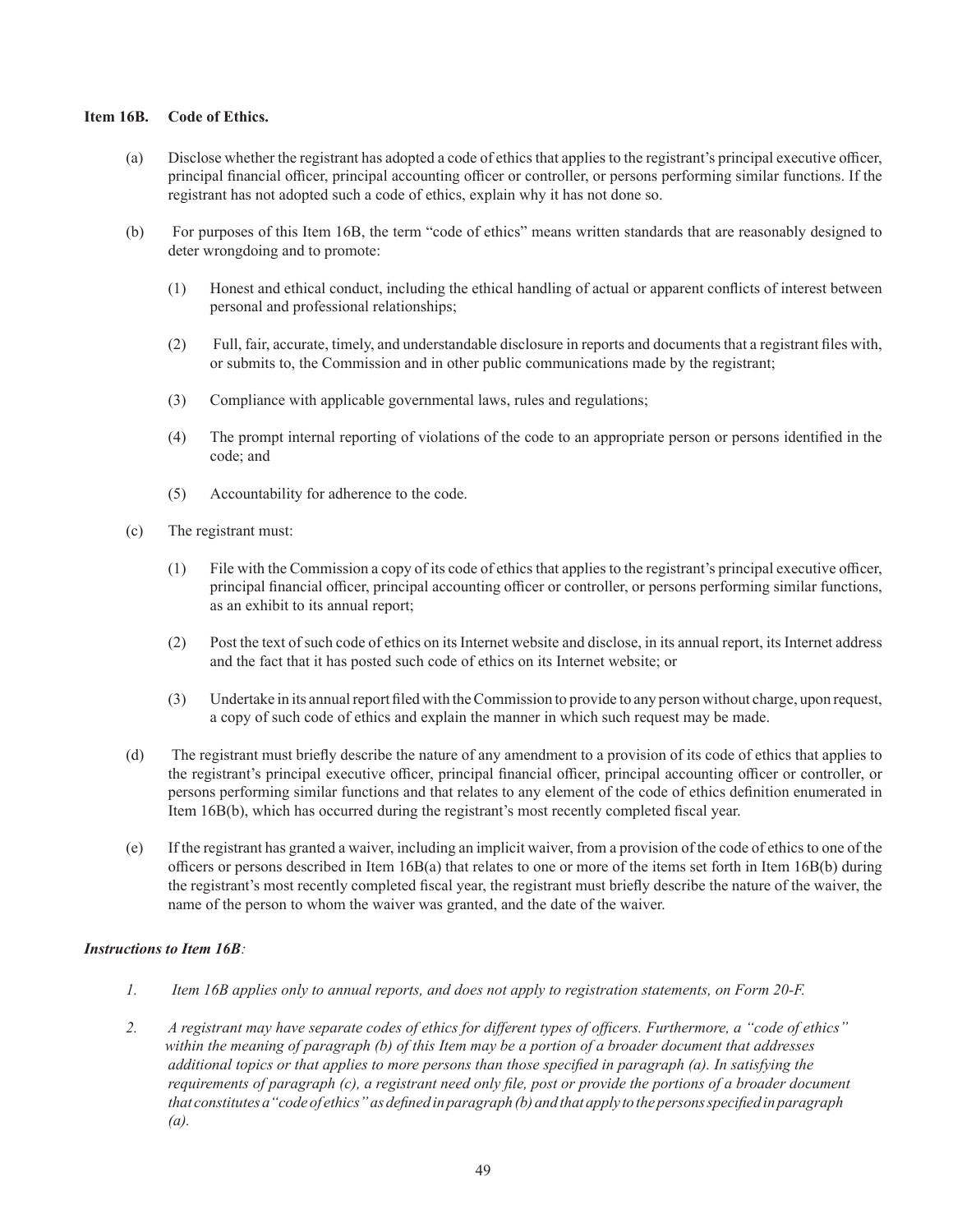**Item 16B. Code of Ethics.**

(a) Disclose whether the registrant has adopted a code of ethics that applies to the registrant's principal executive officer, principal financial officer, principal accounting officer or controller, or persons performing similar functions. If the registrant has not adopted such a code of ethics, explain why it has not done so.

(b) For purposes of this Item 16B, the term "code of ethics" means written standards that are reasonably designed to deter wrongdoing and to promote:

(1) Honest and ethical conduct, including the ethical handling of actual or apparent conflicts of interest between personal and professional relationships;

(2) Full, fair, accurate, timely, and understandable disclosure in reports and documents that a registrant files with, or submits to, the Commission and in other public communications made by the registrant;

(3) Compliance with applicable governmental laws, rules and regulations;

(4) The prompt internal reporting of violations of the code to an appropriate person or persons identified in the code; and

(5) Accountability for adherence to the code.

(c) The registrant must:

(1) File with the Commission a copy of its code of ethics that applies to the registrant's principal executive officer, principal financial officer, principal accounting officer or controller, or persons performing similar functions, as an exhibit to its annual report;

(2) Post the text of such code of ethics on its Internet website and disclose, in its annual report, its Internet address and the fact that it has posted such code of ethics on its Internet website; or

(3) Undertake in its annual report filed with the Commission to provide to any person without charge, upon request, a copy of such code of ethics and explain the manner in which such request may be made.

(d) The registrant must briefly describe the nature of any amendment to a provision of its code of ethics that applies to the registrant's principal executive officer, principal financial officer, principal accounting officer or controller, or persons performing similar functions and that relates to any element of the code of ethics definition enumerated in Item 16B(b), which has occurred during the registrant's most recently completed fiscal year.

(e) If the registrant has granted a waiver, including an implicit waiver, from a provision of the code of ethics to one of the officers or persons described in Item 16B(a) that relates to one or more of the items set forth in Item 16B(b) during the registrant's most recently completed fiscal year, the registrant must briefly describe the nature of the waiver, the name of the person to whom the waiver was granted, and the date of the waiver.

***Instructions to Item 16B:***

*1. Item 16B applies only to annual reports, and does not apply to registration statements, on Form 20-F.*

*2. A registrant may have separate codes of ethics for different types of officers. Furthermore, a "code of ethics" within the meaning of paragraph (b) of this Item may be a portion of a broader document that addresses additional topics or that applies to more persons than those specified in paragraph (a). In satisfying the requirements of paragraph (c), a registrant need only file, post or provide the portions of a broader document that constitutes a "code of ethics" as defined in paragraph (b) and that apply to the persons specified in paragraph (a).*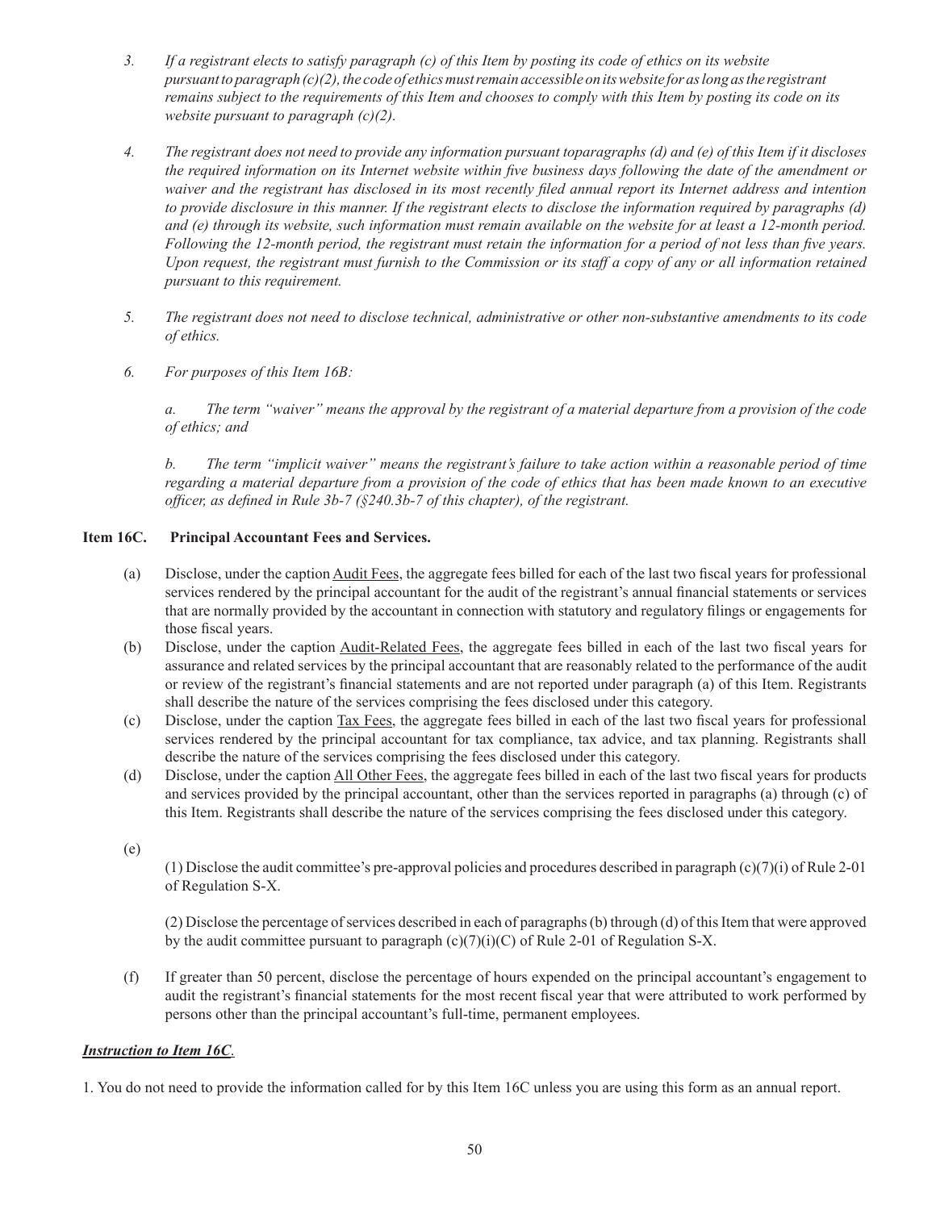*3. If a registrant elects to satisfy paragraph (c) of this Item by posting its code of ethics on its website pursuant to paragraph (c)(2), the code of ethics must remain accessible on its website for as long as the registrant remains subject to the requirements of this Item and chooses to comply with this Item by posting its code on its website pursuant to paragraph (c)(2).*

*4. The registrant does not need to provide any information pursuant toparagraphs (d) and (e) of this Item if it discloses the required information on its Internet website within five business days following the date of the amendment or waiver and the registrant has disclosed in its most recently filed annual report its Internet address and intention to provide disclosure in this manner. If the registrant elects to disclose the information required by paragraphs (d) and (e) through its website, such information must remain available on the website for at least a 12-month period. Following the 12-month period, the registrant must retain the information for a period of not less than five years. Upon request, the registrant must furnish to the Commission or its staff a copy of any or all information retained pursuant to this requirement.*

*5. The registrant does not need to disclose technical, administrative or other non-substantive amendments to its code of ethics.*

*6. For purposes of this Item 16B:*

*a. The term "waiver" means the approval by the registrant of a material departure from a provision of the code of ethics; and*

*b. The term "implicit waiver" means the registrant's failure to take action within a reasonable period of time regarding a material departure from a provision of the code of ethics that has been made known to an executive officer, as defined in Rule 3b-7 (§240.3b-7 of this chapter), of the registrant.*

**Item 16C. Principal Accountant Fees and Services.**

(a) Disclose, under the caption Audit Fees, the aggregate fees billed for each of the last two fiscal years for professional services rendered by the principal accountant for the audit of the registrant's annual financial statements or services that are normally provided by the accountant in connection with statutory and regulatory filings or engagements for those fiscal years.

(b) Disclose, under the caption Audit-Related Fees, the aggregate fees billed in each of the last two fiscal years for assurance and related services by the principal accountant that are reasonably related to the performance of the audit or review of the registrant's financial statements and are not reported under paragraph (a) of this Item. Registrants shall describe the nature of the services comprising the fees disclosed under this category.

(c) Disclose, under the caption Tax Fees, the aggregate fees billed in each of the last two fiscal years for professional services rendered by the principal accountant for tax compliance, tax advice, and tax planning. Registrants shall describe the nature of the services comprising the fees disclosed under this category.

(d) Disclose, under the caption All Other Fees, the aggregate fees billed in each of the last two fiscal years for products and services provided by the principal accountant, other than the services reported in paragraphs (a) through (c) of this Item. Registrants shall describe the nature of the services comprising the fees disclosed under this category.

(e)

(1) Disclose the audit committee's pre-approval policies and procedures described in paragraph (c)(7)(i) of Rule 2-01 of Regulation S-X.

(2) Disclose the percentage of services described in each of paragraphs (b) through (d) of this Item that were approved by the audit committee pursuant to paragraph (c)(7)(i)(C) of Rule 2-01 of Regulation S-X.

(f) If greater than 50 percent, disclose the percentage of hours expended on the principal accountant's engagement to audit the registrant's financial statements for the most recent fiscal year that were attributed to work performed by persons other than the principal accountant's full-time, permanent employees.

***Instruction to Item 16C*.**

1. You do not need to provide the information called for by this Item 16C unless you are using this form as an annual report.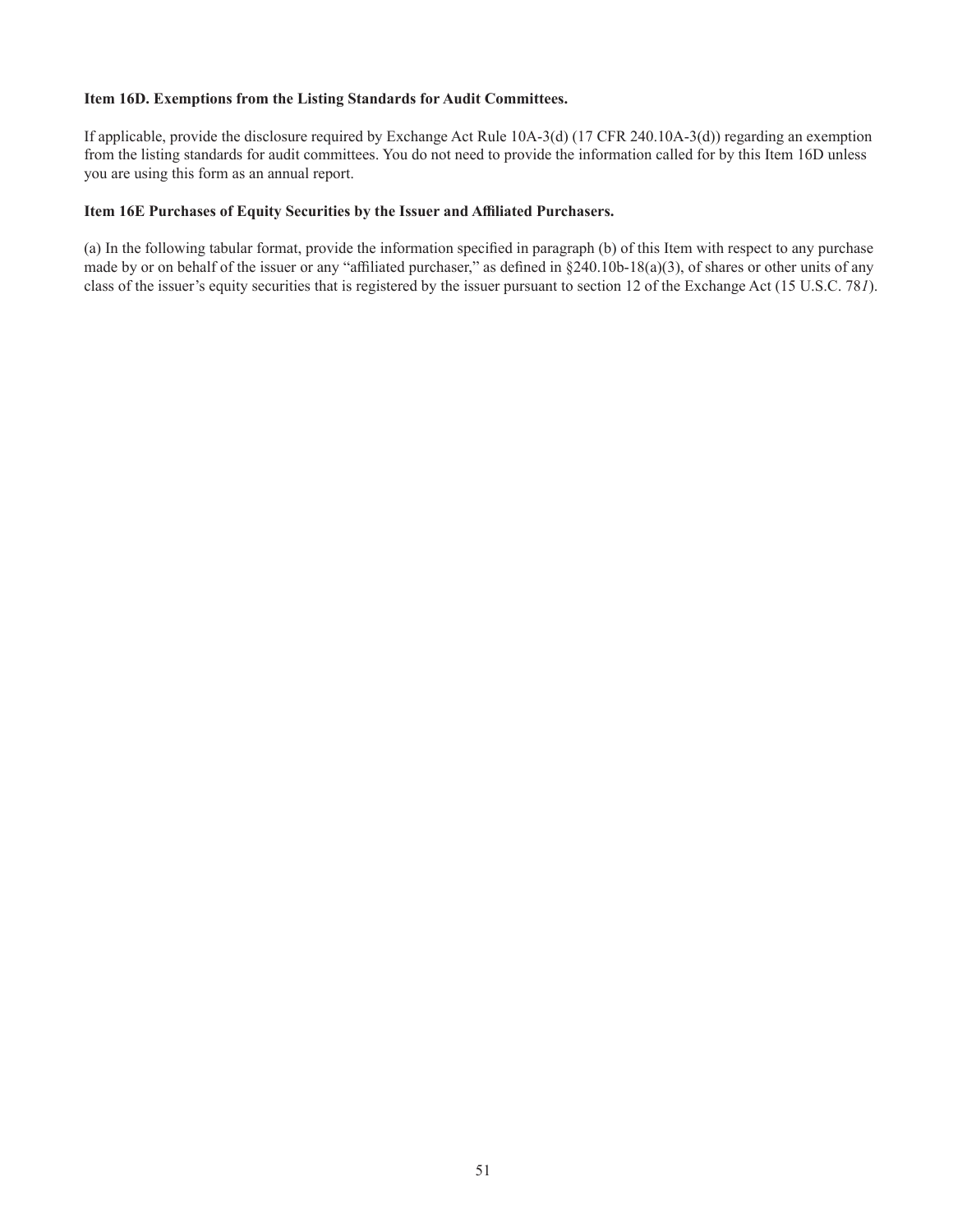**Item 16D. Exemptions from the Listing Standards for Audit Committees.**

If applicable, provide the disclosure required by Exchange Act Rule 10A-3(d) (17 CFR 240.10A-3(d)) regarding an exemption from the listing standards for audit committees. You do not need to provide the information called for by this Item 16D unless you are using this form as an annual report.

**Item 16E Purchases of Equity Securities by the Issuer and Affiliated Purchasers.**

(a) In the following tabular format, provide the information specified in paragraph (b) of this Item with respect to any purchase made by or on behalf of the issuer or any "affiliated purchaser," as defined in §240.10b-18(a)(3), of shares or other units of any class of the issuer's equity securities that is registered by the issuer pursuant to section 12 of the Exchange Act (15 U.S.C. 78*l*).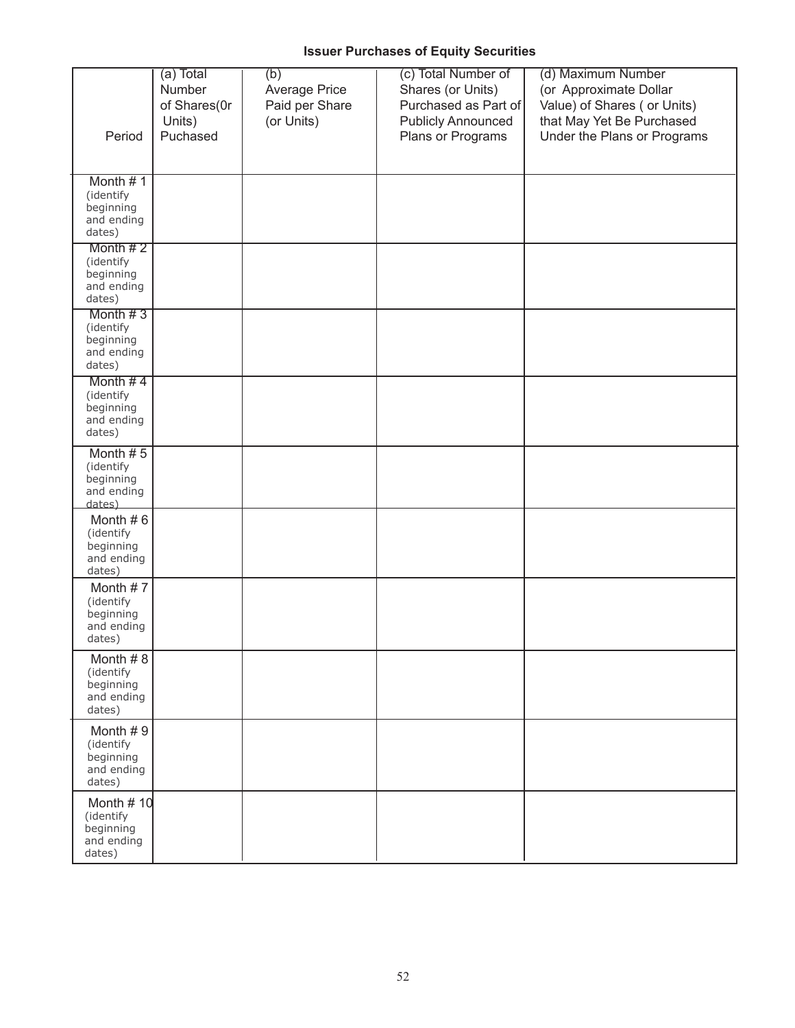**Issuer Purchases of Equity Securities**

| Period | (a) Total Number of Shares(0r Units) Puchased | (b) Average Price Paid per Share (or Units) | (c) Total Number of Shares (or Units) Purchased as Part of Publicly Announced Plans or Programs | (d) Maximum Number (or Approximate Dollar Value) of Shares ( or Units) that May Yet Be Purchased Under the Plans or Programs |
|---|---|---|---|---|
| Month # 1 (identify beginning and ending dates) | | | | |
| Month # 2 (identify beginning and ending dates) | | | | |
| Month # 3 (identify beginning and ending dates) | | | | |
| Month # 4 (identify beginning and ending dates) | | | | |
| Month # 5 (identify beginning and ending dates) | | | | |
| Month # 6 (identify beginning and ending dates) | | | | |
| Month # 7 (identify beginning and ending dates) | | | | |
| Month # 8 (identify beginning and ending dates) | | | | |
| Month # 9 (identify beginning and ending dates) | | | | |
| Month # 10 (identify beginning and ending dates) | | | | |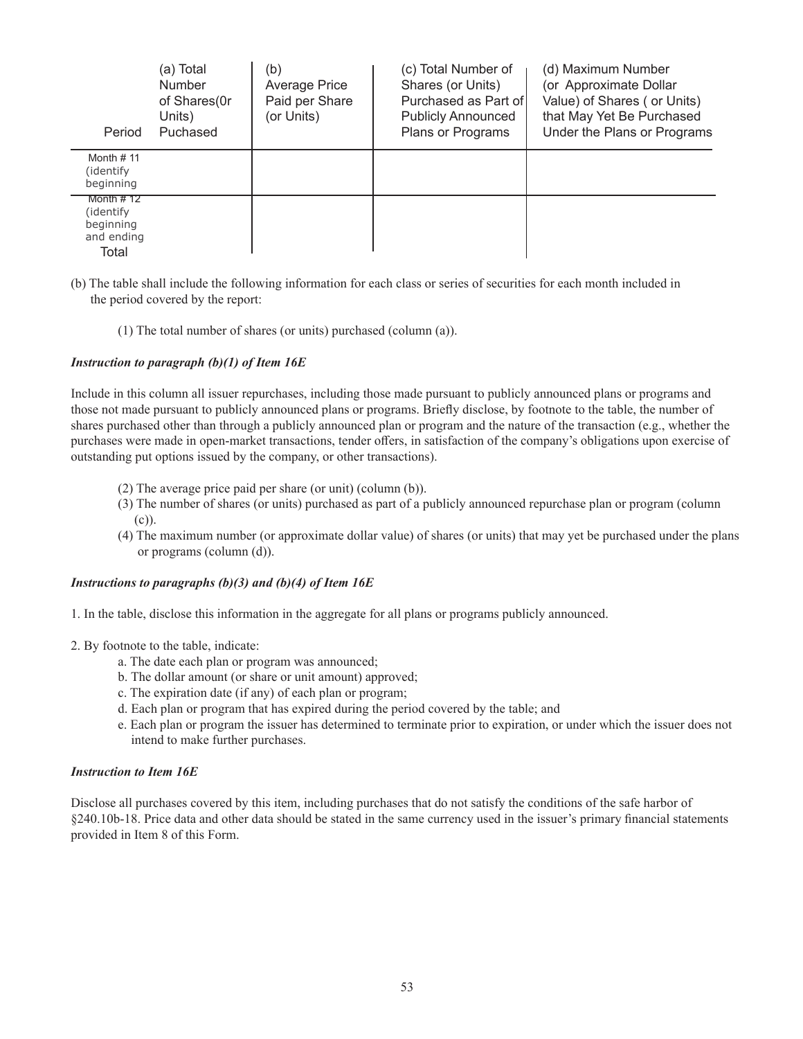| Period | (a) Total Number of Shares(0r Units) Puchased | (b) Average Price Paid per Share (or Units) | (c) Total Number of Shares (or Units) Purchased as Part of Publicly Announced Plans or Programs | (d) Maximum Number (or Approximate Dollar Value) of Shares ( or Units) that May Yet Be Purchased Under the Plans or Programs |
|---|---|---|---|---|
| Month # 11 (identify beginning | | | | |
| Month # 12 (identify beginning and ending | | | | |
| Total | | | | |

(b) The table shall include the following information for each class or series of securities for each month included in the period covered by the report:

(1) The total number of shares (or units) purchased (column (a)).

***Instruction to paragraph (b)(1) of Item 16E***

Include in this column all issuer repurchases, including those made pursuant to publicly announced plans or programs and those not made pursuant to publicly announced plans or programs. Briefly disclose, by footnote to the table, the number of shares purchased other than through a publicly announced plan or program and the nature of the transaction (e.g., whether the purchases were made in open-market transactions, tender offers, in satisfaction of the company's obligations upon exercise of outstanding put options issued by the company, or other transactions).

(2) The average price paid per share (or unit) (column (b)).

(3) The number of shares (or units) purchased as part of a publicly announced repurchase plan or program (column (c)).

(4) The maximum number (or approximate dollar value) of shares (or units) that may yet be purchased under the plans or programs (column (d)).

***Instructions to paragraphs (b)(3) and (b)(4) of Item 16E***

1. In the table, disclose this information in the aggregate for all plans or programs publicly announced.

2. By footnote to the table, indicate:
   a. The date each plan or program was announced;
   b. The dollar amount (or share or unit amount) approved;
   c. The expiration date (if any) of each plan or program;
   d. Each plan or program that has expired during the period covered by the table; and
   e. Each plan or program the issuer has determined to terminate prior to expiration, or under which the issuer does not intend to make further purchases.

***Instruction to Item 16E***

Disclose all purchases covered by this item, including purchases that do not satisfy the conditions of the safe harbor of §240.10b-18. Price data and other data should be stated in the same currency used in the issuer's primary financial statements provided in Item 8 of this Form.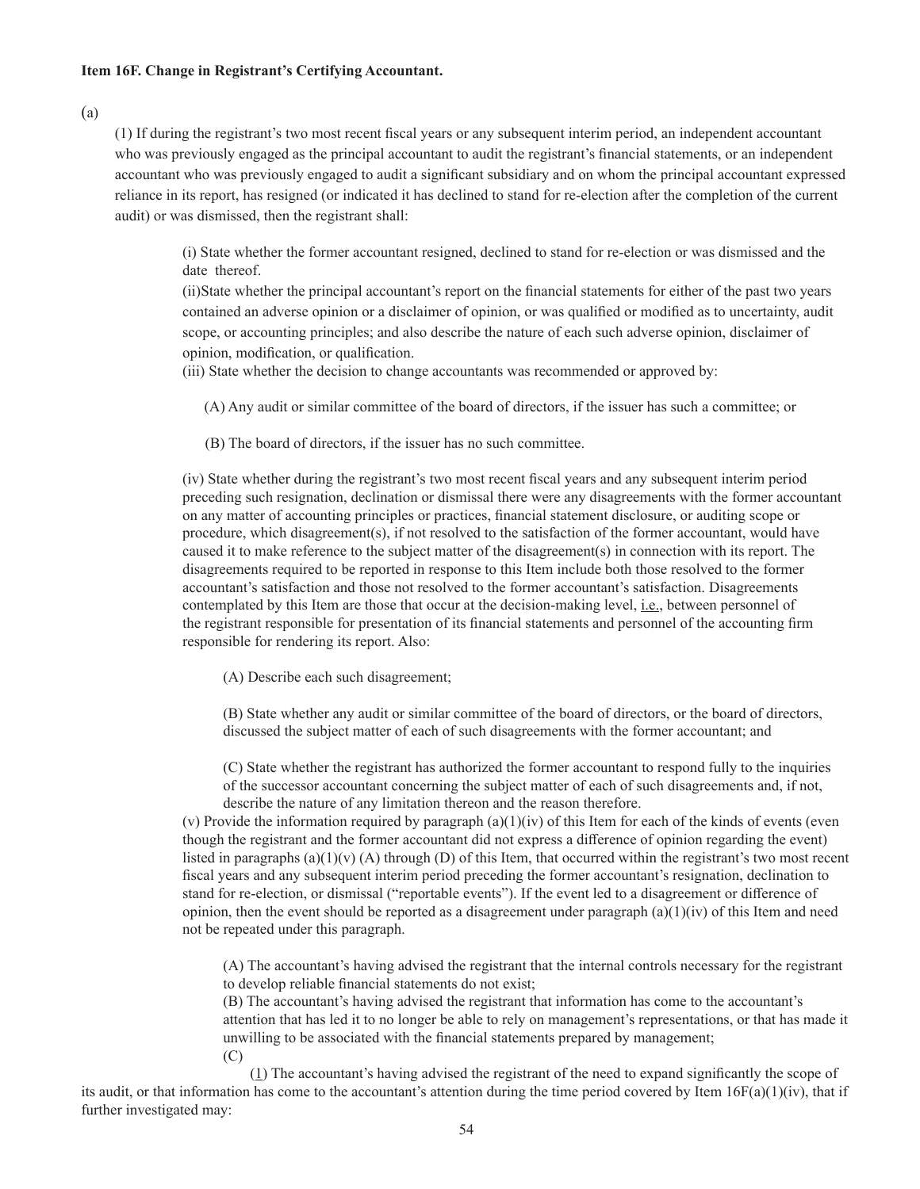**Item 16F. Change in Registrant's Certifying Accountant.**

(a)

(1) If during the registrant's two most recent fiscal years or any subsequent interim period, an independent accountant who was previously engaged as the principal accountant to audit the registrant's financial statements, or an independent accountant who was previously engaged to audit a significant subsidiary and on whom the principal accountant expressed reliance in its report, has resigned (or indicated it has declined to stand for re-election after the completion of the current audit) or was dismissed, then the registrant shall:

(i) State whether the former accountant resigned, declined to stand for re-election or was dismissed and the date thereof.

(ii)State whether the principal accountant's report on the financial statements for either of the past two years contained an adverse opinion or a disclaimer of opinion, or was qualified or modified as to uncertainty, audit scope, or accounting principles; and also describe the nature of each such adverse opinion, disclaimer of opinion, modification, or qualification.

(iii) State whether the decision to change accountants was recommended or approved by:

(A) Any audit or similar committee of the board of directors, if the issuer has such a committee; or

(B) The board of directors, if the issuer has no such committee.

(iv) State whether during the registrant's two most recent fiscal years and any subsequent interim period preceding such resignation, declination or dismissal there were any disagreements with the former accountant on any matter of accounting principles or practices, financial statement disclosure, or auditing scope or procedure, which disagreement(s), if not resolved to the satisfaction of the former accountant, would have caused it to make reference to the subject matter of the disagreement(s) in connection with its report. The disagreements required to be reported in response to this Item include both those resolved to the former accountant's satisfaction and those not resolved to the former accountant's satisfaction. Disagreements contemplated by this Item are those that occur at the decision-making level, i.e., between personnel of the registrant responsible for presentation of its financial statements and personnel of the accounting firm responsible for rendering its report. Also:

(A) Describe each such disagreement;

(B) State whether any audit or similar committee of the board of directors, or the board of directors, discussed the subject matter of each of such disagreements with the former accountant; and

(C) State whether the registrant has authorized the former accountant to respond fully to the inquiries of the successor accountant concerning the subject matter of each of such disagreements and, if not, describe the nature of any limitation thereon and the reason therefore.

(v) Provide the information required by paragraph (a)(1)(iv) of this Item for each of the kinds of events (even though the registrant and the former accountant did not express a difference of opinion regarding the event) listed in paragraphs (a)(1)(v) (A) through (D) of this Item, that occurred within the registrant's two most recent fiscal years and any subsequent interim period preceding the former accountant's resignation, declination to stand for re-election, or dismissal ("reportable events"). If the event led to a disagreement or difference of opinion, then the event should be reported as a disagreement under paragraph (a)(1)(iv) of this Item and need not be repeated under this paragraph.

(A) The accountant's having advised the registrant that the internal controls necessary for the registrant to develop reliable financial statements do not exist;

(B) The accountant's having advised the registrant that information has come to the accountant's attention that has led it to no longer be able to rely on management's representations, or that has made it unwilling to be associated with the financial statements prepared by management;

(C)

(1) The accountant's having advised the registrant of the need to expand significantly the scope of its audit, or that information has come to the accountant's attention during the time period covered by Item 16F(a)(1)(iv), that if further investigated may: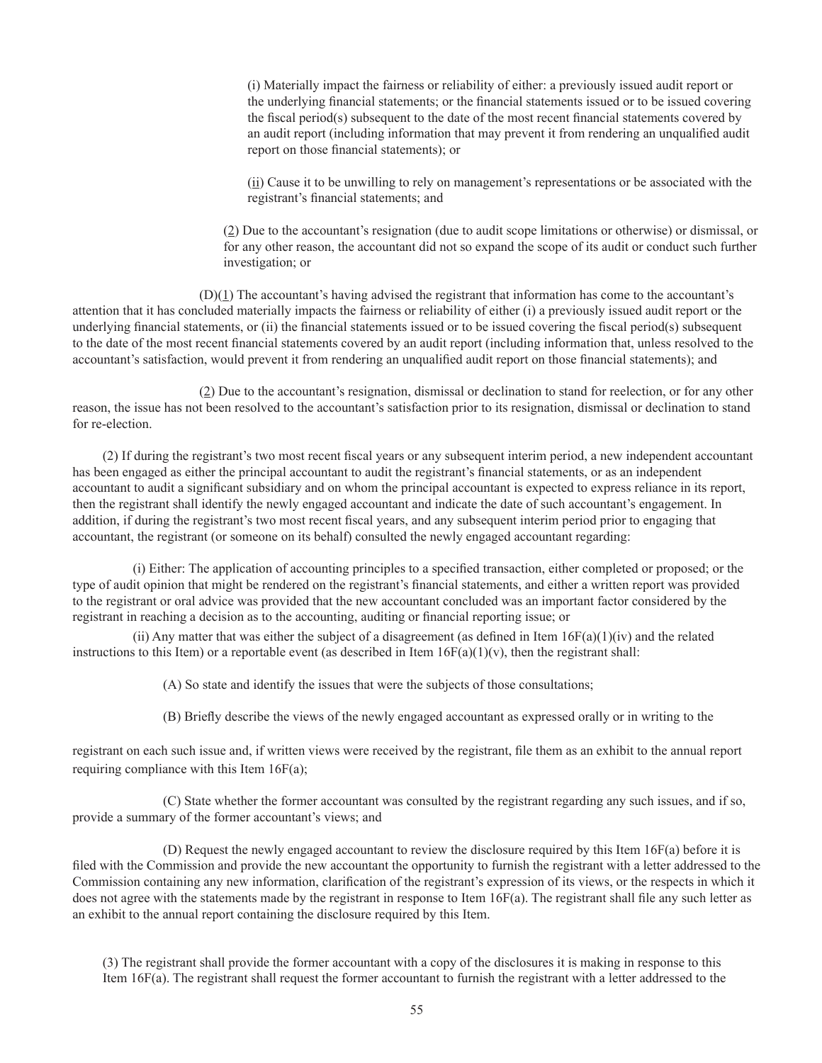(i) Materially impact the fairness or reliability of either: a previously issued audit report or the underlying financial statements; or the financial statements issued or to be issued covering the fiscal period(s) subsequent to the date of the most recent financial statements covered by an audit report (including information that may prevent it from rendering an unqualified audit report on those financial statements); or

(ii) Cause it to be unwilling to rely on management's representations or be associated with the registrant's financial statements; and

(2) Due to the accountant's resignation (due to audit scope limitations or otherwise) or dismissal, or for any other reason, the accountant did not so expand the scope of its audit or conduct such further investigation; or

(D)(1) The accountant's having advised the registrant that information has come to the accountant's attention that it has concluded materially impacts the fairness or reliability of either (i) a previously issued audit report or the underlying financial statements, or (ii) the financial statements issued or to be issued covering the fiscal period(s) subsequent to the date of the most recent financial statements covered by an audit report (including information that, unless resolved to the accountant's satisfaction, would prevent it from rendering an unqualified audit report on those financial statements); and

(2) Due to the accountant's resignation, dismissal or declination to stand for reelection, or for any other reason, the issue has not been resolved to the accountant's satisfaction prior to its resignation, dismissal or declination to stand for re-election.

(2) If during the registrant's two most recent fiscal years or any subsequent interim period, a new independent accountant has been engaged as either the principal accountant to audit the registrant's financial statements, or as an independent accountant to audit a significant subsidiary and on whom the principal accountant is expected to express reliance in its report, then the registrant shall identify the newly engaged accountant and indicate the date of such accountant's engagement. In addition, if during the registrant's two most recent fiscal years, and any subsequent interim period prior to engaging that accountant, the registrant (or someone on its behalf) consulted the newly engaged accountant regarding:

(i) Either: The application of accounting principles to a specified transaction, either completed or proposed; or the type of audit opinion that might be rendered on the registrant's financial statements, and either a written report was provided to the registrant or oral advice was provided that the new accountant concluded was an important factor considered by the registrant in reaching a decision as to the accounting, auditing or financial reporting issue; or

(ii) Any matter that was either the subject of a disagreement (as defined in Item 16F(a)(1)(iv) and the related instructions to this Item) or a reportable event (as described in Item 16F(a)(1)(v), then the registrant shall:

(A) So state and identify the issues that were the subjects of those consultations;

(B) Briefly describe the views of the newly engaged accountant as expressed orally or in writing to the registrant on each such issue and, if written views were received by the registrant, file them as an exhibit to the annual report requiring compliance with this Item 16F(a);

(C) State whether the former accountant was consulted by the registrant regarding any such issues, and if so, provide a summary of the former accountant's views; and

(D) Request the newly engaged accountant to review the disclosure required by this Item 16F(a) before it is filed with the Commission and provide the new accountant the opportunity to furnish the registrant with a letter addressed to the Commission containing any new information, clarification of the registrant's expression of its views, or the respects in which it does not agree with the statements made by the registrant in response to Item 16F(a). The registrant shall file any such letter as an exhibit to the annual report containing the disclosure required by this Item.

(3) The registrant shall provide the former accountant with a copy of the disclosures it is making in response to this Item 16F(a). The registrant shall request the former accountant to furnish the registrant with a letter addressed to the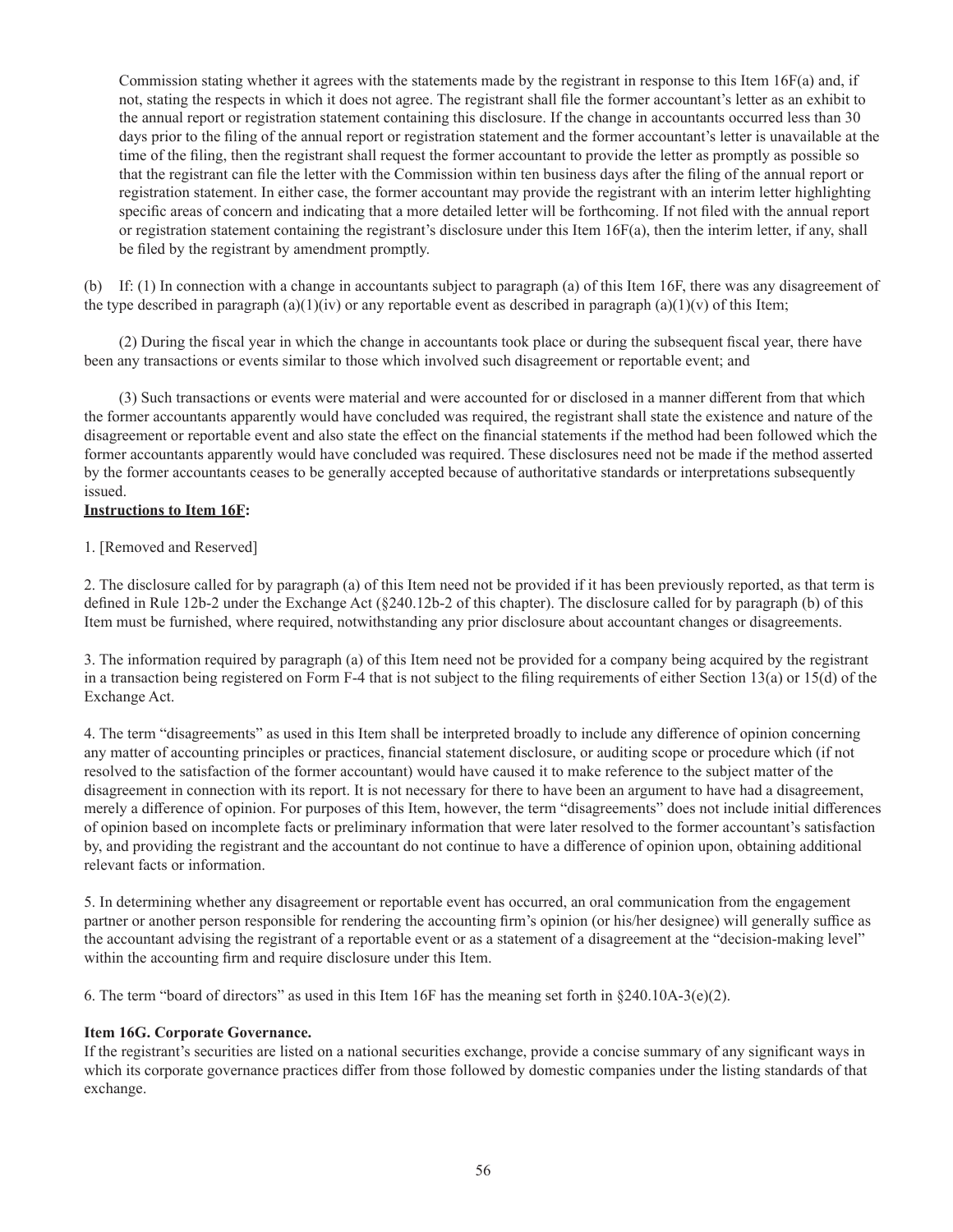Commission stating whether it agrees with the statements made by the registrant in response to this Item 16F(a) and, if not, stating the respects in which it does not agree. The registrant shall file the former accountant's letter as an exhibit to the annual report or registration statement containing this disclosure. If the change in accountants occurred less than 30 days prior to the filing of the annual report or registration statement and the former accountant's letter is unavailable at the time of the filing, then the registrant shall request the former accountant to provide the letter as promptly as possible so that the registrant can file the letter with the Commission within ten business days after the filing of the annual report or registration statement. In either case, the former accountant may provide the registrant with an interim letter highlighting specific areas of concern and indicating that a more detailed letter will be forthcoming. If not filed with the annual report or registration statement containing the registrant's disclosure under this Item 16F(a), then the interim letter, if any, shall be filed by the registrant by amendment promptly.

(b) If: (1) In connection with a change in accountants subject to paragraph (a) of this Item 16F, there was any disagreement of the type described in paragraph (a)(1)(iv) or any reportable event as described in paragraph (a)(1)(v) of this Item;

(2) During the fiscal year in which the change in accountants took place or during the subsequent fiscal year, there have been any transactions or events similar to those which involved such disagreement or reportable event; and

(3) Such transactions or events were material and were accounted for or disclosed in a manner different from that which the former accountants apparently would have concluded was required, the registrant shall state the existence and nature of the disagreement or reportable event and also state the effect on the financial statements if the method had been followed which the former accountants apparently would have concluded was required. These disclosures need not be made if the method asserted by the former accountants ceases to be generally accepted because of authoritative standards or interpretations subsequently issued.

**Instructions to Item 16F:**

1. [Removed and Reserved]

2. The disclosure called for by paragraph (a) of this Item need not be provided if it has been previously reported, as that term is defined in Rule 12b-2 under the Exchange Act (§240.12b-2 of this chapter). The disclosure called for by paragraph (b) of this Item must be furnished, where required, notwithstanding any prior disclosure about accountant changes or disagreements.

3. The information required by paragraph (a) of this Item need not be provided for a company being acquired by the registrant in a transaction being registered on Form F-4 that is not subject to the filing requirements of either Section 13(a) or 15(d) of the Exchange Act.

4. The term "disagreements" as used in this Item shall be interpreted broadly to include any difference of opinion concerning any matter of accounting principles or practices, financial statement disclosure, or auditing scope or procedure which (if not resolved to the satisfaction of the former accountant) would have caused it to make reference to the subject matter of the disagreement in connection with its report. It is not necessary for there to have been an argument to have had a disagreement, merely a difference of opinion. For purposes of this Item, however, the term "disagreements" does not include initial differences of opinion based on incomplete facts or preliminary information that were later resolved to the former accountant's satisfaction by, and providing the registrant and the accountant do not continue to have a difference of opinion upon, obtaining additional relevant facts or information.

5. In determining whether any disagreement or reportable event has occurred, an oral communication from the engagement partner or another person responsible for rendering the accounting firm's opinion (or his/her designee) will generally suffice as the accountant advising the registrant of a reportable event or as a statement of a disagreement at the "decision-making level" within the accounting firm and require disclosure under this Item.

6. The term "board of directors" as used in this Item 16F has the meaning set forth in §240.10A-3(e)(2).

**Item 16G. Corporate Governance.**

If the registrant's securities are listed on a national securities exchange, provide a concise summary of any significant ways in which its corporate governance practices differ from those followed by domestic companies under the listing standards of that exchange.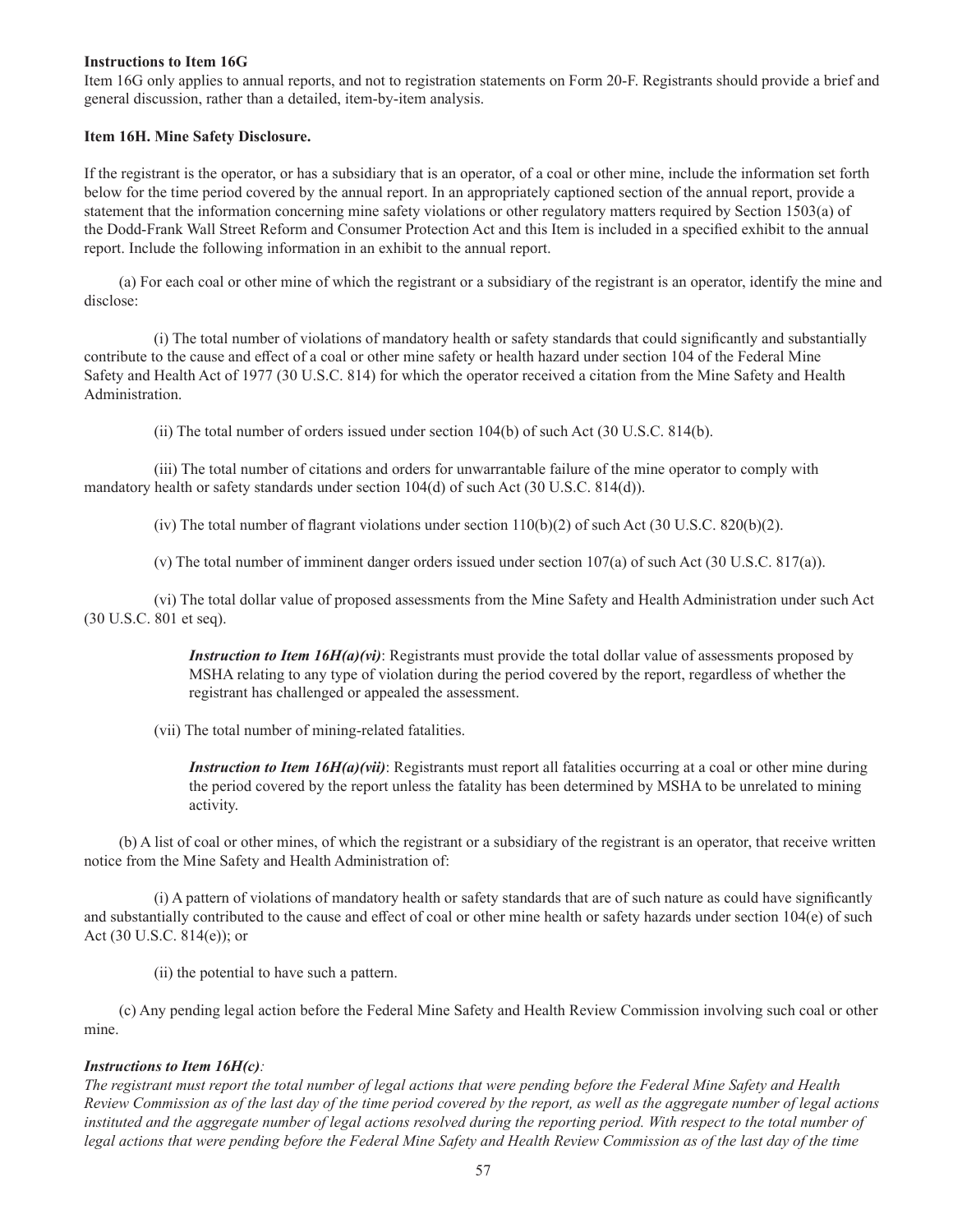**Instructions to Item 16G**

Item 16G only applies to annual reports, and not to registration statements on Form 20-F. Registrants should provide a brief and general discussion, rather than a detailed, item-by-item analysis.

**Item 16H. Mine Safety Disclosure.**

If the registrant is the operator, or has a subsidiary that is an operator, of a coal or other mine, include the information set forth below for the time period covered by the annual report. In an appropriately captioned section of the annual report, provide a statement that the information concerning mine safety violations or other regulatory matters required by Section 1503(a) of the Dodd-Frank Wall Street Reform and Consumer Protection Act and this Item is included in a specified exhibit to the annual report. Include the following information in an exhibit to the annual report.

(a) For each coal or other mine of which the registrant or a subsidiary of the registrant is an operator, identify the mine and disclose:

(i) The total number of violations of mandatory health or safety standards that could significantly and substantially contribute to the cause and effect of a coal or other mine safety or health hazard under section 104 of the Federal Mine Safety and Health Act of 1977 (30 U.S.C. 814) for which the operator received a citation from the Mine Safety and Health Administration.

(ii) The total number of orders issued under section 104(b) of such Act (30 U.S.C. 814(b).

(iii) The total number of citations and orders for unwarrantable failure of the mine operator to comply with mandatory health or safety standards under section 104(d) of such Act (30 U.S.C. 814(d)).

(iv) The total number of flagrant violations under section 110(b)(2) of such Act (30 U.S.C. 820(b)(2).

(v) The total number of imminent danger orders issued under section 107(a) of such Act (30 U.S.C. 817(a)).

(vi) The total dollar value of proposed assessments from the Mine Safety and Health Administration under such Act (30 U.S.C. 801 et seq).

> ***Instruction to Item 16H(a)(vi)***: Registrants must provide the total dollar value of assessments proposed by MSHA relating to any type of violation during the period covered by the report, regardless of whether the registrant has challenged or appealed the assessment.

(vii) The total number of mining-related fatalities.

> ***Instruction to Item 16H(a)(vii)***: Registrants must report all fatalities occurring at a coal or other mine during the period covered by the report unless the fatality has been determined by MSHA to be unrelated to mining activity.

(b) A list of coal or other mines, of which the registrant or a subsidiary of the registrant is an operator, that receive written notice from the Mine Safety and Health Administration of:

(i) A pattern of violations of mandatory health or safety standards that are of such nature as could have significantly and substantially contributed to the cause and effect of coal or other mine health or safety hazards under section 104(e) of such Act (30 U.S.C. 814(e)); or

(ii) the potential to have such a pattern.

(c) Any pending legal action before the Federal Mine Safety and Health Review Commission involving such coal or other mine.

***Instructions to Item 16H(c)****:*

*The registrant must report the total number of legal actions that were pending before the Federal Mine Safety and Health Review Commission as of the last day of the time period covered by the report, as well as the aggregate number of legal actions instituted and the aggregate number of legal actions resolved during the reporting period. With respect to the total number of legal actions that were pending before the Federal Mine Safety and Health Review Commission as of the last day of the time*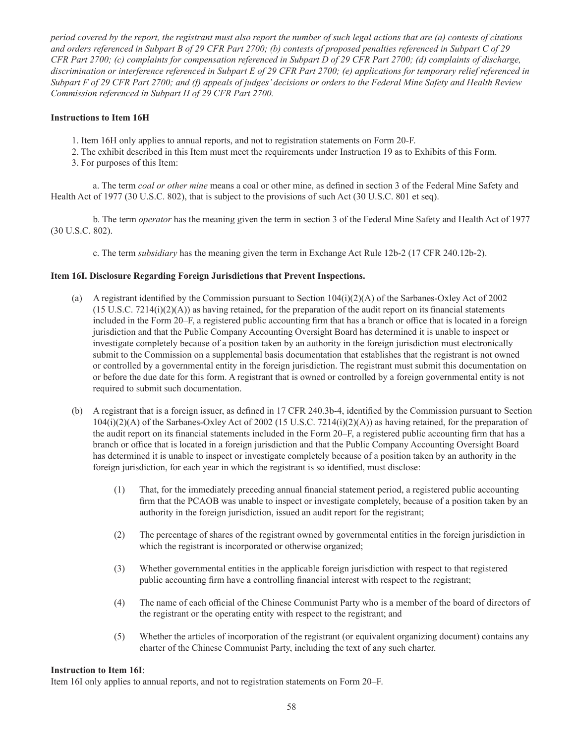*period covered by the report, the registrant must also report the number of such legal actions that are (a) contests of citations and orders referenced in Subpart B of 29 CFR Part 2700; (b) contests of proposed penalties referenced in Subpart C of 29 CFR Part 2700; (c) complaints for compensation referenced in Subpart D of 29 CFR Part 2700; (d) complaints of discharge, discrimination or interference referenced in Subpart E of 29 CFR Part 2700; (e) applications for temporary relief referenced in Subpart F of 29 CFR Part 2700; and (f) appeals of judges' decisions or orders to the Federal Mine Safety and Health Review Commission referenced in Subpart H of 29 CFR Part 2700.*

**Instructions to Item 16H**

1. Item 16H only applies to annual reports, and not to registration statements on Form 20-F.
2. The exhibit described in this Item must meet the requirements under Instruction 19 as to Exhibits of this Form.
3. For purposes of this Item:

    a. The term *coal or other mine* means a coal or other mine, as defined in section 3 of the Federal Mine Safety and Health Act of 1977 (30 U.S.C. 802), that is subject to the provisions of such Act (30 U.S.C. 801 et seq).

    b. The term *operator* has the meaning given the term in section 3 of the Federal Mine Safety and Health Act of 1977 (30 U.S.C. 802).

    c. The term *subsidiary* has the meaning given the term in Exchange Act Rule 12b-2 (17 CFR 240.12b-2).

**Item 16I. Disclosure Regarding Foreign Jurisdictions that Prevent Inspections.**

(a) A registrant identified by the Commission pursuant to Section 104(i)(2)(A) of the Sarbanes-Oxley Act of 2002 (15 U.S.C. 7214(i)(2)(A)) as having retained, for the preparation of the audit report on its financial statements included in the Form 20–F, a registered public accounting firm that has a branch or office that is located in a foreign jurisdiction and that the Public Company Accounting Oversight Board has determined it is unable to inspect or investigate completely because of a position taken by an authority in the foreign jurisdiction must electronically submit to the Commission on a supplemental basis documentation that establishes that the registrant is not owned or controlled by a governmental entity in the foreign jurisdiction. The registrant must submit this documentation on or before the due date for this form. A registrant that is owned or controlled by a foreign governmental entity is not required to submit such documentation.

(b) A registrant that is a foreign issuer, as defined in 17 CFR 240.3b-4, identified by the Commission pursuant to Section 104(i)(2)(A) of the Sarbanes-Oxley Act of 2002 (15 U.S.C. 7214(i)(2)(A)) as having retained, for the preparation of the audit report on its financial statements included in the Form 20–F, a registered public accounting firm that has a branch or office that is located in a foreign jurisdiction and that the Public Company Accounting Oversight Board has determined it is unable to inspect or investigate completely because of a position taken by an authority in the foreign jurisdiction, for each year in which the registrant is so identified, must disclose:

    (1) That, for the immediately preceding annual financial statement period, a registered public accounting firm that the PCAOB was unable to inspect or investigate completely, because of a position taken by an authority in the foreign jurisdiction, issued an audit report for the registrant;

    (2) The percentage of shares of the registrant owned by governmental entities in the foreign jurisdiction in which the registrant is incorporated or otherwise organized;

    (3) Whether governmental entities in the applicable foreign jurisdiction with respect to that registered public accounting firm have a controlling financial interest with respect to the registrant;

    (4) The name of each official of the Chinese Communist Party who is a member of the board of directors of the registrant or the operating entity with respect to the registrant; and

    (5) Whether the articles of incorporation of the registrant (or equivalent organizing document) contains any charter of the Chinese Communist Party, including the text of any such charter.

**Instruction to Item 16I**:
Item 16I only applies to annual reports, and not to registration statements on Form 20–F.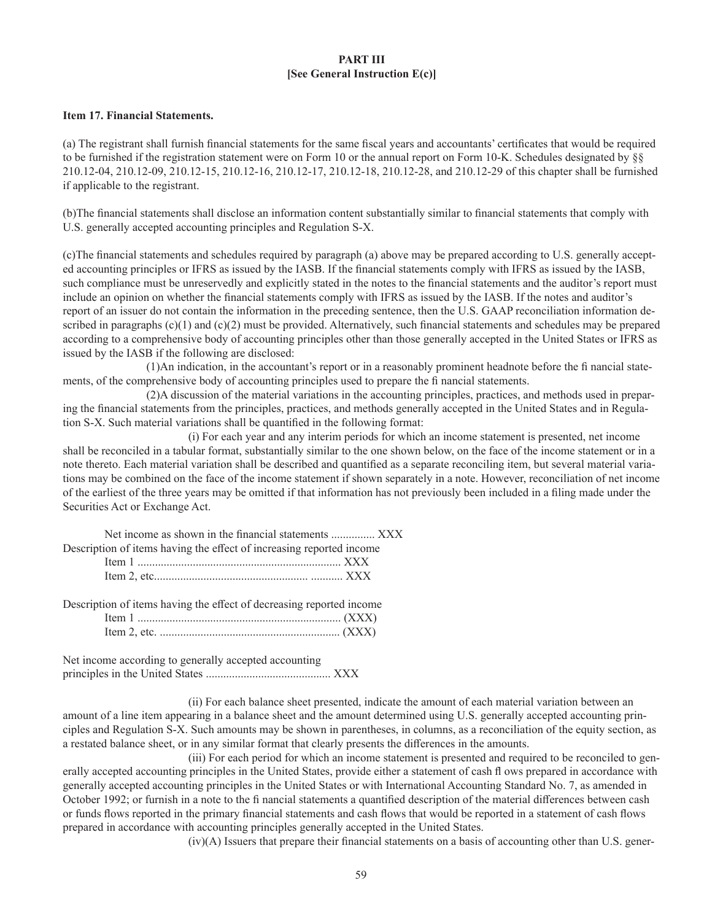**PART III**
**[See General Instruction E(c)]**

**Item 17. Financial Statements.**

(a) The registrant shall furnish financial statements for the same fiscal years and accountants' certificates that would be required to be furnished if the registration statement were on Form 10 or the annual report on Form 10-K. Schedules designated by §§ 210.12-04, 210.12-09, 210.12-15, 210.12-16, 210.12-17, 210.12-18, 210.12-28, and 210.12-29 of this chapter shall be furnished if applicable to the registrant.

(b) The financial statements shall disclose an information content substantially similar to financial statements that comply with U.S. generally accepted accounting principles and Regulation S-X.

(c) The financial statements and schedules required by paragraph (a) above may be prepared according to U.S. generally accepted accounting principles or IFRS as issued by the IASB. If the financial statements comply with IFRS as issued by the IASB, such compliance must be unreservedly and explicitly stated in the notes to the financial statements and the auditor's report must include an opinion on whether the financial statements comply with IFRS as issued by the IASB. If the notes and auditor's report of an issuer do not contain the information in the preceding sentence, then the U.S. GAAP reconciliation information described in paragraphs (c)(1) and (c)(2) must be provided. Alternatively, such financial statements and schedules may be prepared according to a comprehensive body of accounting principles other than those generally accepted in the United States or IFRS as issued by the IASB if the following are disclosed:

(1) An indication, in the accountant's report or in a reasonably prominent headnote before the financial statements, of the comprehensive body of accounting principles used to prepare the financial statements.

(2) A discussion of the material variations in the accounting principles, practices, and methods used in preparing the financial statements from the principles, practices, and methods generally accepted in the United States and in Regulation S-X. Such material variations shall be quantified in the following format:

(i) For each year and any interim periods for which an income statement is presented, net income shall be reconciled in a tabular format, substantially similar to the one shown below, on the face of the income statement or in a note thereto. Each material variation shall be described and quantified as a separate reconciling item, but several material variations may be combined on the face of the income statement if shown separately in a note. However, reconciliation of net income of the earliest of the three years may be omitted if that information has not previously been included in a filing made under the Securities Act or Exchange Act.

| | |
|---|---|
| Net income as shown in the financial statements | XXX |
| Description of items having the effect of increasing reported income | |
| Item 1 | XXX |
| Item 2, etc. | XXX |
| Description of items having the effect of decreasing reported income | |
| Item 1 | (XXX) |
| Item 2, etc. | (XXX) |
| Net income according to generally accepted accounting principles in the United States | XXX |

(ii) For each balance sheet presented, indicate the amount of each material variation between an amount of a line item appearing in a balance sheet and the amount determined using U.S. generally accepted accounting principles and Regulation S-X. Such amounts may be shown in parentheses, in columns, as a reconciliation of the equity section, as a restated balance sheet, or in any similar format that clearly presents the differences in the amounts.

(iii) For each period for which an income statement is presented and required to be reconciled to generally accepted accounting principles in the United States, provide either a statement of cash flows prepared in accordance with generally accepted accounting principles in the United States or with International Accounting Standard No. 7, as amended in October 1992; or furnish in a note to the financial statements a quantified description of the material differences between cash or funds flows reported in the primary financial statements and cash flows that would be reported in a statement of cash flows prepared in accordance with accounting principles generally accepted in the United States.

(iv)(A) Issuers that prepare their financial statements on a basis of accounting other than U.S. gener-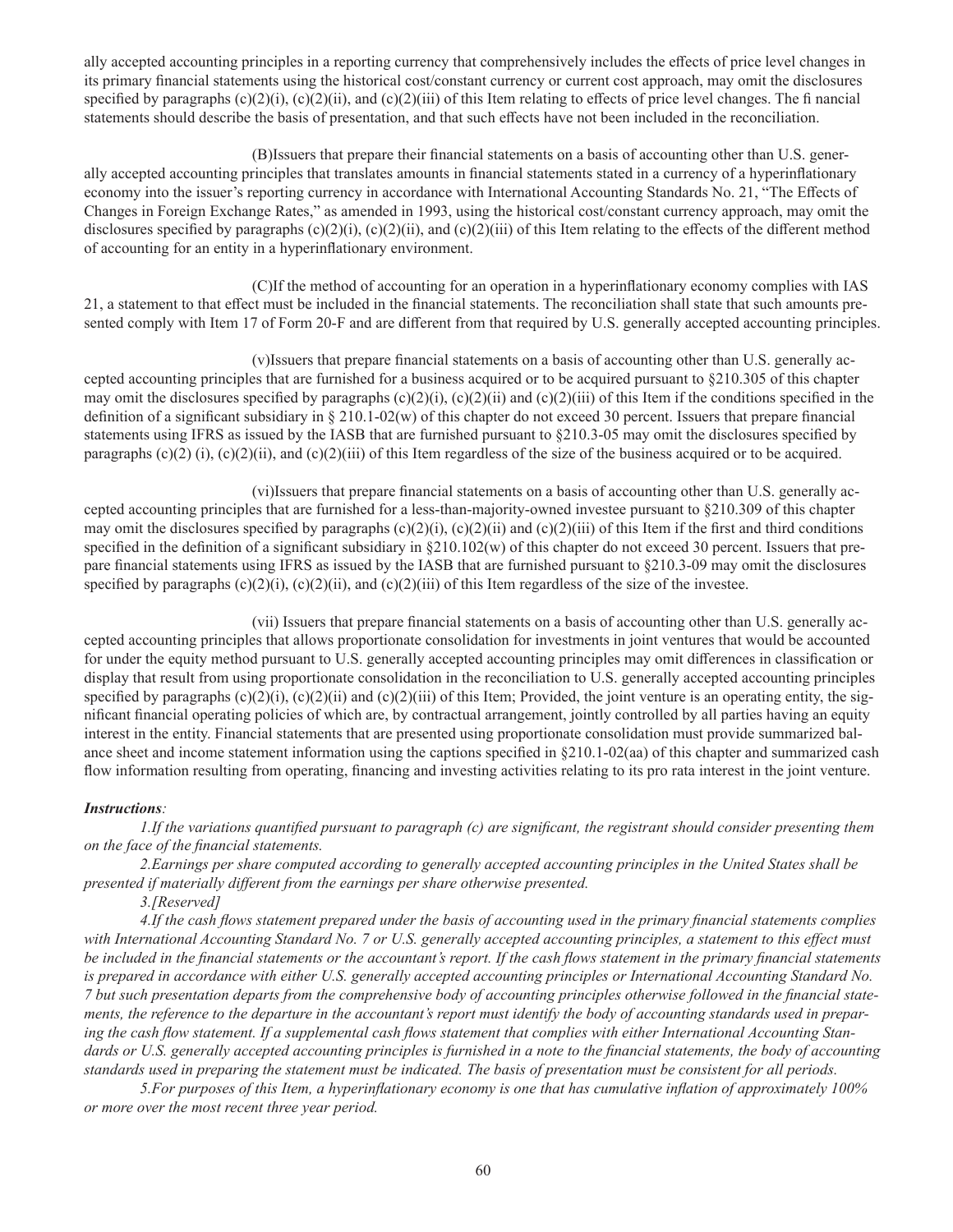ally accepted accounting principles in a reporting currency that comprehensively includes the effects of price level changes in its primary financial statements using the historical cost/constant currency or current cost approach, may omit the disclosures specified by paragraphs (c)(2)(i), (c)(2)(ii), and (c)(2)(iii) of this Item relating to effects of price level changes. The fi nancial statements should describe the basis of presentation, and that such effects have not been included in the reconciliation.

(B)Issuers that prepare their financial statements on a basis of accounting other than U.S. generally accepted accounting principles that translates amounts in financial statements stated in a currency of a hyperinflationary economy into the issuer's reporting currency in accordance with International Accounting Standards No. 21, "The Effects of Changes in Foreign Exchange Rates," as amended in 1993, using the historical cost/constant currency approach, may omit the disclosures specified by paragraphs (c)(2)(i), (c)(2)(ii), and (c)(2)(iii) of this Item relating to the effects of the different method of accounting for an entity in a hyperinflationary environment.

(C)If the method of accounting for an operation in a hyperinflationary economy complies with IAS 21, a statement to that effect must be included in the financial statements. The reconciliation shall state that such amounts presented comply with Item 17 of Form 20-F and are different from that required by U.S. generally accepted accounting principles.

(v)Issuers that prepare financial statements on a basis of accounting other than U.S. generally accepted accounting principles that are furnished for a business acquired or to be acquired pursuant to §210.305 of this chapter may omit the disclosures specified by paragraphs (c)(2)(i), (c)(2)(ii) and (c)(2)(iii) of this Item if the conditions specified in the definition of a significant subsidiary in § 210.1-02(w) of this chapter do not exceed 30 percent. Issuers that prepare financial statements using IFRS as issued by the IASB that are furnished pursuant to §210.3-05 may omit the disclosures specified by paragraphs (c)(2) (i), (c)(2)(ii), and (c)(2)(iii) of this Item regardless of the size of the business acquired or to be acquired.

(vi)Issuers that prepare financial statements on a basis of accounting other than U.S. generally accepted accounting principles that are furnished for a less-than-majority-owned investee pursuant to §210.309 of this chapter may omit the disclosures specified by paragraphs (c)(2)(i), (c)(2)(ii) and (c)(2)(iii) of this Item if the first and third conditions specified in the definition of a significant subsidiary in §210.102(w) of this chapter do not exceed 30 percent. Issuers that prepare financial statements using IFRS as issued by the IASB that are furnished pursuant to §210.3-09 may omit the disclosures specified by paragraphs (c)(2)(i), (c)(2)(ii), and (c)(2)(iii) of this Item regardless of the size of the investee.

(vii) Issuers that prepare financial statements on a basis of accounting other than U.S. generally accepted accounting principles that allows proportionate consolidation for investments in joint ventures that would be accounted for under the equity method pursuant to U.S. generally accepted accounting principles may omit differences in classification or display that result from using proportionate consolidation in the reconciliation to U.S. generally accepted accounting principles specified by paragraphs (c)(2)(i), (c)(2)(ii) and (c)(2)(iii) of this Item; Provided, the joint venture is an operating entity, the significant financial operating policies of which are, by contractual arrangement, jointly controlled by all parties having an equity interest in the entity. Financial statements that are presented using proportionate consolidation must provide summarized balance sheet and income statement information using the captions specified in §210.1-02(aa) of this chapter and summarized cash flow information resulting from operating, financing and investing activities relating to its pro rata interest in the joint venture.

***Instructions**:*

*1.If the variations quantified pursuant to paragraph (c) are significant, the registrant should consider presenting them on the face of the financial statements.*

*2.Earnings per share computed according to generally accepted accounting principles in the United States shall be presented if materially different from the earnings per share otherwise presented.*

*3.[Reserved]*

*4.If the cash flows statement prepared under the basis of accounting used in the primary financial statements complies with International Accounting Standard No. 7 or U.S. generally accepted accounting principles, a statement to this effect must be included in the financial statements or the accountant's report. If the cash flows statement in the primary financial statements is prepared in accordance with either U.S. generally accepted accounting principles or International Accounting Standard No. 7 but such presentation departs from the comprehensive body of accounting principles otherwise followed in the financial statements, the reference to the departure in the accountant's report must identify the body of accounting standards used in preparing the cash flow statement. If a supplemental cash flows statement that complies with either International Accounting Standards or U.S. generally accepted accounting principles is furnished in a note to the financial statements, the body of accounting standards used in preparing the statement must be indicated. The basis of presentation must be consistent for all periods.*

*5.For purposes of this Item, a hyperinflationary economy is one that has cumulative inflation of approximately 100% or more over the most recent three year period.*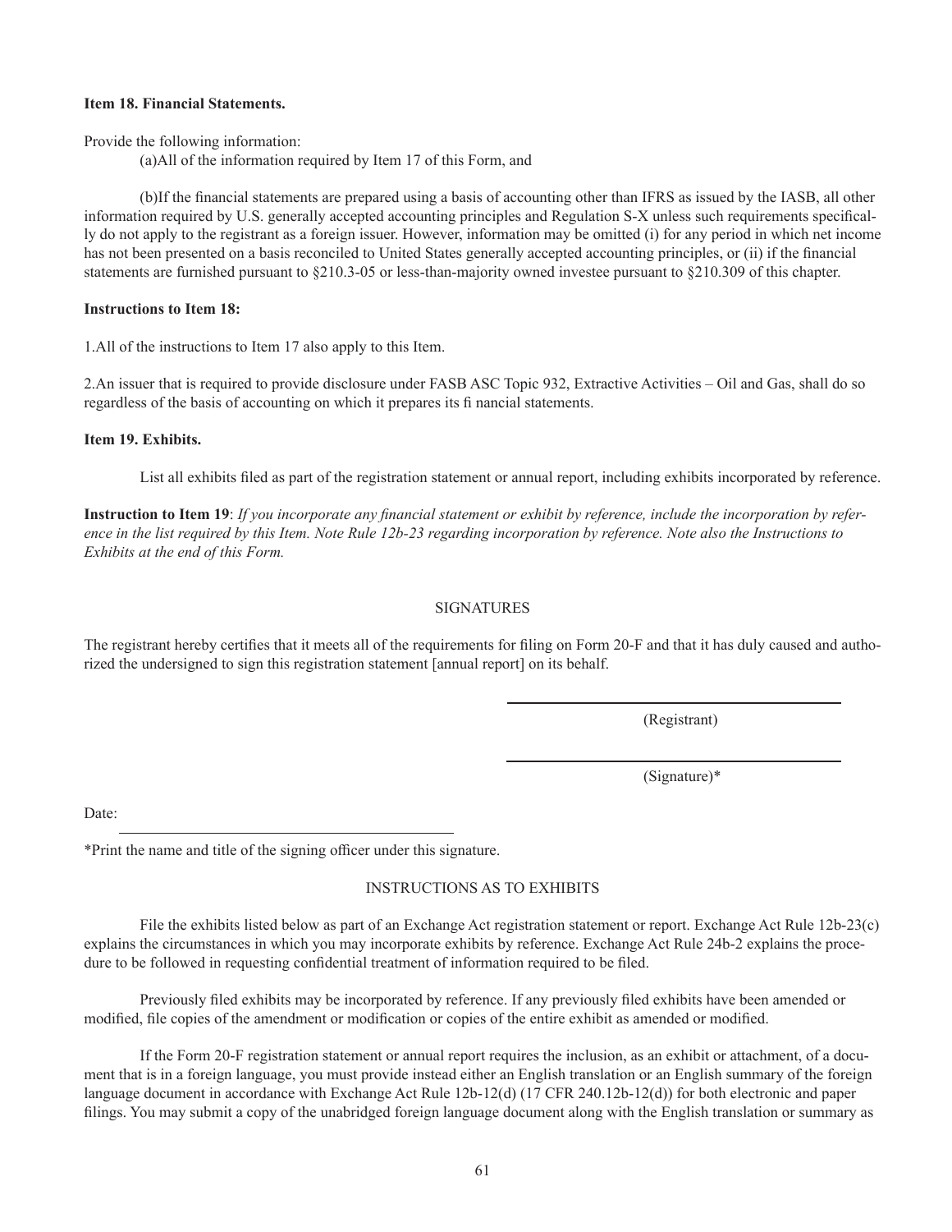**Item 18. Financial Statements.**

Provide the following information:

(a)All of the information required by Item 17 of this Form, and

(b)If the financial statements are prepared using a basis of accounting other than IFRS as issued by the IASB, all other information required by U.S. generally accepted accounting principles and Regulation S-X unless such requirements specifically do not apply to the registrant as a foreign issuer. However, information may be omitted (i) for any period in which net income has not been presented on a basis reconciled to United States generally accepted accounting principles, or (ii) if the financial statements are furnished pursuant to §210.3-05 or less-than-majority owned investee pursuant to §210.309 of this chapter.

**Instructions to Item 18:**

1.All of the instructions to Item 17 also apply to this Item.

2.An issuer that is required to provide disclosure under FASB ASC Topic 932, Extractive Activities – Oil and Gas, shall do so regardless of the basis of accounting on which it prepares its fi nancial statements.

**Item 19. Exhibits.**

List all exhibits filed as part of the registration statement or annual report, including exhibits incorporated by reference.

**Instruction to Item 19**: *If you incorporate any financial statement or exhibit by reference, include the incorporation by reference in the list required by this Item. Note Rule 12b-23 regarding incorporation by reference. Note also the Instructions to Exhibits at the end of this Form.*

SIGNATURES

The registrant hereby certifies that it meets all of the requirements for filing on Form 20-F and that it has duly caused and authorized the undersigned to sign this registration statement [annual report] on its behalf.

\_\_\_\_\_\_\_\_\_\_\_\_\_\_\_\_\_\_\_\_\_\_\_\_\_\_\_\_\_\_\_\_\_\_\_\_
(Registrant)

\_\_\_\_\_\_\_\_\_\_\_\_\_\_\_\_\_\_\_\_\_\_\_\_\_\_\_\_\_\_\_\_\_\_\_\_
(Signature)*

Date: \_\_\_\_\_\_\_\_\_\_\_\_\_\_\_\_\_\_\_\_\_\_\_\_\_\_\_\_\_\_\_\_\_\_\_\_

*Print the name and title of the signing officer under this signature.

INSTRUCTIONS AS TO EXHIBITS

File the exhibits listed below as part of an Exchange Act registration statement or report. Exchange Act Rule 12b-23(c) explains the circumstances in which you may incorporate exhibits by reference. Exchange Act Rule 24b-2 explains the procedure to be followed in requesting confidential treatment of information required to be filed.

Previously filed exhibits may be incorporated by reference. If any previously filed exhibits have been amended or modified, file copies of the amendment or modification or copies of the entire exhibit as amended or modified.

If the Form 20-F registration statement or annual report requires the inclusion, as an exhibit or attachment, of a document that is in a foreign language, you must provide instead either an English translation or an English summary of the foreign language document in accordance with Exchange Act Rule 12b-12(d) (17 CFR 240.12b-12(d)) for both electronic and paper filings. You may submit a copy of the unabridged foreign language document along with the English translation or summary as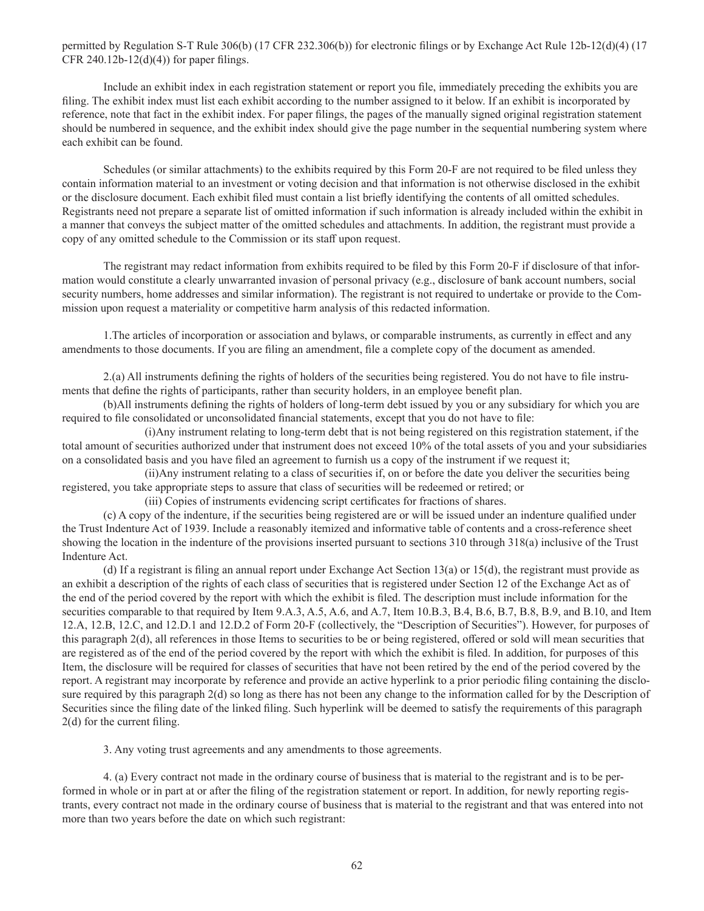permitted by Regulation S-T Rule 306(b) (17 CFR 232.306(b)) for electronic filings or by Exchange Act Rule 12b-12(d)(4) (17 CFR 240.12b-12(d)(4)) for paper filings.

Include an exhibit index in each registration statement or report you file, immediately preceding the exhibits you are filing. The exhibit index must list each exhibit according to the number assigned to it below. If an exhibit is incorporated by reference, note that fact in the exhibit index. For paper filings, the pages of the manually signed original registration statement should be numbered in sequence, and the exhibit index should give the page number in the sequential numbering system where each exhibit can be found.

Schedules (or similar attachments) to the exhibits required by this Form 20-F are not required to be filed unless they contain information material to an investment or voting decision and that information is not otherwise disclosed in the exhibit or the disclosure document. Each exhibit filed must contain a list briefly identifying the contents of all omitted schedules. Registrants need not prepare a separate list of omitted information if such information is already included within the exhibit in a manner that conveys the subject matter of the omitted schedules and attachments. In addition, the registrant must provide a copy of any omitted schedule to the Commission or its staff upon request.

The registrant may redact information from exhibits required to be filed by this Form 20-F if disclosure of that information would constitute a clearly unwarranted invasion of personal privacy (e.g., disclosure of bank account numbers, social security numbers, home addresses and similar information). The registrant is not required to undertake or provide to the Commission upon request a materiality or competitive harm analysis of this redacted information.

1.The articles of incorporation or association and bylaws, or comparable instruments, as currently in effect and any amendments to those documents. If you are filing an amendment, file a complete copy of the document as amended.

2.(a) All instruments defining the rights of holders of the securities being registered. You do not have to file instruments that define the rights of participants, rather than security holders, in an employee benefit plan.

(b)All instruments defining the rights of holders of long-term debt issued by you or any subsidiary for which you are required to file consolidated or unconsolidated financial statements, except that you do not have to file:

(i)Any instrument relating to long-term debt that is not being registered on this registration statement, if the total amount of securities authorized under that instrument does not exceed 10% of the total assets of you and your subsidiaries on a consolidated basis and you have filed an agreement to furnish us a copy of the instrument if we request it;

(ii)Any instrument relating to a class of securities if, on or before the date you deliver the securities being registered, you take appropriate steps to assure that class of securities will be redeemed or retired; or

(iii) Copies of instruments evidencing script certificates for fractions of shares.

(c) A copy of the indenture, if the securities being registered are or will be issued under an indenture qualified under the Trust Indenture Act of 1939. Include a reasonably itemized and informative table of contents and a cross-reference sheet showing the location in the indenture of the provisions inserted pursuant to sections 310 through 318(a) inclusive of the Trust Indenture Act.

(d) If a registrant is filing an annual report under Exchange Act Section 13(a) or 15(d), the registrant must provide as an exhibit a description of the rights of each class of securities that is registered under Section 12 of the Exchange Act as of the end of the period covered by the report with which the exhibit is filed. The description must include information for the securities comparable to that required by Item 9.A.3, A.5, A.6, and A.7, Item 10.B.3, B.4, B.6, B.7, B.8, B.9, and B.10, and Item 12.A, 12.B, 12.C, and 12.D.1 and 12.D.2 of Form 20-F (collectively, the "Description of Securities"). However, for purposes of this paragraph 2(d), all references in those Items to securities to be or being registered, offered or sold will mean securities that are registered as of the end of the period covered by the report with which the exhibit is filed. In addition, for purposes of this Item, the disclosure will be required for classes of securities that have not been retired by the end of the period covered by the report. A registrant may incorporate by reference and provide an active hyperlink to a prior periodic filing containing the disclosure required by this paragraph 2(d) so long as there has not been any change to the information called for by the Description of Securities since the filing date of the linked filing. Such hyperlink will be deemed to satisfy the requirements of this paragraph 2(d) for the current filing.

3. Any voting trust agreements and any amendments to those agreements.

4. (a) Every contract not made in the ordinary course of business that is material to the registrant and is to be performed in whole or in part at or after the filing of the registration statement or report. In addition, for newly reporting registrants, every contract not made in the ordinary course of business that is material to the registrant and that was entered into not more than two years before the date on which such registrant: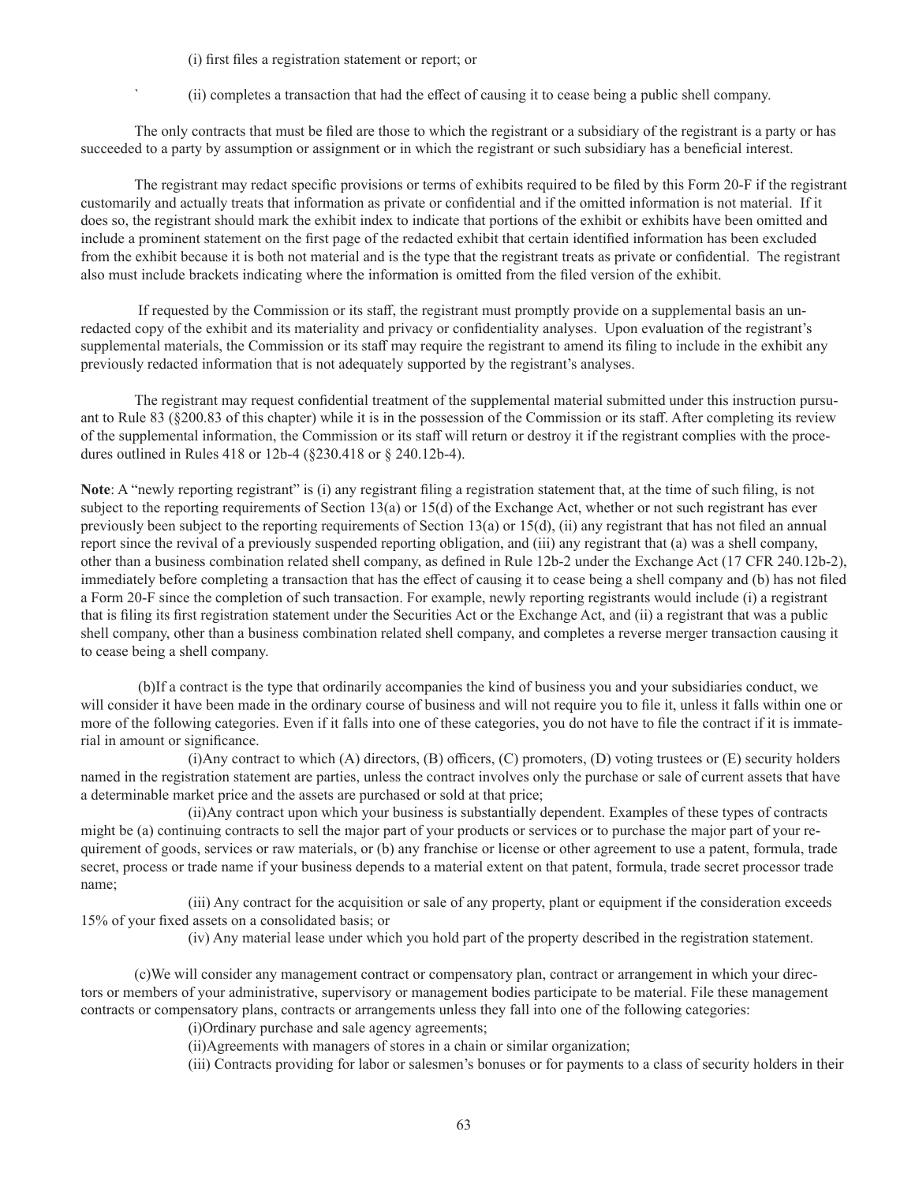(i) first files a registration statement or report; or

` (ii) completes a transaction that had the effect of causing it to cease being a public shell company.

The only contracts that must be filed are those to which the registrant or a subsidiary of the registrant is a party or has succeeded to a party by assumption or assignment or in which the registrant or such subsidiary has a beneficial interest.

The registrant may redact specific provisions or terms of exhibits required to be filed by this Form 20-F if the registrant customarily and actually treats that information as private or confidential and if the omitted information is not material. If it does so, the registrant should mark the exhibit index to indicate that portions of the exhibit or exhibits have been omitted and include a prominent statement on the first page of the redacted exhibit that certain identified information has been excluded from the exhibit because it is both not material and is the type that the registrant treats as private or confidential. The registrant also must include brackets indicating where the information is omitted from the filed version of the exhibit.

If requested by the Commission or its staff, the registrant must promptly provide on a supplemental basis an unredacted copy of the exhibit and its materiality and privacy or confidentiality analyses. Upon evaluation of the registrant's supplemental materials, the Commission or its staff may require the registrant to amend its filing to include in the exhibit any previously redacted information that is not adequately supported by the registrant's analyses.

The registrant may request confidential treatment of the supplemental material submitted under this instruction pursuant to Rule 83 (§200.83 of this chapter) while it is in the possession of the Commission or its staff. After completing its review of the supplemental information, the Commission or its staff will return or destroy it if the registrant complies with the procedures outlined in Rules 418 or 12b-4 (§230.418 or § 240.12b-4).

**Note**: A "newly reporting registrant" is (i) any registrant filing a registration statement that, at the time of such filing, is not subject to the reporting requirements of Section 13(a) or 15(d) of the Exchange Act, whether or not such registrant has ever previously been subject to the reporting requirements of Section 13(a) or 15(d), (ii) any registrant that has not filed an annual report since the revival of a previously suspended reporting obligation, and (iii) any registrant that (a) was a shell company, other than a business combination related shell company, as defined in Rule 12b-2 under the Exchange Act (17 CFR 240.12b-2), immediately before completing a transaction that has the effect of causing it to cease being a shell company and (b) has not filed a Form 20-F since the completion of such transaction. For example, newly reporting registrants would include (i) a registrant that is filing its first registration statement under the Securities Act or the Exchange Act, and (ii) a registrant that was a public shell company, other than a business combination related shell company, and completes a reverse merger transaction causing it to cease being a shell company.

(b)If a contract is the type that ordinarily accompanies the kind of business you and your subsidiaries conduct, we will consider it have been made in the ordinary course of business and will not require you to file it, unless it falls within one or more of the following categories. Even if it falls into one of these categories, you do not have to file the contract if it is immaterial in amount or significance.

(i)Any contract to which (A) directors, (B) officers, (C) promoters, (D) voting trustees or (E) security holders named in the registration statement are parties, unless the contract involves only the purchase or sale of current assets that have a determinable market price and the assets are purchased or sold at that price;

(ii)Any contract upon which your business is substantially dependent. Examples of these types of contracts might be (a) continuing contracts to sell the major part of your products or services or to purchase the major part of your requirement of goods, services or raw materials, or (b) any franchise or license or other agreement to use a patent, formula, trade secret, process or trade name if your business depends to a material extent on that patent, formula, trade secret processor trade name;

(iii) Any contract for the acquisition or sale of any property, plant or equipment if the consideration exceeds 15% of your fixed assets on a consolidated basis; or

(iv) Any material lease under which you hold part of the property described in the registration statement.

(c)We will consider any management contract or compensatory plan, contract or arrangement in which your directors or members of your administrative, supervisory or management bodies participate to be material. File these management contracts or compensatory plans, contracts or arrangements unless they fall into one of the following categories:

(i)Ordinary purchase and sale agency agreements;

(ii)Agreements with managers of stores in a chain or similar organization;

(iii) Contracts providing for labor or salesmen's bonuses or for payments to a class of security holders in their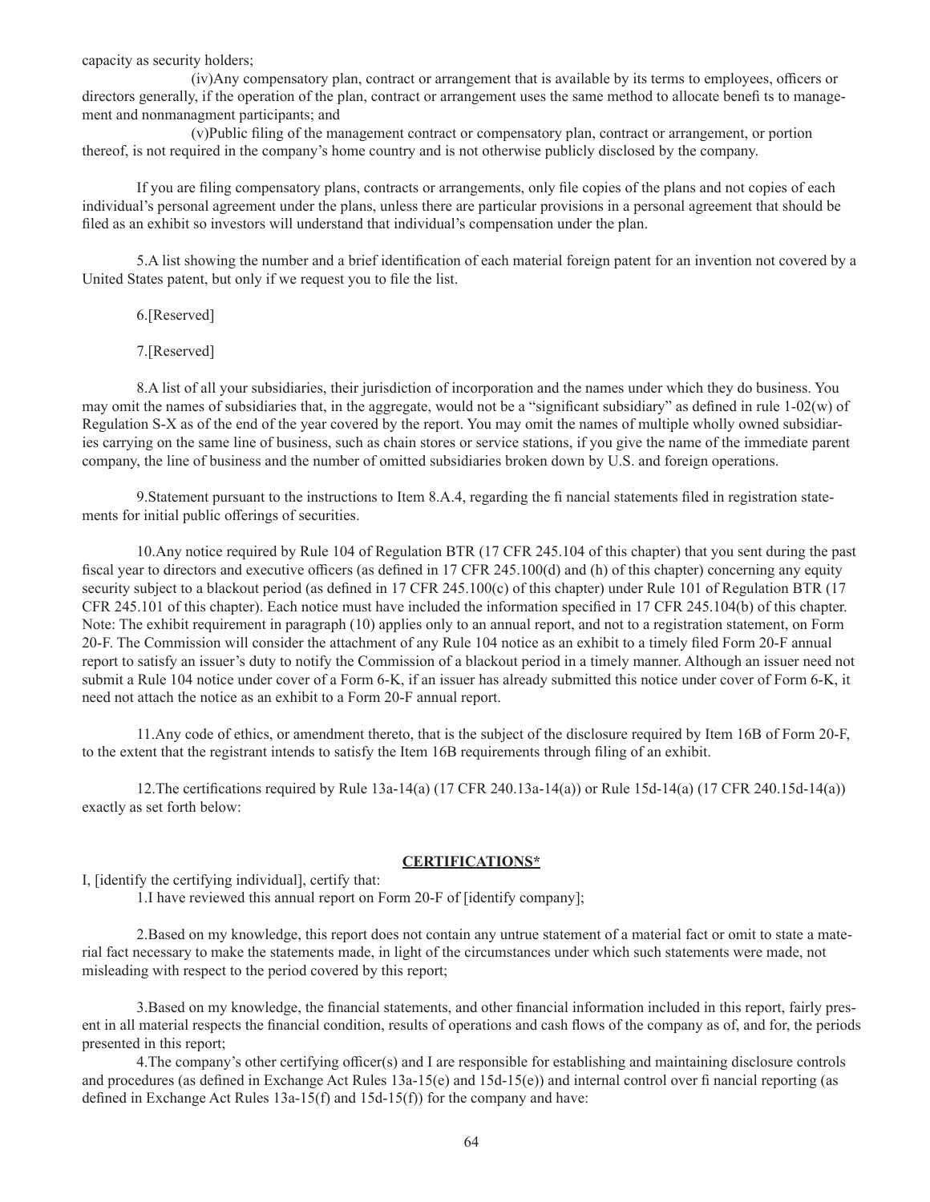capacity as security holders;

(iv)Any compensatory plan, contract or arrangement that is available by its terms to employees, officers or directors generally, if the operation of the plan, contract or arrangement uses the same method to allocate benefi ts to management and nonmanagment participants; and

(v)Public filing of the management contract or compensatory plan, contract or arrangement, or portion thereof, is not required in the company's home country and is not otherwise publicly disclosed by the company.

If you are filing compensatory plans, contracts or arrangements, only file copies of the plans and not copies of each individual's personal agreement under the plans, unless there are particular provisions in a personal agreement that should be filed as an exhibit so investors will understand that individual's compensation under the plan.

5.A list showing the number and a brief identification of each material foreign patent for an invention not covered by a United States patent, but only if we request you to file the list.

6.[Reserved]

7.[Reserved]

8.A list of all your subsidiaries, their jurisdiction of incorporation and the names under which they do business. You may omit the names of subsidiaries that, in the aggregate, would not be a "significant subsidiary" as defined in rule 1-02(w) of Regulation S-X as of the end of the year covered by the report. You may omit the names of multiple wholly owned subsidiaries carrying on the same line of business, such as chain stores or service stations, if you give the name of the immediate parent company, the line of business and the number of omitted subsidiaries broken down by U.S. and foreign operations.

9.Statement pursuant to the instructions to Item 8.A.4, regarding the fi nancial statements filed in registration statements for initial public offerings of securities.

10.Any notice required by Rule 104 of Regulation BTR (17 CFR 245.104 of this chapter) that you sent during the past fiscal year to directors and executive officers (as defined in 17 CFR 245.100(d) and (h) of this chapter) concerning any equity security subject to a blackout period (as defined in 17 CFR 245.100(c) of this chapter) under Rule 101 of Regulation BTR (17 CFR 245.101 of this chapter). Each notice must have included the information specified in 17 CFR 245.104(b) of this chapter. Note: The exhibit requirement in paragraph (10) applies only to an annual report, and not to a registration statement, on Form 20-F. The Commission will consider the attachment of any Rule 104 notice as an exhibit to a timely filed Form 20-F annual report to satisfy an issuer's duty to notify the Commission of a blackout period in a timely manner. Although an issuer need not submit a Rule 104 notice under cover of a Form 6-K, if an issuer has already submitted this notice under cover of Form 6-K, it need not attach the notice as an exhibit to a Form 20-F annual report.

11.Any code of ethics, or amendment thereto, that is the subject of the disclosure required by Item 16B of Form 20-F, to the extent that the registrant intends to satisfy the Item 16B requirements through filing of an exhibit.

12.The certifications required by Rule 13a-14(a) (17 CFR 240.13a-14(a)) or Rule 15d-14(a) (17 CFR 240.15d-14(a)) exactly as set forth below:

**CERTIFICATIONS***

I, [identify the certifying individual], certify that:

1.I have reviewed this annual report on Form 20-F of [identify company];

2.Based on my knowledge, this report does not contain any untrue statement of a material fact or omit to state a material fact necessary to make the statements made, in light of the circumstances under which such statements were made, not misleading with respect to the period covered by this report;

3.Based on my knowledge, the financial statements, and other financial information included in this report, fairly present in all material respects the financial condition, results of operations and cash flows of the company as of, and for, the periods presented in this report;

4.The company's other certifying officer(s) and I are responsible for establishing and maintaining disclosure controls and procedures (as defined in Exchange Act Rules 13a-15(e) and 15d-15(e)) and internal control over fi nancial reporting (as defined in Exchange Act Rules 13a-15(f) and 15d-15(f)) for the company and have: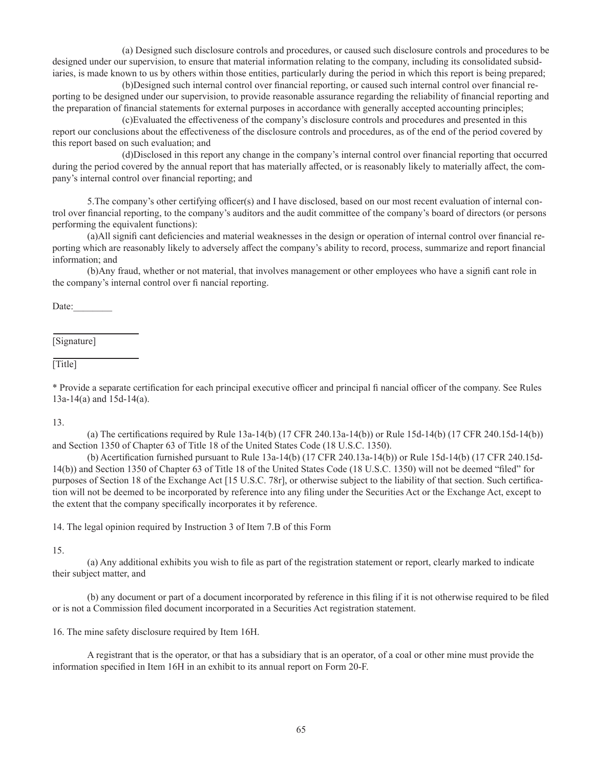(a) Designed such disclosure controls and procedures, or caused such disclosure controls and procedures to be designed under our supervision, to ensure that material information relating to the company, including its consolidated subsidiaries, is made known to us by others within those entities, particularly during the period in which this report is being prepared;

(b)Designed such internal control over financial reporting, or caused such internal control over financial reporting to be designed under our supervision, to provide reasonable assurance regarding the reliability of financial reporting and the preparation of financial statements for external purposes in accordance with generally accepted accounting principles;

(c)Evaluated the effectiveness of the company's disclosure controls and procedures and presented in this report our conclusions about the effectiveness of the disclosure controls and procedures, as of the end of the period covered by this report based on such evaluation; and

(d)Disclosed in this report any change in the company's internal control over financial reporting that occurred during the period covered by the annual report that has materially affected, or is reasonably likely to materially affect, the company's internal control over financial reporting; and

5.The company's other certifying officer(s) and I have disclosed, based on our most recent evaluation of internal control over financial reporting, to the company's auditors and the audit committee of the company's board of directors (or persons performing the equivalent functions):

(a)All signifi cant deficiencies and material weaknesses in the design or operation of internal control over financial reporting which are reasonably likely to adversely affect the company's ability to record, process, summarize and report financial information; and

(b)Any fraud, whether or not material, that involves management or other employees who have a signifi cant role in the company's internal control over fi nancial reporting.

Date:________

________________
[Signature]

________________
[Title]

* Provide a separate certification for each principal executive officer and principal fi nancial officer of the company. See Rules 13a-14(a) and 15d-14(a).

13.

(a) The certifications required by Rule 13a-14(b) (17 CFR 240.13a-14(b)) or Rule 15d-14(b) (17 CFR 240.15d-14(b)) and Section 1350 of Chapter 63 of Title 18 of the United States Code (18 U.S.C. 1350).

(b) Acertification furnished pursuant to Rule 13a-14(b) (17 CFR 240.13a-14(b)) or Rule 15d-14(b) (17 CFR 240.15d-14(b)) and Section 1350 of Chapter 63 of Title 18 of the United States Code (18 U.S.C. 1350) will not be deemed "filed" for purposes of Section 18 of the Exchange Act [15 U.S.C. 78r], or otherwise subject to the liability of that section. Such certification will not be deemed to be incorporated by reference into any filing under the Securities Act or the Exchange Act, except to the extent that the company specifically incorporates it by reference.

14. The legal opinion required by Instruction 3 of Item 7.B of this Form

15.

(a) Any additional exhibits you wish to file as part of the registration statement or report, clearly marked to indicate their subject matter, and

(b) any document or part of a document incorporated by reference in this filing if it is not otherwise required to be filed or is not a Commission filed document incorporated in a Securities Act registration statement.

16. The mine safety disclosure required by Item 16H.

A registrant that is the operator, or that has a subsidiary that is an operator, of a coal or other mine must provide the information specified in Item 16H in an exhibit to its annual report on Form 20-F.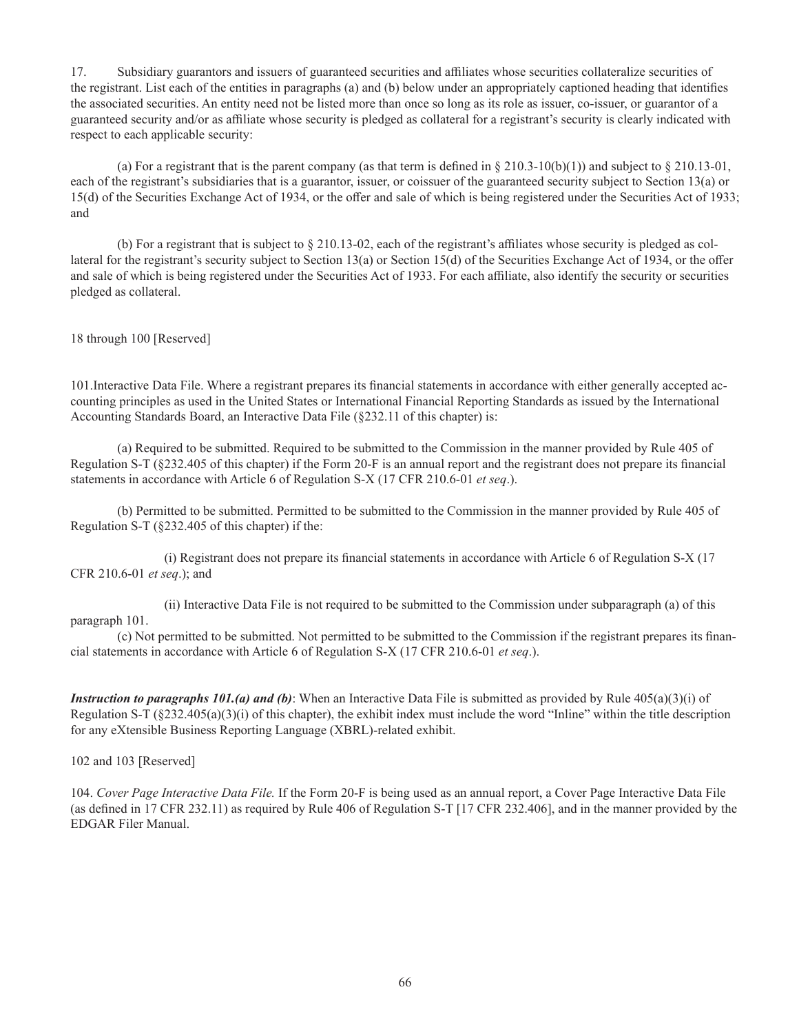17. Subsidiary guarantors and issuers of guaranteed securities and affiliates whose securities collateralize securities of the registrant. List each of the entities in paragraphs (a) and (b) below under an appropriately captioned heading that identifies the associated securities. An entity need not be listed more than once so long as its role as issuer, co-issuer, or guarantor of a guaranteed security and/or as affiliate whose security is pledged as collateral for a registrant's security is clearly indicated with respect to each applicable security:

(a) For a registrant that is the parent company (as that term is defined in § 210.3-10(b)(1)) and subject to § 210.13-01, each of the registrant's subsidiaries that is a guarantor, issuer, or coissuer of the guaranteed security subject to Section 13(a) or 15(d) of the Securities Exchange Act of 1934, or the offer and sale of which is being registered under the Securities Act of 1933; and

(b) For a registrant that is subject to § 210.13-02, each of the registrant's affiliates whose security is pledged as collateral for the registrant's security subject to Section 13(a) or Section 15(d) of the Securities Exchange Act of 1934, or the offer and sale of which is being registered under the Securities Act of 1933. For each affiliate, also identify the security or securities pledged as collateral.

18 through 100 [Reserved]

101.Interactive Data File. Where a registrant prepares its financial statements in accordance with either generally accepted accounting principles as used in the United States or International Financial Reporting Standards as issued by the International Accounting Standards Board, an Interactive Data File (§232.11 of this chapter) is:

(a) Required to be submitted. Required to be submitted to the Commission in the manner provided by Rule 405 of Regulation S-T (§232.405 of this chapter) if the Form 20-F is an annual report and the registrant does not prepare its financial statements in accordance with Article 6 of Regulation S-X (17 CFR 210.6-01 *et seq*.).

(b) Permitted to be submitted. Permitted to be submitted to the Commission in the manner provided by Rule 405 of Regulation S-T (§232.405 of this chapter) if the:

(i) Registrant does not prepare its financial statements in accordance with Article 6 of Regulation S-X (17 CFR 210.6-01 *et seq*.); and

(ii) Interactive Data File is not required to be submitted to the Commission under subparagraph (a) of this paragraph 101.

(c) Not permitted to be submitted. Not permitted to be submitted to the Commission if the registrant prepares its financial statements in accordance with Article 6 of Regulation S-X (17 CFR 210.6-01 *et seq*.).

***Instruction to paragraphs 101.(a) and (b)***: When an Interactive Data File is submitted as provided by Rule 405(a)(3)(i) of Regulation S-T (§232.405(a)(3)(i) of this chapter), the exhibit index must include the word "Inline" within the title description for any eXtensible Business Reporting Language (XBRL)-related exhibit.

102 and 103 [Reserved]

104. *Cover Page Interactive Data File.* If the Form 20-F is being used as an annual report, a Cover Page Interactive Data File (as defined in 17 CFR 232.11) as required by Rule 406 of Regulation S-T [17 CFR 232.406], and in the manner provided by the EDGAR Filer Manual.